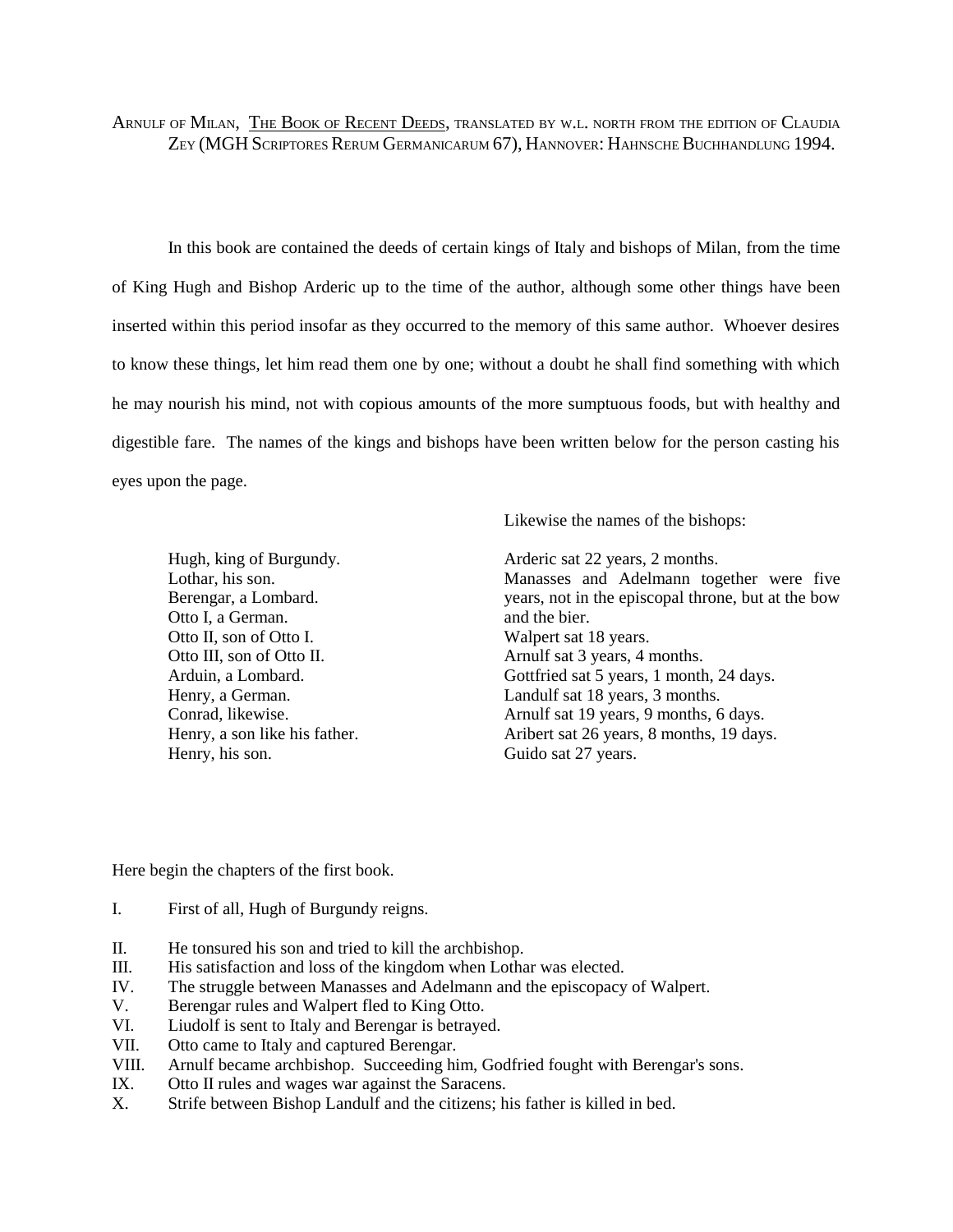ARNULF OF MILAN, THE BOOK OF RECENT DEEDS, TRANSLATED BY W.L. NORTH FROM THE EDITION OF CLAUDIA ZEY (MGH SCRIPTORES RERUM GERMANICARUM 67), HANNOVER: HAHNSCHE BUCHHANDLUNG 1994.

In this book are contained the deeds of certain kings of Italy and bishops of Milan, from the time of King Hugh and Bishop Arderic up to the time of the author, although some other things have been inserted within this period insofar as they occurred to the memory of this same author. Whoever desires to know these things, let him read them one by one; without a doubt he shall find something with which he may nourish his mind, not with copious amounts of the more sumptuous foods, but with healthy and digestible fare. The names of the kings and bishops have been written below for the person casting his eyes upon the page.

Hugh, king of Burgundy.
Lothar, his son.
Berengar, a Lombard.
Otto I, a German.
Otto II, son of Otto I.
Otto III, son of Otto II.
Arduin, a Lombard.
Henry, a German.
Conrad, likewise.
Henry, a son like his father.
Henry, his son.

Likewise the names of the bishops:

Arderic sat 22 years, 2 months.
Manasses and Adelmann together were five years, not in the episcopal throne, but at the bow and the bier.
Walpert sat 18 years.
Arnulf sat 3 years, 4 months.
Gottfried sat 5 years, 1 month, 24 days.
Landulf sat 18 years, 3 months.
Arnulf sat 19 years, 9 months, 6 days.
Aribert sat 26 years, 8 months, 19 days.
Guido sat 27 years.

Here begin the chapters of the first book.

I. First of all, Hugh of Burgundy reigns.

II. He tonsured his son and tried to kill the archbishop.
III. His satisfaction and loss of the kingdom when Lothar was elected.
IV. The struggle between Manasses and Adelmann and the episcopacy of Walpert.
V. Berengar rules and Walpert fled to King Otto.
VI. Liudolf is sent to Italy and Berengar is betrayed.
VII. Otto came to Italy and captured Berengar.
VIII. Arnulf became archbishop. Succeeding him, Godfried fought with Berengar's sons.
IX. Otto II rules and wages war against the Saracens.
X. Strife between Bishop Landulf and the citizens; his father is killed in bed.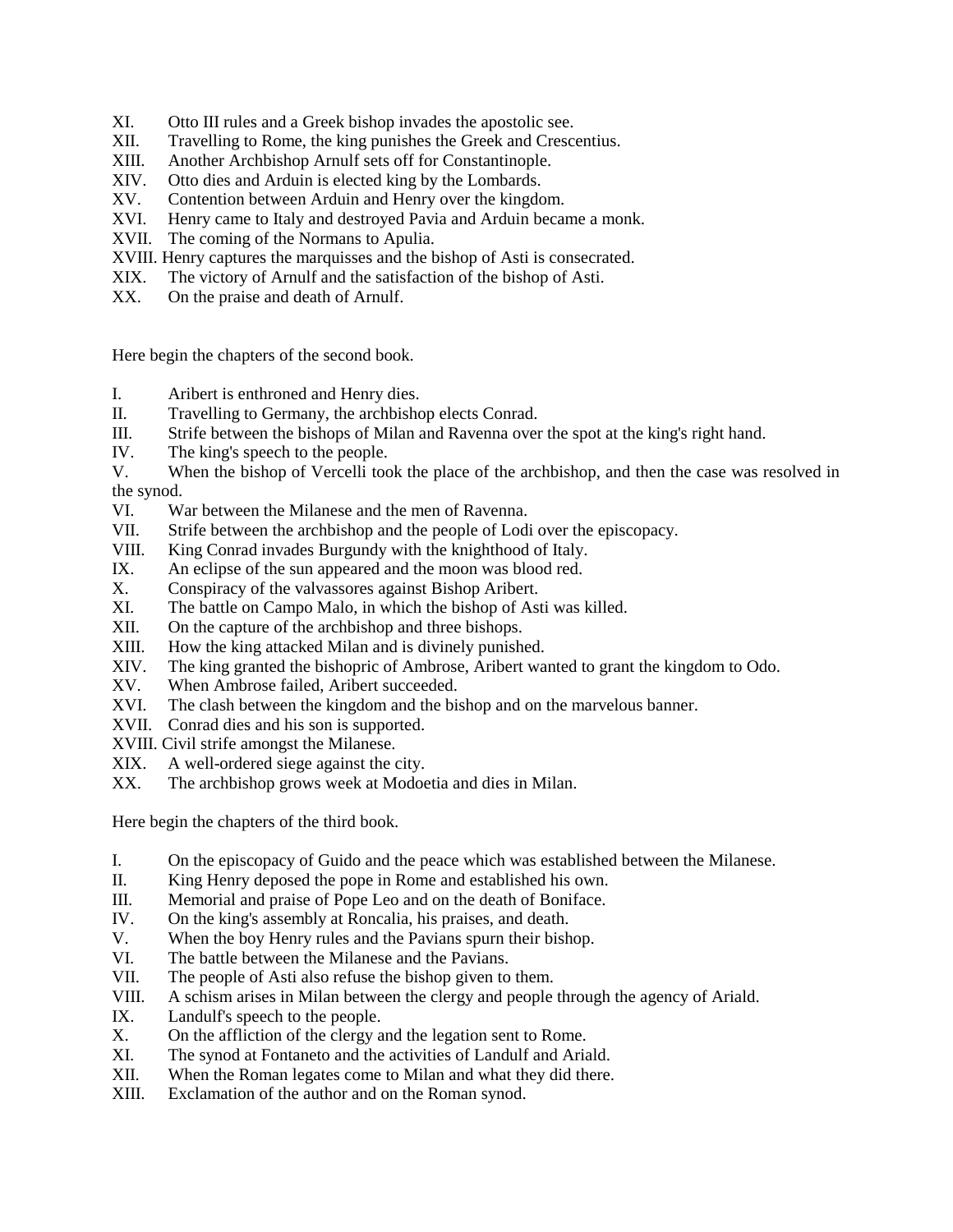XI. Otto III rules and a Greek bishop invades the apostolic see.
XII. Travelling to Rome, the king punishes the Greek and Crescentius.
XIII. Another Archbishop Arnulf sets off for Constantinople.
XIV. Otto dies and Arduin is elected king by the Lombards.
XV. Contention between Arduin and Henry over the kingdom.
XVI. Henry came to Italy and destroyed Pavia and Arduin became a monk.
XVII. The coming of the Normans to Apulia.
XVIII. Henry captures the marquisses and the bishop of Asti is consecrated.
XIX. The victory of Arnulf and the satisfaction of the bishop of Asti.
XX. On the praise and death of Arnulf.

Here begin the chapters of the second book.

I. Aribert is enthroned and Henry dies.
II. Travelling to Germany, the archbishop elects Conrad.
III. Strife between the bishops of Milan and Ravenna over the spot at the king's right hand.
IV. The king's speech to the people.
V. When the bishop of Vercelli took the place of the archbishop, and then the case was resolved in the synod.
VI. War between the Milanese and the men of Ravenna.
VII. Strife between the archbishop and the people of Lodi over the episcopacy.
VIII. King Conrad invades Burgundy with the knighthood of Italy.
IX. An eclipse of the sun appeared and the moon was blood red.
X. Conspiracy of the valvassores against Bishop Aribert.
XI. The battle on Campo Malo, in which the bishop of Asti was killed.
XII. On the capture of the archbishop and three bishops.
XIII. How the king attacked Milan and is divinely punished.
XIV. The king granted the bishopric of Ambrose, Aribert wanted to grant the kingdom to Odo.
XV. When Ambrose failed, Aribert succeeded.
XVI. The clash between the kingdom and the bishop and on the marvelous banner.
XVII. Conrad dies and his son is supported.
XVIII. Civil strife amongst the Milanese.
XIX. A well-ordered siege against the city.
XX. The archbishop grows week at Modoetia and dies in Milan.

Here begin the chapters of the third book.

I. On the episcopacy of Guido and the peace which was established between the Milanese.
II. King Henry deposed the pope in Rome and established his own.
III. Memorial and praise of Pope Leo and on the death of Boniface.
IV. On the king's assembly at Roncalia, his praises, and death.
V. When the boy Henry rules and the Pavians spurn their bishop.
VI. The battle between the Milanese and the Pavians.
VII. The people of Asti also refuse the bishop given to them.
VIII. A schism arises in Milan between the clergy and people through the agency of Ariald.
IX. Landulf's speech to the people.
X. On the affliction of the clergy and the legation sent to Rome.
XI. The synod at Fontaneto and the activities of Landulf and Ariald.
XII. When the Roman legates come to Milan and what they did there.
XIII. Exclamation of the author and on the Roman synod.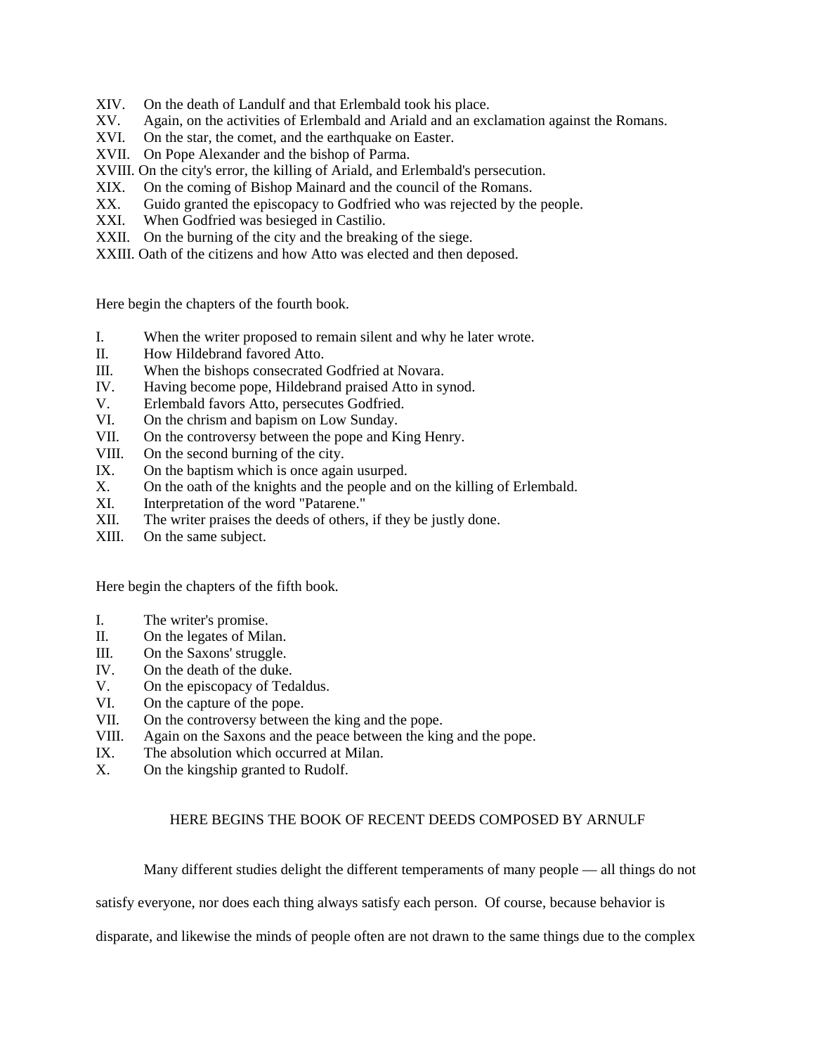XIV. On the death of Landulf and that Erlembald took his place.
XV. Again, on the activities of Erlembald and Ariald and an exclamation against the Romans.
XVI. On the star, the comet, and the earthquake on Easter.
XVII. On Pope Alexander and the bishop of Parma.
XVIII. On the city's error, the killing of Ariald, and Erlembald's persecution.
XIX. On the coming of Bishop Mainard and the council of the Romans.
XX. Guido granted the episcopacy to Godfried who was rejected by the people.
XXI. When Godfried was besieged in Castilio.
XXII. On the burning of the city and the breaking of the siege.
XXIII. Oath of the citizens and how Atto was elected and then deposed.

Here begin the chapters of the fourth book.

I. When the writer proposed to remain silent and why he later wrote.
II. How Hildebrand favored Atto.
III. When the bishops consecrated Godfried at Novara.
IV. Having become pope, Hildebrand praised Atto in synod.
V. Erlembald favors Atto, persecutes Godfried.
VI. On the chrism and bapism on Low Sunday.
VII. On the controversy between the pope and King Henry.
VIII. On the second burning of the city.
IX. On the baptism which is once again usurped.
X. On the oath of the knights and the people and on the killing of Erlembald.
XI. Interpretation of the word "Patarene."
XII. The writer praises the deeds of others, if they be justly done.
XIII. On the same subject.

Here begin the chapters of the fifth book.

I. The writer's promise.
II. On the legates of Milan.
III. On the Saxons' struggle.
IV. On the death of the duke.
V. On the episcopacy of Tedaldus.
VI. On the capture of the pope.
VII. On the controversy between the king and the pope.
VIII. Again on the Saxons and the peace between the king and the pope.
IX. The absolution which occurred at Milan.
X. On the kingship granted to Rudolf.

## HERE BEGINS THE BOOK OF RECENT DEEDS COMPOSED BY ARNULF

Many different studies delight the different temperaments of many people — all things do not satisfy everyone, nor does each thing always satisfy each person. Of course, because behavior is disparate, and likewise the minds of people often are not drawn to the same things due to the complex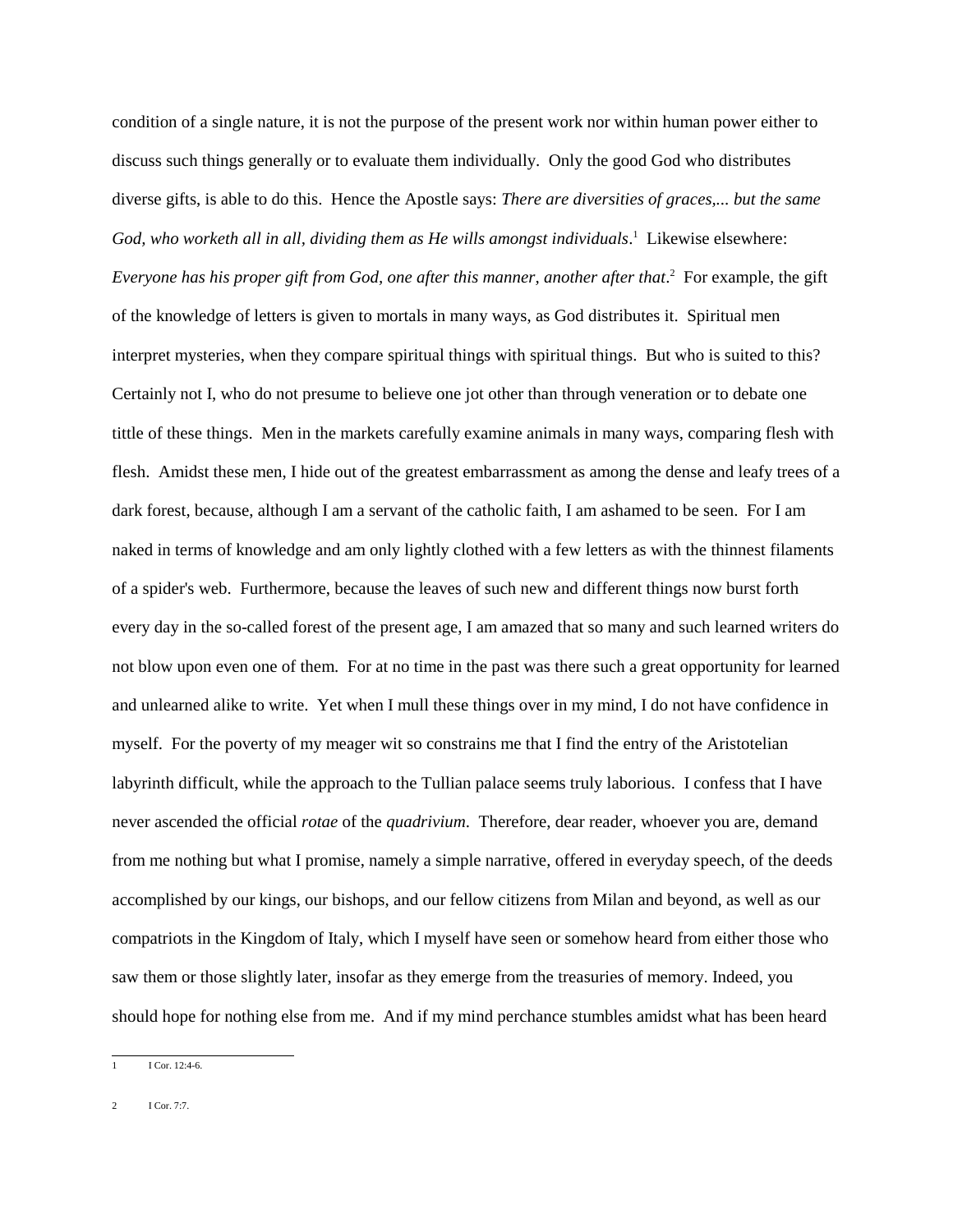condition of a single nature, it is not the purpose of the present work nor within human power either to discuss such things generally or to evaluate them individually. Only the good God who distributes diverse gifts, is able to do this. Hence the Apostle says: *There are diversities of graces,... but the same God, who worketh all in all, dividing them as He wills amongst individuals*.[1] Likewise elsewhere: *Everyone has his proper gift from God, one after this manner, another after that*.[2] For example, the gift of the knowledge of letters is given to mortals in many ways, as God distributes it. Spiritual men interpret mysteries, when they compare spiritual things with spiritual things. But who is suited to this? Certainly not I, who do not presume to believe one jot other than through veneration or to debate one tittle of these things. Men in the markets carefully examine animals in many ways, comparing flesh with flesh. Amidst these men, I hide out of the greatest embarrassment as among the dense and leafy trees of a dark forest, because, although I am a servant of the catholic faith, I am ashamed to be seen. For I am naked in terms of knowledge and am only lightly clothed with a few letters as with the thinnest filaments of a spider's web. Furthermore, because the leaves of such new and different things now burst forth every day in the so-called forest of the present age, I am amazed that so many and such learned writers do not blow upon even one of them. For at no time in the past was there such a great opportunity for learned and unlearned alike to write. Yet when I mull these things over in my mind, I do not have confidence in myself. For the poverty of my meager wit so constrains me that I find the entry of the Aristotelian labyrinth difficult, while the approach to the Tullian palace seems truly laborious. I confess that I have never ascended the official *rotae* of the *quadrivium*. Therefore, dear reader, whoever you are, demand from me nothing but what I promise, namely a simple narrative, offered in everyday speech, of the deeds accomplished by our kings, our bishops, and our fellow citizens from Milan and beyond, as well as our compatriots in the Kingdom of Italy, which I myself have seen or somehow heard from either those who saw them or those slightly later, insofar as they emerge from the treasuries of memory. Indeed, you should hope for nothing else from me. And if my mind perchance stumbles amidst what has been heard

---

1 I Cor. 12:4-6.

2 I Cor. 7:7.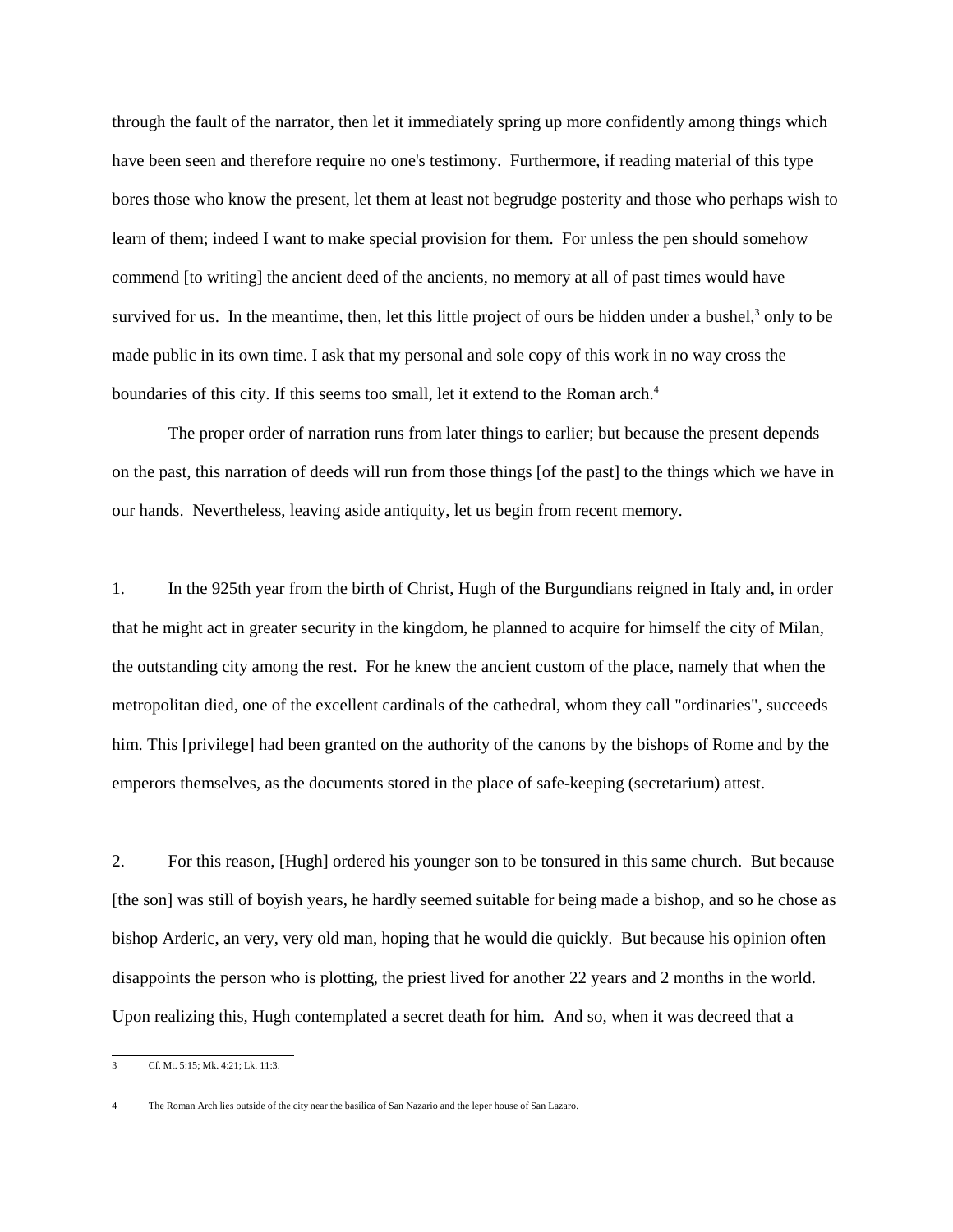through the fault of the narrator, then let it immediately spring up more confidently among things which have been seen and therefore require no one's testimony. Furthermore, if reading material of this type bores those who know the present, let them at least not begrudge posterity and those who perhaps wish to learn of them; indeed I want to make special provision for them. For unless the pen should somehow commend [to writing] the ancient deed of the ancients, no memory at all of past times would have survived for us. In the meantime, then, let this little project of ours be hidden under a bushel,[3] only to be made public in its own time. I ask that my personal and sole copy of this work in no way cross the boundaries of this city. If this seems too small, let it extend to the Roman arch.[4]

The proper order of narration runs from later things to earlier; but because the present depends on the past, this narration of deeds will run from those things [of the past] to the things which we have in our hands. Nevertheless, leaving aside antiquity, let us begin from recent memory.

1. In the 925th year from the birth of Christ, Hugh of the Burgundians reigned in Italy and, in order that he might act in greater security in the kingdom, he planned to acquire for himself the city of Milan, the outstanding city among the rest. For he knew the ancient custom of the place, namely that when the metropolitan died, one of the excellent cardinals of the cathedral, whom they call "ordinaries", succeeds him. This [privilege] had been granted on the authority of the canons by the bishops of Rome and by the emperors themselves, as the documents stored in the place of safe-keeping (secretarium) attest.

2. For this reason, [Hugh] ordered his younger son to be tonsured in this same church. But because [the son] was still of boyish years, he hardly seemed suitable for being made a bishop, and so he chose as bishop Arderic, an very, very old man, hoping that he would die quickly. But because his opinion often disappoints the person who is plotting, the priest lived for another 22 years and 2 months in the world. Upon realizing this, Hugh contemplated a secret death for him. And so, when it was decreed that a

---

3 Cf. Mt. 5:15; Mk. 4:21; Lk. 11:3.

4 The Roman Arch lies outside of the city near the basilica of San Nazario and the leper house of San Lazaro.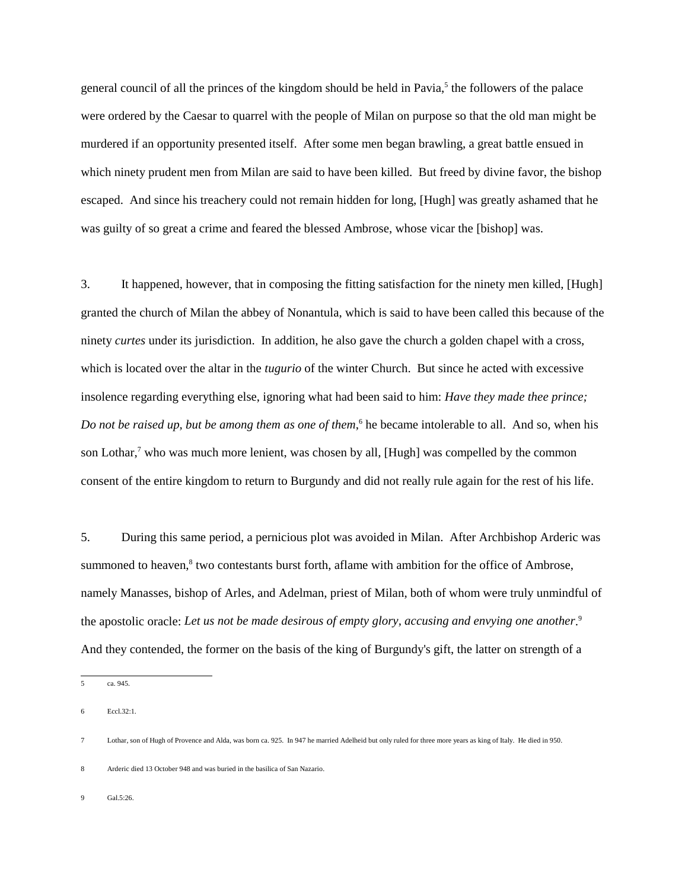general council of all the princes of the kingdom should be held in Pavia,[5] the followers of the palace were ordered by the Caesar to quarrel with the people of Milan on purpose so that the old man might be murdered if an opportunity presented itself. After some men began brawling, a great battle ensued in which ninety prudent men from Milan are said to have been killed. But freed by divine favor, the bishop escaped. And since his treachery could not remain hidden for long, [Hugh] was greatly ashamed that he was guilty of so great a crime and feared the blessed Ambrose, whose vicar the [bishop] was.

3. It happened, however, that in composing the fitting satisfaction for the ninety men killed, [Hugh] granted the church of Milan the abbey of Nonantula, which is said to have been called this because of the ninety *curtes* under its jurisdiction. In addition, he also gave the church a golden chapel with a cross, which is located over the altar in the *tugurio* of the winter Church. But since he acted with excessive insolence regarding everything else, ignoring what had been said to him: *Have they made thee prince; Do not be raised up, but be among them as one of them*,[6] he became intolerable to all. And so, when his son Lothar,[7] who was much more lenient, was chosen by all, [Hugh] was compelled by the common consent of the entire kingdom to return to Burgundy and did not really rule again for the rest of his life.

5. During this same period, a pernicious plot was avoided in Milan. After Archbishop Arderic was summoned to heaven,[8] two contestants burst forth, aflame with ambition for the office of Ambrose, namely Manasses, bishop of Arles, and Adelman, priest of Milan, both of whom were truly unmindful of the apostolic oracle: *Let us not be made desirous of empty glory, accusing and envying one another*.[9] And they contended, the former on the basis of the king of Burgundy's gift, the latter on strength of a

---

5 ca. 945.

6 Eccl.32:1.

7 Lothar, son of Hugh of Provence and Alda, was born ca. 925. In 947 he married Adelheid but only ruled for three more years as king of Italy. He died in 950.

8 Arderic died 13 October 948 and was buried in the basilica of San Nazario.

9 Gal.5:26.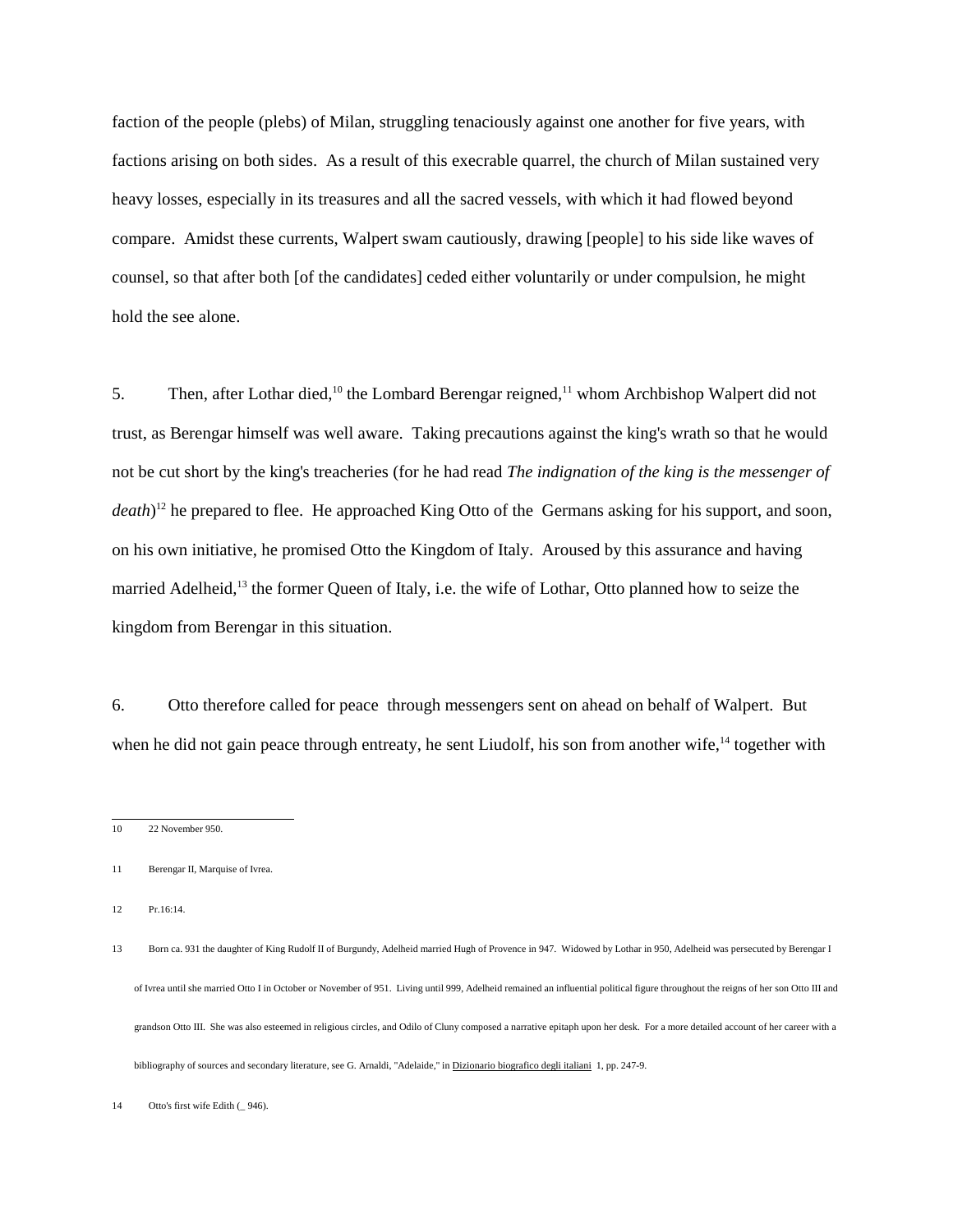faction of the people (plebs) of Milan, struggling tenaciously against one another for five years, with factions arising on both sides. As a result of this execrable quarrel, the church of Milan sustained very heavy losses, especially in its treasures and all the sacred vessels, with which it had flowed beyond compare. Amidst these currents, Walpert swam cautiously, drawing [people] to his side like waves of counsel, so that after both [of the candidates] ceded either voluntarily or under compulsion, he might hold the see alone.

5. Then, after Lothar died,[10] the Lombard Berengar reigned,[11] whom Archbishop Walpert did not trust, as Berengar himself was well aware. Taking precautions against the king's wrath so that he would not be cut short by the king's treacheries (for he had read *The indignation of the king is the messenger of death*)[12] he prepared to flee. He approached King Otto of the Germans asking for his support, and soon, on his own initiative, he promised Otto the Kingdom of Italy. Aroused by this assurance and having married Adelheid,[13] the former Queen of Italy, i.e. the wife of Lothar, Otto planned how to seize the kingdom from Berengar in this situation.

6. Otto therefore called for peace through messengers sent on ahead on behalf of Walpert. But when he did not gain peace through entreaty, he sent Liudolf, his son from another wife,[14] together with

---

10 22 November 950.

11 Berengar II, Marquise of Ivrea.

12 Pr.16:14.

13 Born ca. 931 the daughter of King Rudolf II of Burgundy, Adelheid married Hugh of Provence in 947. Widowed by Lothar in 950, Adelheid was persecuted by Berengar I of Ivrea until she married Otto I in October or November of 951. Living until 999, Adelheid remained an influential political figure throughout the reigns of her son Otto III and grandson Otto III. She was also esteemed in religious circles, and Odilo of Cluny composed a narrative epitaph upon her desk. For a more detailed account of her career with a bibliography of sources and secondary literature, see G. Arnaldi, "Adelaide," in Dizionario biografico degli italiani 1, pp. 247-9.

14 Otto's first wife Edith (_ 946).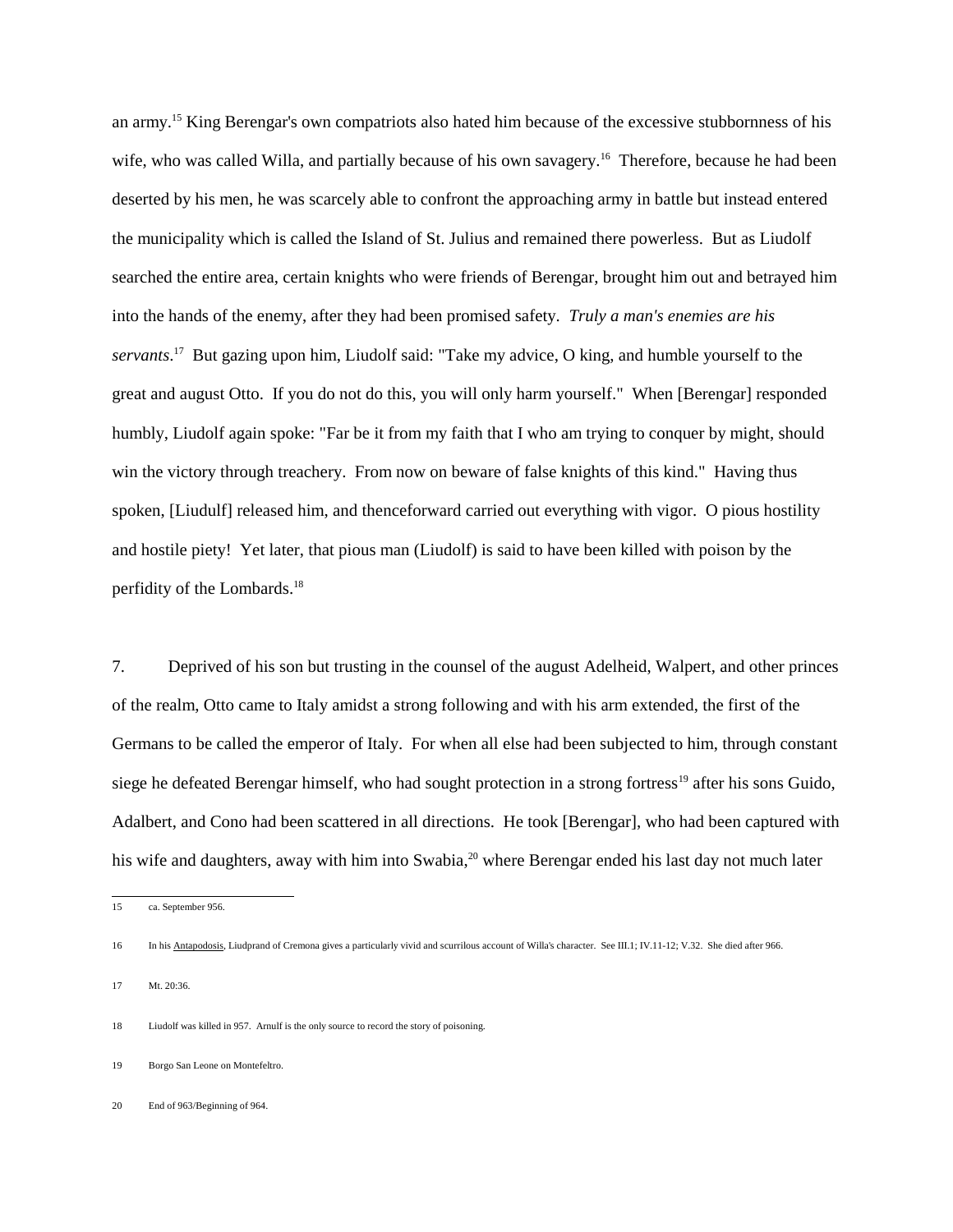an army.[15] King Berengar's own compatriots also hated him because of the excessive stubbornness of his wife, who was called Willa, and partially because of his own savagery.[16] Therefore, because he had been deserted by his men, he was scarcely able to confront the approaching army in battle but instead entered the municipality which is called the Island of St. Julius and remained there powerless. But as Liudolf searched the entire area, certain knights who were friends of Berengar, brought him out and betrayed him into the hands of the enemy, after they had been promised safety. *Truly a man's enemies are his servants*.[17] But gazing upon him, Liudolf said: "Take my advice, O king, and humble yourself to the great and august Otto. If you do not do this, you will only harm yourself." When [Berengar] responded humbly, Liudolf again spoke: "Far be it from my faith that I who am trying to conquer by might, should win the victory through treachery. From now on beware of false knights of this kind." Having thus spoken, [Liudulf] released him, and thenceforward carried out everything with vigor. O pious hostility and hostile piety! Yet later, that pious man (Liudolf) is said to have been killed with poison by the perfidity of the Lombards.[18]

7. Deprived of his son but trusting in the counsel of the august Adelheid, Walpert, and other princes of the realm, Otto came to Italy amidst a strong following and with his arm extended, the first of the Germans to be called the emperor of Italy. For when all else had been subjected to him, through constant siege he defeated Berengar himself, who had sought protection in a strong fortress[19] after his sons Guido, Adalbert, and Cono had been scattered in all directions. He took [Berengar], who had been captured with his wife and daughters, away with him into Swabia,[20] where Berengar ended his last day not much later

---

15 ca. September 956.

16 In his Antapodosis, Liudprand of Cremona gives a particularly vivid and scurrilous account of Willa's character. See III.1; IV.11-12; V.32. She died after 966.

17 Mt. 20:36.

18 Liudolf was killed in 957. Arnulf is the only source to record the story of poisoning.

19 Borgo San Leone on Montefeltro.

20 End of 963/Beginning of 964.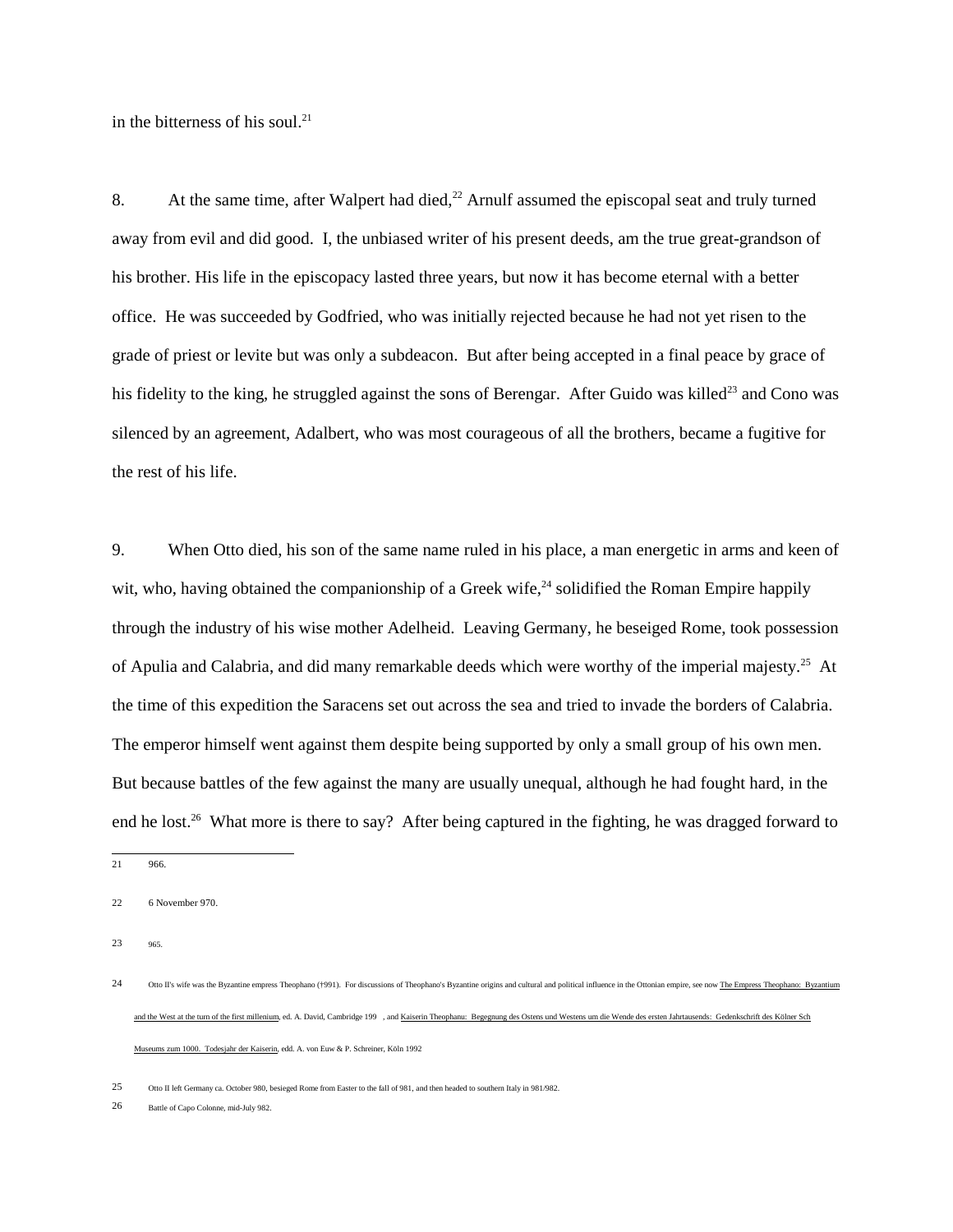in the bitterness of his soul.[21]

8. At the same time, after Walpert had died,[22] Arnulf assumed the episcopal seat and truly turned away from evil and did good. I, the unbiased writer of his present deeds, am the true great-grandson of his brother. His life in the episcopacy lasted three years, but now it has become eternal with a better office. He was succeeded by Godfried, who was initially rejected because he had not yet risen to the grade of priest or levite but was only a subdeacon. But after being accepted in a final peace by grace of his fidelity to the king, he struggled against the sons of Berengar. After Guido was killed[23] and Cono was silenced by an agreement, Adalbert, who was most courageous of all the brothers, became a fugitive for the rest of his life.

9. When Otto died, his son of the same name ruled in his place, a man energetic in arms and keen of wit, who, having obtained the companionship of a Greek wife,[24] solidified the Roman Empire happily through the industry of his wise mother Adelheid. Leaving Germany, he beseiged Rome, took possession of Apulia and Calabria, and did many remarkable deeds which were worthy of the imperial majesty.[25] At the time of this expedition the Saracens set out across the sea and tried to invade the borders of Calabria. The emperor himself went against them despite being supported by only a small group of his own men. But because battles of the few against the many are usually unequal, although he had fought hard, in the end he lost.[26] What more is there to say? After being captured in the fighting, he was dragged forward to

---

21 966.

22 6 November 970.

23 965.

24 Otto II's wife was the Byzantine empress Theophano (†991). For discussions of Theophano's Byzantine origins and cultural and political influence in the Ottonian empire, see now The Empress Theophano: Byzantium and the West at the turn of the first millenium, ed. A. David, Cambridge 199 , and Kaiserin Theophanu: Begegnung des Ostens und Westens um die Wende des ersten Jahrtausends: Gedenkschrift des Kölner Sch Museums zum 1000. Todesjahr der Kaiserin, edd. A. von Euw & P. Schreiner, Köln 1992

25 Otto II left Germany ca. October 980, besieged Rome from Easter to the fall of 981, and then headed to southern Italy in 981/982.

26 Battle of Capo Colonne, mid-July 982.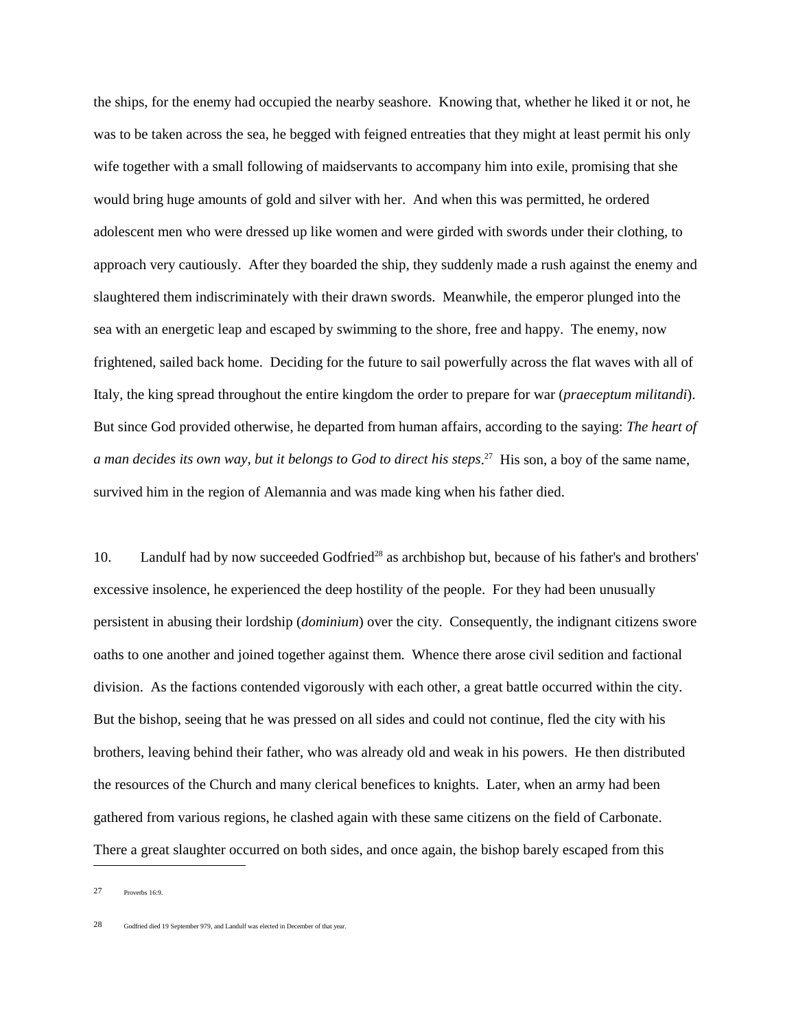the ships, for the enemy had occupied the nearby seashore. Knowing that, whether he liked it or not, he was to be taken across the sea, he begged with feigned entreaties that they might at least permit his only wife together with a small following of maidservants to accompany him into exile, promising that she would bring huge amounts of gold and silver with her. And when this was permitted, he ordered adolescent men who were dressed up like women and were girded with swords under their clothing, to approach very cautiously. After they boarded the ship, they suddenly made a rush against the enemy and slaughtered them indiscriminately with their drawn swords. Meanwhile, the emperor plunged into the sea with an energetic leap and escaped by swimming to the shore, free and happy. The enemy, now frightened, sailed back home. Deciding for the future to sail powerfully across the flat waves with all of Italy, the king spread throughout the entire kingdom the order to prepare for war (*praeceptum militandi*). But since God provided otherwise, he departed from human affairs, according to the saying: *The heart of a man decides its own way, but it belongs to God to direct his steps*.[27] His son, a boy of the same name, survived him in the region of Alemannia and was made king when his father died.

10. Landulf had by now succeeded Godfried[28] as archbishop but, because of his father's and brothers' excessive insolence, he experienced the deep hostility of the people. For they had been unusually persistent in abusing their lordship (*dominium*) over the city. Consequently, the indignant citizens swore oaths to one another and joined together against them. Whence there arose civil sedition and factional division. As the factions contended vigorously with each other, a great battle occurred within the city. But the bishop, seeing that he was pressed on all sides and could not continue, fled the city with his brothers, leaving behind their father, who was already old and weak in his powers. He then distributed the resources of the Church and many clerical benefices to knights. Later, when an army had been gathered from various regions, he clashed again with these same citizens on the field of Carbonate. There a great slaughter occurred on both sides, and once again, the bishop barely escaped from this

---

27 Proverbs 16:9.

28 Godfried died 19 September 979, and Landulf was elected in December of that year.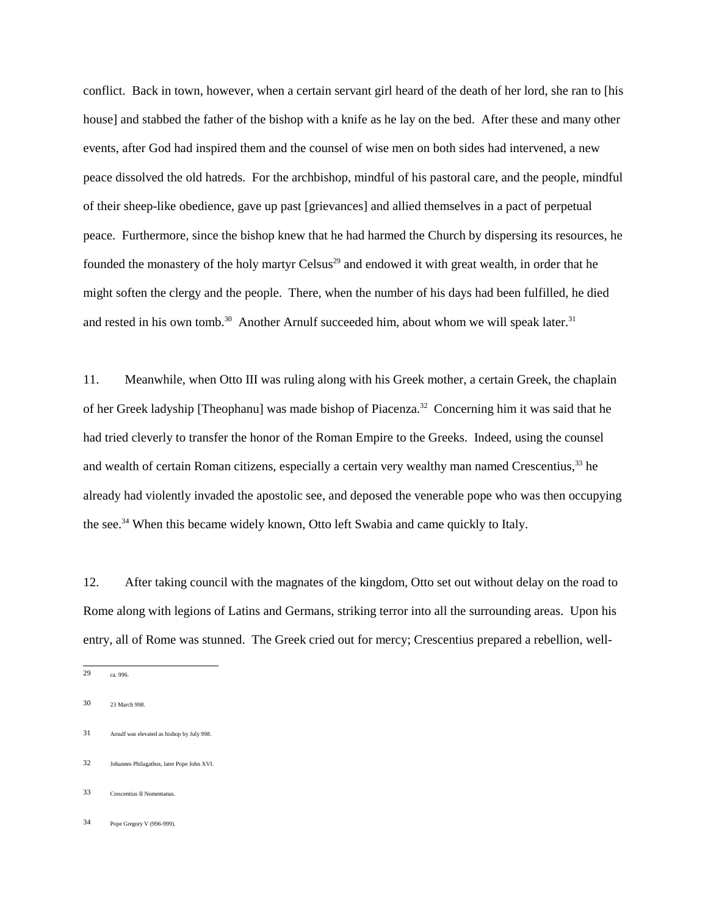conflict. Back in town, however, when a certain servant girl heard of the death of her lord, she ran to [his house] and stabbed the father of the bishop with a knife as he lay on the bed. After these and many other events, after God had inspired them and the counsel of wise men on both sides had intervened, a new peace dissolved the old hatreds. For the archbishop, mindful of his pastoral care, and the people, mindful of their sheep-like obedience, gave up past [grievances] and allied themselves in a pact of perpetual peace. Furthermore, since the bishop knew that he had harmed the Church by dispersing its resources, he founded the monastery of the holy martyr Celsus[29] and endowed it with great wealth, in order that he might soften the clergy and the people. There, when the number of his days had been fulfilled, he died and rested in his own tomb.[30] Another Arnulf succeeded him, about whom we will speak later.[31]

11. Meanwhile, when Otto III was ruling along with his Greek mother, a certain Greek, the chaplain of her Greek ladyship [Theophanu] was made bishop of Piacenza.[32] Concerning him it was said that he had tried cleverly to transfer the honor of the Roman Empire to the Greeks. Indeed, using the counsel and wealth of certain Roman citizens, especially a certain very wealthy man named Crescentius,[33] he already had violently invaded the apostolic see, and deposed the venerable pope who was then occupying the see.[34] When this became widely known, Otto left Swabia and came quickly to Italy.

12. After taking council with the magnates of the kingdom, Otto set out without delay on the road to Rome along with legions of Latins and Germans, striking terror into all the surrounding areas. Upon his entry, all of Rome was stunned. The Greek cried out for mercy; Crescentius prepared a rebellion, well-

---

29 ca. 996.

30 23 March 998.

31 Arnulf was elevated as bishop by July 998.

32 Johannes Philagathos, later Pope John XVI.

33 Crescentius II Nomentanus.

34 Pope Gregory V (996-999).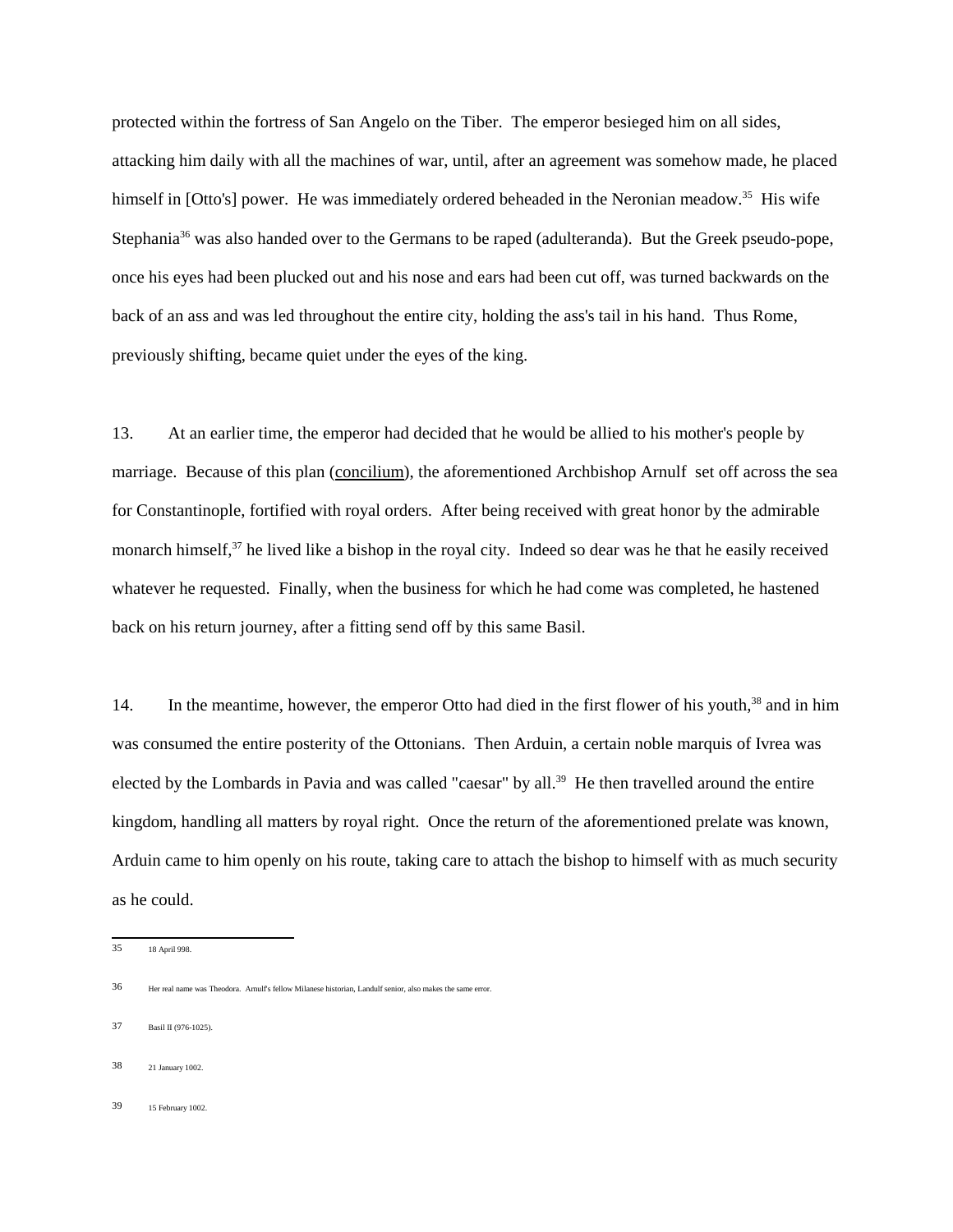protected within the fortress of San Angelo on the Tiber. The emperor besieged him on all sides, attacking him daily with all the machines of war, until, after an agreement was somehow made, he placed himself in [Otto's] power. He was immediately ordered beheaded in the Neronian meadow.[35] His wife Stephania[36] was also handed over to the Germans to be raped (adulteranda). But the Greek pseudo-pope, once his eyes had been plucked out and his nose and ears had been cut off, was turned backwards on the back of an ass and was led throughout the entire city, holding the ass's tail in his hand. Thus Rome, previously shifting, became quiet under the eyes of the king.

13. At an earlier time, the emperor had decided that he would be allied to his mother's people by marriage. Because of this plan (concilium), the aforementioned Archbishop Arnulf set off across the sea for Constantinople, fortified with royal orders. After being received with great honor by the admirable monarch himself,[37] he lived like a bishop in the royal city. Indeed so dear was he that he easily received whatever he requested. Finally, when the business for which he had come was completed, he hastened back on his return journey, after a fitting send off by this same Basil.

14. In the meantime, however, the emperor Otto had died in the first flower of his youth,[38] and in him was consumed the entire posterity of the Ottonians. Then Arduin, a certain noble marquis of Ivrea was elected by the Lombards in Pavia and was called "caesar" by all.[39] He then travelled around the entire kingdom, handling all matters by royal right. Once the return of the aforementioned prelate was known, Arduin came to him openly on his route, taking care to attach the bishop to himself with as much security as he could.

---

35 18 April 998.

36 Her real name was Theodora. Arnulf's fellow Milanese historian, Landulf senior, also makes the same error.

37 Basil II (976-1025).

38 21 January 1002.

39 15 February 1002.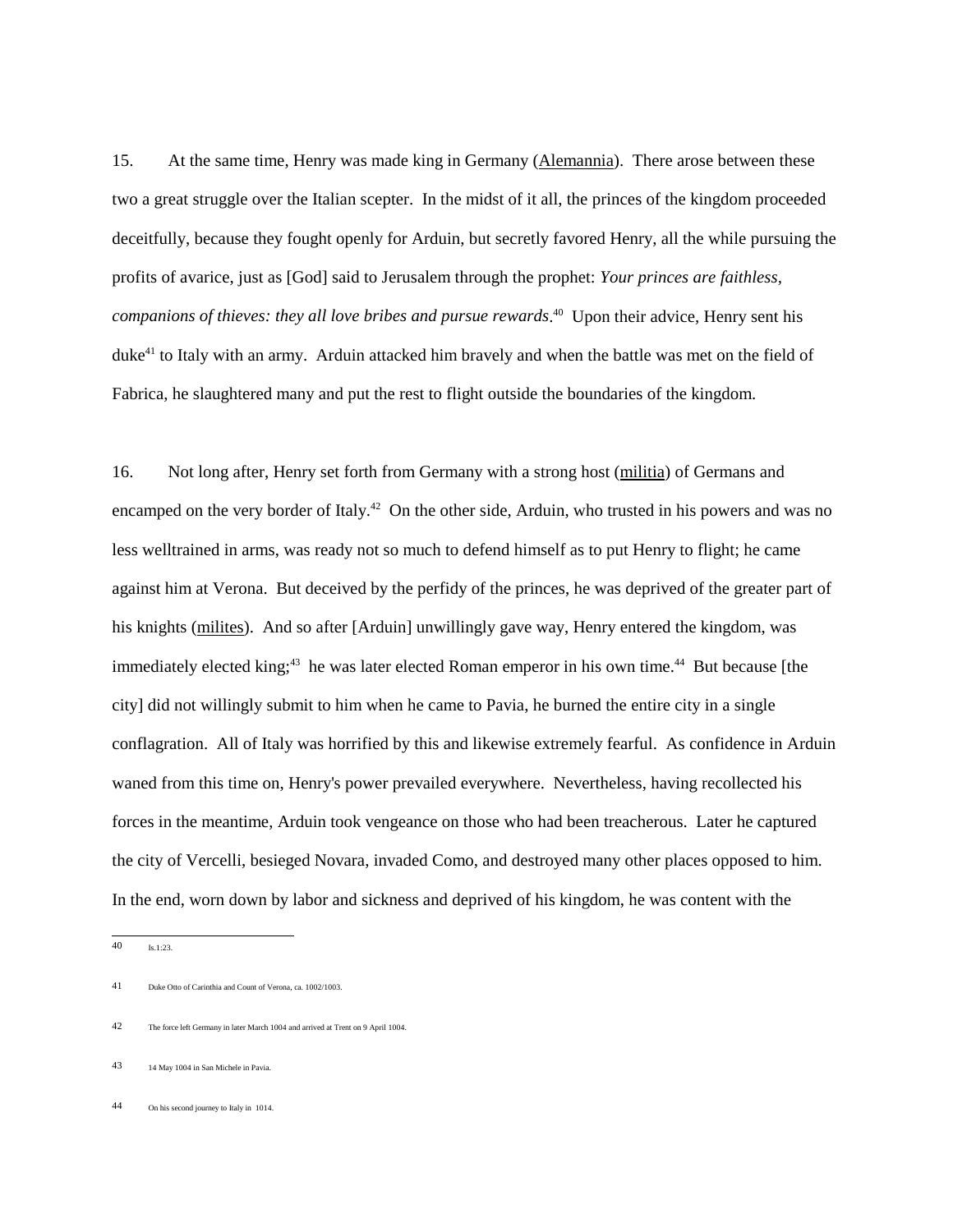15. At the same time, Henry was made king in Germany (Alemannia). There arose between these two a great struggle over the Italian scepter. In the midst of it all, the princes of the kingdom proceeded deceitfully, because they fought openly for Arduin, but secretly favored Henry, all the while pursuing the profits of avarice, just as [God] said to Jerusalem through the prophet: *Your princes are faithless, companions of thieves: they all love bribes and pursue rewards*.[40] Upon their advice, Henry sent his duke[41] to Italy with an army. Arduin attacked him bravely and when the battle was met on the field of Fabrica, he slaughtered many and put the rest to flight outside the boundaries of the kingdom.

16. Not long after, Henry set forth from Germany with a strong host (militia) of Germans and encamped on the very border of Italy.[42] On the other side, Arduin, who trusted in his powers and was no less welltrained in arms, was ready not so much to defend himself as to put Henry to flight; he came against him at Verona. But deceived by the perfidy of the princes, he was deprived of the greater part of his knights (milites). And so after [Arduin] unwillingly gave way, Henry entered the kingdom, was immediately elected king;[43] he was later elected Roman emperor in his own time.[44] But because [the city] did not willingly submit to him when he came to Pavia, he burned the entire city in a single conflagration. All of Italy was horrified by this and likewise extremely fearful. As confidence in Arduin waned from this time on, Henry's power prevailed everywhere. Nevertheless, having recollected his forces in the meantime, Arduin took vengeance on those who had been treacherous. Later he captured the city of Vercelli, besieged Novara, invaded Como, and destroyed many other places opposed to him. In the end, worn down by labor and sickness and deprived of his kingdom, he was content with the

---

40 Is.1:23.

41 Duke Otto of Carinthia and Count of Verona, ca. 1002/1003.

42 The force left Germany in later March 1004 and arrived at Trent on 9 April 1004.

43 14 May 1004 in San Michele in Pavia.

44 On his second journey to Italy in 1014.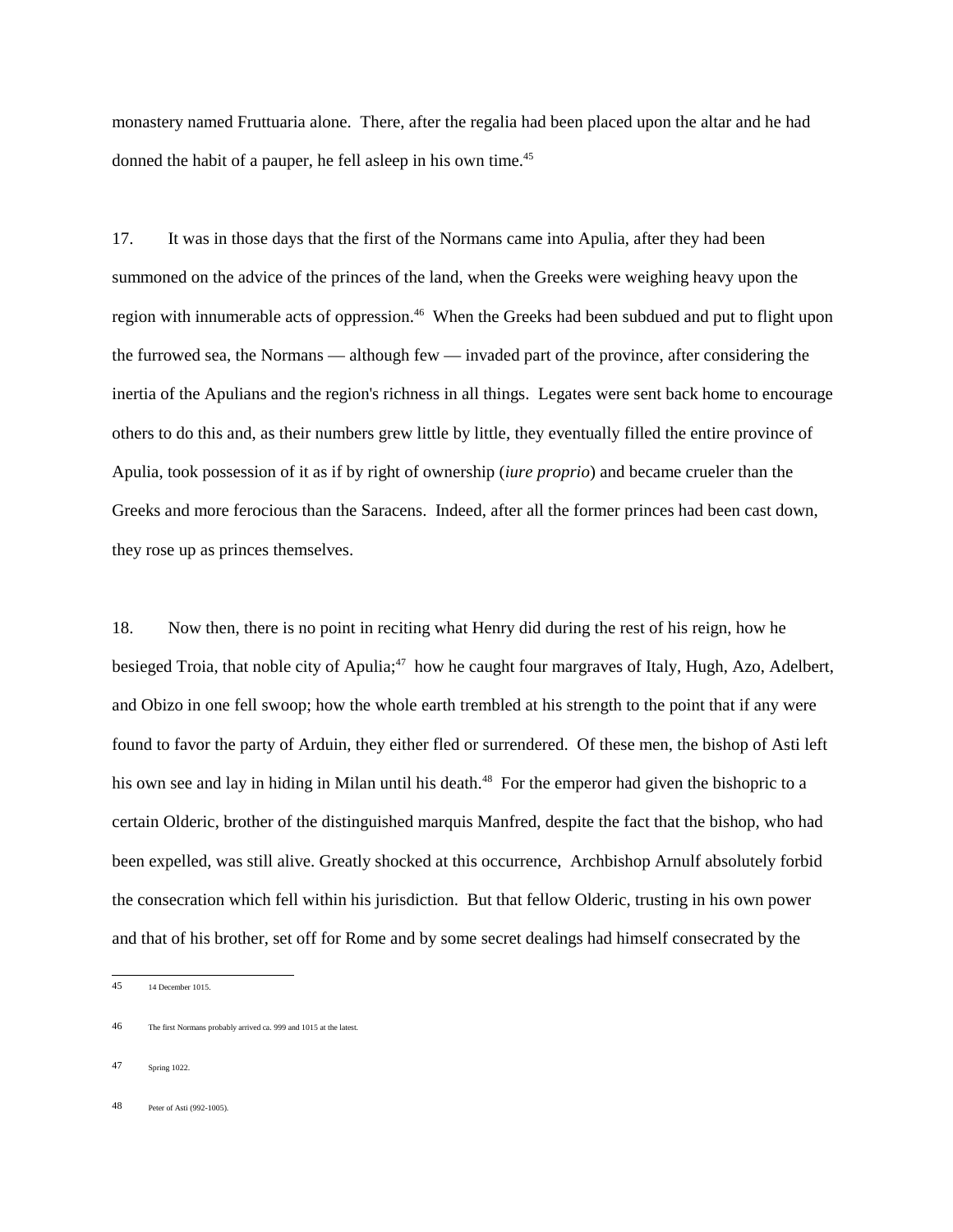monastery named Fruttuaria alone. There, after the regalia had been placed upon the altar and he had donned the habit of a pauper, he fell asleep in his own time.[45]

17. It was in those days that the first of the Normans came into Apulia, after they had been summoned on the advice of the princes of the land, when the Greeks were weighing heavy upon the region with innumerable acts of oppression.[46] When the Greeks had been subdued and put to flight upon the furrowed sea, the Normans — although few — invaded part of the province, after considering the inertia of the Apulians and the region's richness in all things. Legates were sent back home to encourage others to do this and, as their numbers grew little by little, they eventually filled the entire province of Apulia, took possession of it as if by right of ownership (*iure proprio*) and became crueler than the Greeks and more ferocious than the Saracens. Indeed, after all the former princes had been cast down, they rose up as princes themselves.

18. Now then, there is no point in reciting what Henry did during the rest of his reign, how he besieged Troia, that noble city of Apulia;[47] how he caught four margraves of Italy, Hugh, Azo, Adelbert, and Obizo in one fell swoop; how the whole earth trembled at his strength to the point that if any were found to favor the party of Arduin, they either fled or surrendered. Of these men, the bishop of Asti left his own see and lay in hiding in Milan until his death.[48] For the emperor had given the bishopric to a certain Olderic, brother of the distinguished marquis Manfred, despite the fact that the bishop, who had been expelled, was still alive. Greatly shocked at this occurrence, Archbishop Arnulf absolutely forbid the consecration which fell within his jurisdiction. But that fellow Olderic, trusting in his own power and that of his brother, set off for Rome and by some secret dealings had himself consecrated by the

---

45 14 December 1015.

46 The first Normans probably arrived ca. 999 and 1015 at the latest.

47 Spring 1022.

48 Peter of Asti (992-1005).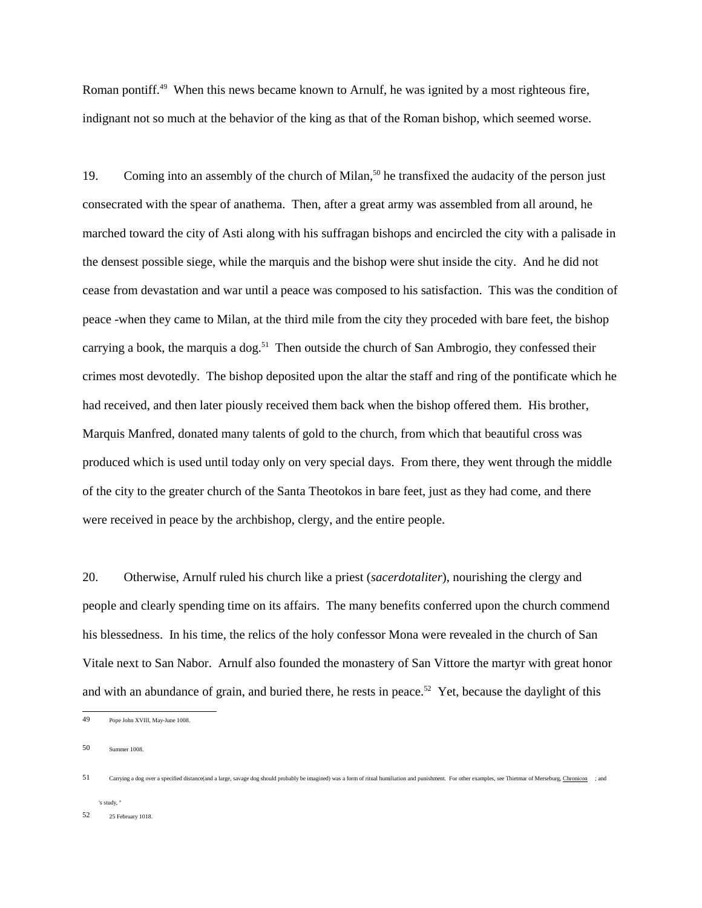Roman pontiff.[49] When this news became known to Arnulf, he was ignited by a most righteous fire, indignant not so much at the behavior of the king as that of the Roman bishop, which seemed worse.

19. Coming into an assembly of the church of Milan,[50] he transfixed the audacity of the person just consecrated with the spear of anathema. Then, after a great army was assembled from all around, he marched toward the city of Asti along with his suffragan bishops and encircled the city with a palisade in the densest possible siege, while the marquis and the bishop were shut inside the city. And he did not cease from devastation and war until a peace was composed to his satisfaction. This was the condition of peace -when they came to Milan, at the third mile from the city they proceeded with bare feet, the bishop carrying a book, the marquis a dog.[51] Then outside the church of San Ambrogio, they confessed their crimes most devotedly. The bishop deposited upon the altar the staff and ring of the pontificate which he had received, and then later piously received them back when the bishop offered them. His brother, Marquis Manfred, donated many talents of gold to the church, from which that beautiful cross was produced which is used until today only on very special days. From there, they went through the middle of the city to the greater church of the Santa Theotokos in bare feet, just as they had come, and there were received in peace by the archbishop, clergy, and the entire people.

20. Otherwise, Arnulf ruled his church like a priest (*sacerdotaliter*), nourishing the clergy and people and clearly spending time on its affairs. The many benefits conferred upon the church commend his blessedness. In his time, the relics of the holy confessor Mona were revealed in the church of San Vitale next to San Nabor. Arnulf also founded the monastery of San Vittore the martyr with great honor and with an abundance of grain, and buried there, he rests in peace.[52] Yet, because the daylight of this

---

49 Pope John XVIII, May-June 1008.

50 Summer 1008.

51 Carrying a dog over a specified distance(and a large, savage dog should probably be imagined) was a form of ritual humiliation and punishment. For other examples, see Thietmar of Merseburg, Chronicon ; and 's study, "

52 25 February 1018.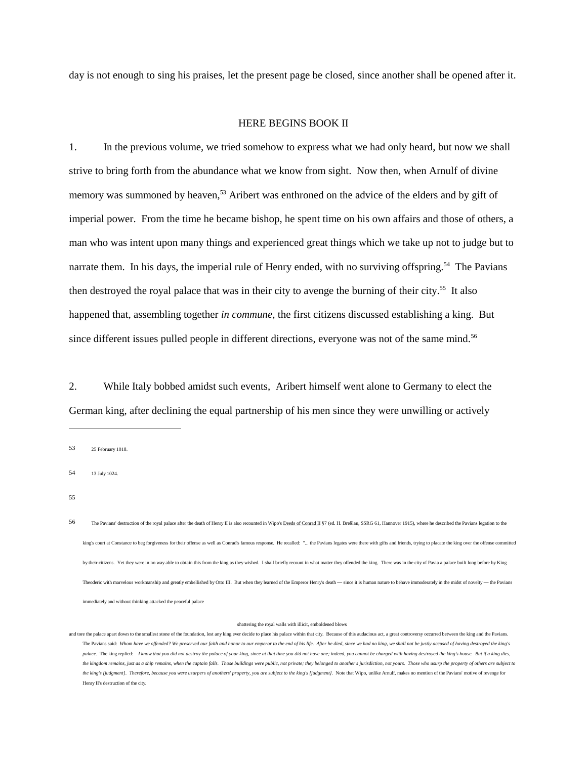day is not enough to sing his praises, let the present page be closed, since another shall be opened after it.

## HERE BEGINS BOOK II

1. In the previous volume, we tried somehow to express what we had only heard, but now we shall strive to bring forth from the abundance what we know from sight. Now then, when Arnulf of divine memory was summoned by heaven,[53] Aribert was enthroned on the advice of the elders and by gift of imperial power. From the time he became bishop, he spent time on his own affairs and those of others, a man who was intent upon many things and experienced great things which we take up not to judge but to narrate them. In his days, the imperial rule of Henry ended, with no surviving offspring.[54] The Pavians then destroyed the royal palace that was in their city to avenge the burning of their city.[55] It also happened that, assembling together *in commune*, the first citizens discussed establishing a king. But since different issues pulled people in different directions, everyone was not of the same mind.[56]

2. While Italy bobbed amidst such events, Aribert himself went alone to Germany to elect the German king, after declining the equal partnership of his men since they were unwilling or actively

---

53 25 February 1018.

54 13 July 1024.

55

56 The Pavians' destruction of the royal palace after the death of Henry II is also recounted in Wipo's Deeds of Conrad II §7 (ed. H. Breßlau, SSRG 61, Hannover 1915), where he described the Pavians legation to the king's court at Constance to beg forgiveness for their offense as well as Conrad's famous response. He recalled: "... the Pavians legates were there with gifts and friends, trying to placate the king over the offense committed by their citizens. Yet they were in no way able to obtain this from the king as they wished. I shall briefly recount in what matter they offended the king. There was in the city of Pavia a palace built long before by King Theoderic with marvelous workmanship and greatly embellished by Otto III. But when they learned of the Emperor Henry's death — since it is human nature to behave immoderately in the midst of novelty — the Pavians immediately and without thinking attacked the peaceful palace

shattering the royal walls with illicit, emboldened blows

and tore the palace apart down to the smallest stone of the foundation, lest any king ever decide to place his palace within that city. Because of this audacious act, a great controversy occurred between the king and the Pavians. The Pavians said: *Whom have we offended? We preserved our faith and honor to our emperor to the end of his life. After he died, since we had no king, we shall not be justly accused of having destroyed the king's palace.* The king replied: *I know that you did not destroy the palace of your king, since at that time you did not have one; indeed, you cannot be charged with having destroyed the king's house. But if a king dies, the kingdom remains, just as a ship remains, when the captain falls. Those buildings were public, not private; they belonged to another's jurisdiction, not yours. Those who usurp the property of others are subject to the king's [judgment]. Therefore, because you were usurpers of anothers' property, you are subject to the king's [judgment].* Note that Wipo, unlike Arnulf, makes no mention of the Pavians' motive of revenge for Henry II's destruction of the city.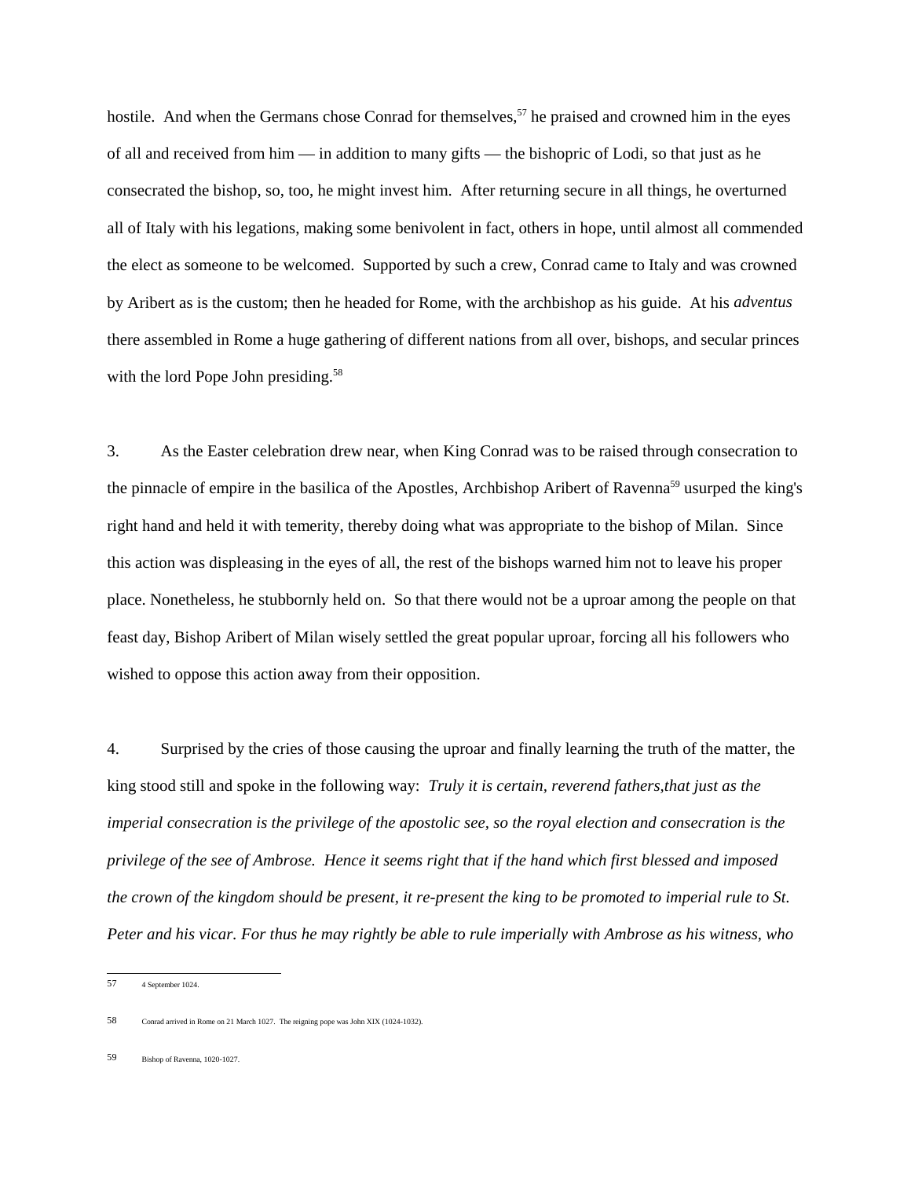hostile. And when the Germans chose Conrad for themselves,[57] he praised and crowned him in the eyes of all and received from him — in addition to many gifts — the bishopric of Lodi, so that just as he consecrated the bishop, so, too, he might invest him. After returning secure in all things, he overturned all of Italy with his legations, making some benivolent in fact, others in hope, until almost all commended the elect as someone to be welcomed. Supported by such a crew, Conrad came to Italy and was crowned by Aribert as is the custom; then he headed for Rome, with the archbishop as his guide. At his *adventus* there assembled in Rome a huge gathering of different nations from all over, bishops, and secular princes with the lord Pope John presiding.[58]

3. As the Easter celebration drew near, when King Conrad was to be raised through consecration to the pinnacle of empire in the basilica of the Apostles, Archbishop Aribert of Ravenna[59] usurped the king's right hand and held it with temerity, thereby doing what was appropriate to the bishop of Milan. Since this action was displeasing in the eyes of all, the rest of the bishops warned him not to leave his proper place. Nonetheless, he stubbornly held on. So that there would not be a uproar among the people on that feast day, Bishop Aribert of Milan wisely settled the great popular uproar, forcing all his followers who wished to oppose this action away from their opposition.

4. Surprised by the cries of those causing the uproar and finally learning the truth of the matter, the king stood still and spoke in the following way: *Truly it is certain, reverend fathers,that just as the imperial consecration is the privilege of the apostolic see, so the royal election and consecration is the privilege of the see of Ambrose. Hence it seems right that if the hand which first blessed and imposed the crown of the kingdom should be present, it re-present the king to be promoted to imperial rule to St. Peter and his vicar. For thus he may rightly be able to rule imperially with Ambrose as his witness, who*

---

57 4 September 1024.

58 Conrad arrived in Rome on 21 March 1027. The reigning pope was John XIX (1024-1032).

59 Bishop of Ravenna, 1020-1027.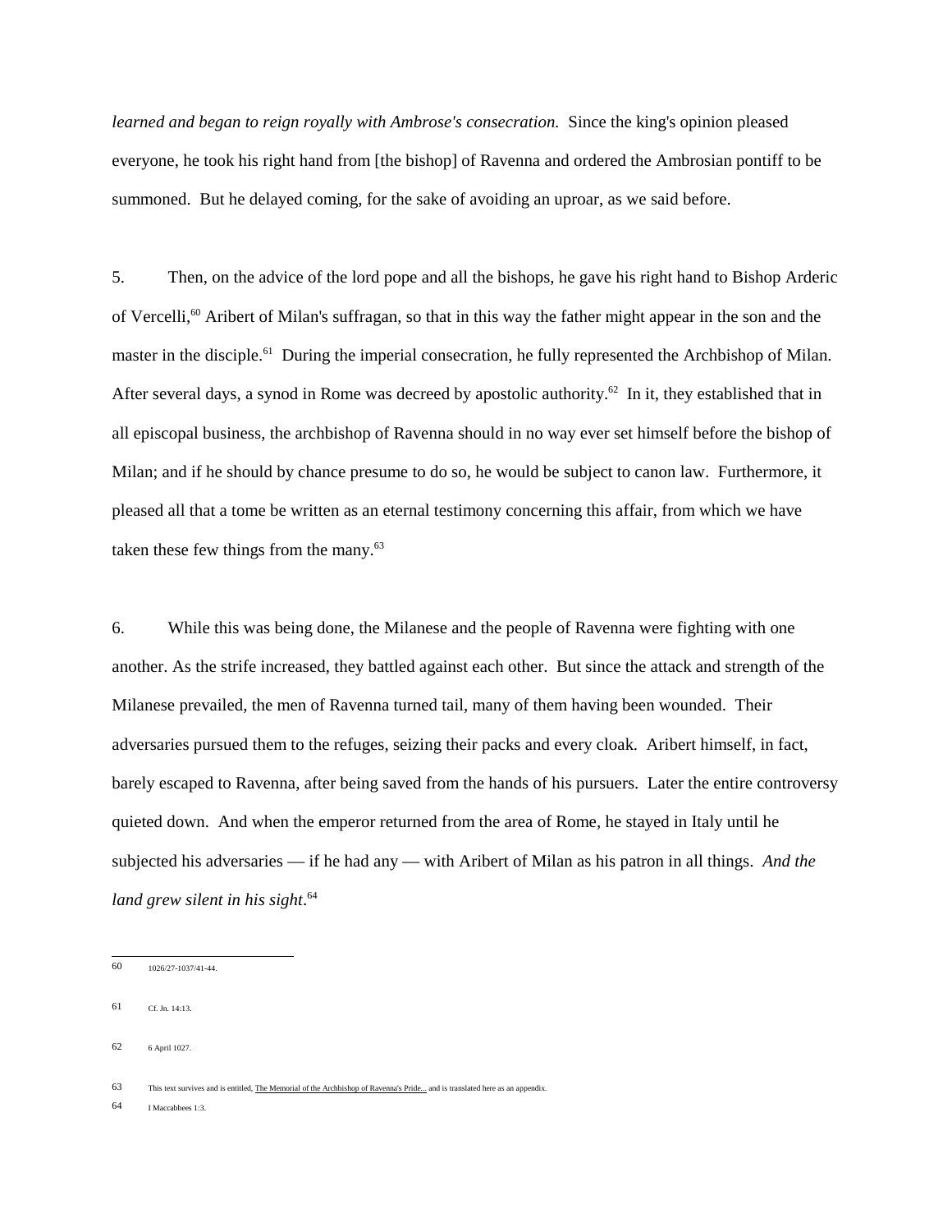*learned and began to reign royally with Ambrose's consecration.* Since the king's opinion pleased everyone, he took his right hand from [the bishop] of Ravenna and ordered the Ambrosian pontiff to be summoned. But he delayed coming, for the sake of avoiding an uproar, as we said before.

5. Then, on the advice of the lord pope and all the bishops, he gave his right hand to Bishop Arderic of Vercelli,[60] Aribert of Milan's suffragan, so that in this way the father might appear in the son and the master in the disciple.[61] During the imperial consecration, he fully represented the Archbishop of Milan. After several days, a synod in Rome was decreed by apostolic authority.[62] In it, they established that in all episcopal business, the archbishop of Ravenna should in no way ever set himself before the bishop of Milan; and if he should by chance presume to do so, he would be subject to canon law. Furthermore, it pleased all that a tome be written as an eternal testimony concerning this affair, from which we have taken these few things from the many.[63]

6. While this was being done, the Milanese and the people of Ravenna were fighting with one another. As the strife increased, they battled against each other. But since the attack and strength of the Milanese prevailed, the men of Ravenna turned tail, many of them having been wounded. Their adversaries pursued them to the refuges, seizing their packs and every cloak. Aribert himself, in fact, barely escaped to Ravenna, after being saved from the hands of his pursuers. Later the entire controversy quieted down. And when the emperor returned from the area of Rome, he stayed in Italy until he subjected his adversaries — if he had any — with Aribert of Milan as his patron in all things. *And the land grew silent in his sight*.[64]

---

60 1026/27-1037/41-44.

61 Cf. Jn. 14:13.

62 6 April 1027.

63 This text survives and is entitled, The Memorial of the Archbishop of Ravenna's Pride... and is translated here as an appendix.

64 I Maccabbees 1:3.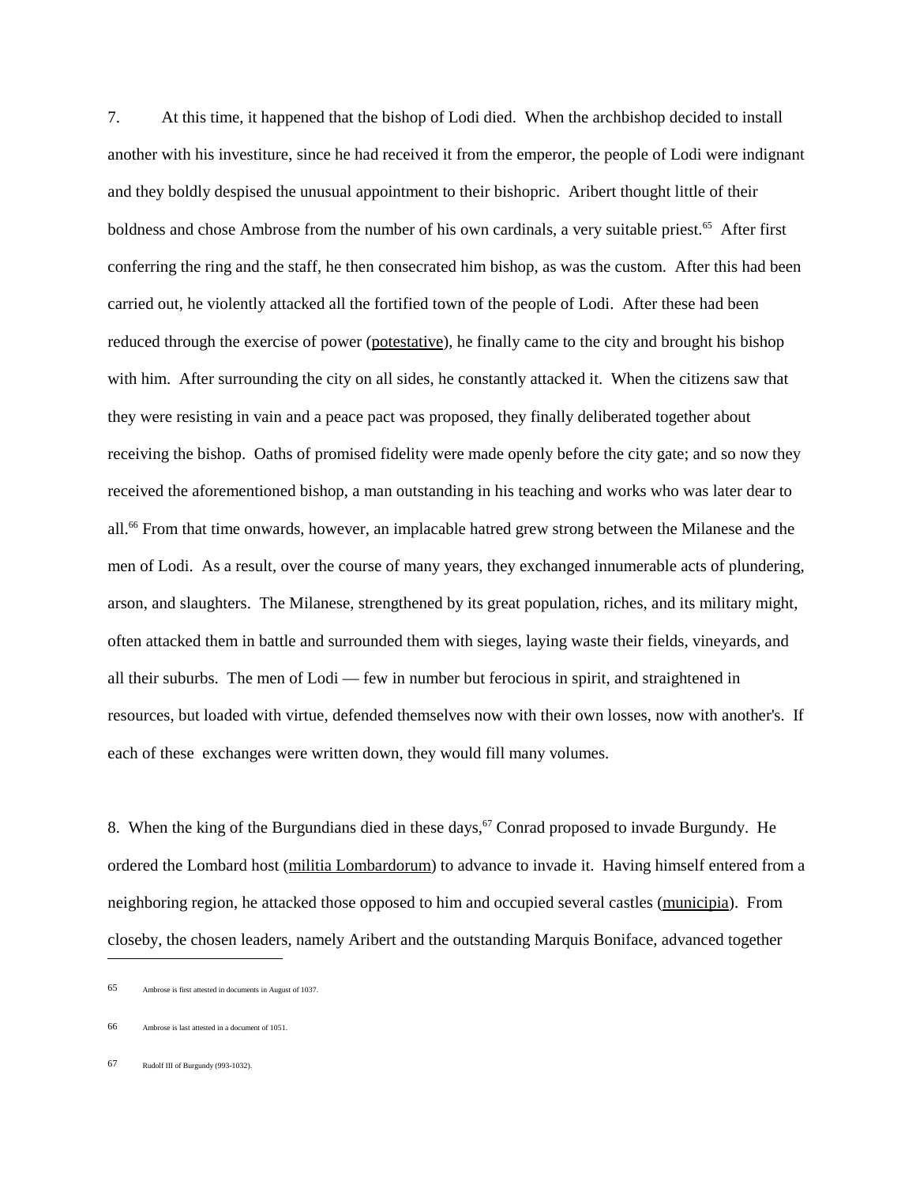7. At this time, it happened that the bishop of Lodi died. When the archbishop decided to install another with his investiture, since he had received it from the emperor, the people of Lodi were indignant and they boldly despised the unusual appointment to their bishopric. Aribert thought little of their boldness and chose Ambrose from the number of his own cardinals, a very suitable priest.[65] After first conferring the ring and the staff, he then consecrated him bishop, as was the custom. After this had been carried out, he violently attacked all the fortified town of the people of Lodi. After these had been reduced through the exercise of power (potestative), he finally came to the city and brought his bishop with him. After surrounding the city on all sides, he constantly attacked it. When the citizens saw that they were resisting in vain and a peace pact was proposed, they finally deliberated together about receiving the bishop. Oaths of promised fidelity were made openly before the city gate; and so now they received the aforementioned bishop, a man outstanding in his teaching and works who was later dear to all.[66] From that time onwards, however, an implacable hatred grew strong between the Milanese and the men of Lodi. As a result, over the course of many years, they exchanged innumerable acts of plundering, arson, and slaughters. The Milanese, strengthened by its great population, riches, and its military might, often attacked them in battle and surrounded them with sieges, laying waste their fields, vineyards, and all their suburbs. The men of Lodi — few in number but ferocious in spirit, and straightened in resources, but loaded with virtue, defended themselves now with their own losses, now with another's. If each of these exchanges were written down, they would fill many volumes.

8. When the king of the Burgundians died in these days,[67] Conrad proposed to invade Burgundy. He ordered the Lombard host (militia Lombardorum) to advance to invade it. Having himself entered from a neighboring region, he attacked those opposed to him and occupied several castles (municipia). From closeby, the chosen leaders, namely Aribert and the outstanding Marquis Boniface, advanced together

---

65 Ambrose is first attested in documents in August of 1037.

66 Ambrose is last attested in a document of 1051.

67 Rudolf III of Burgundy (993-1032).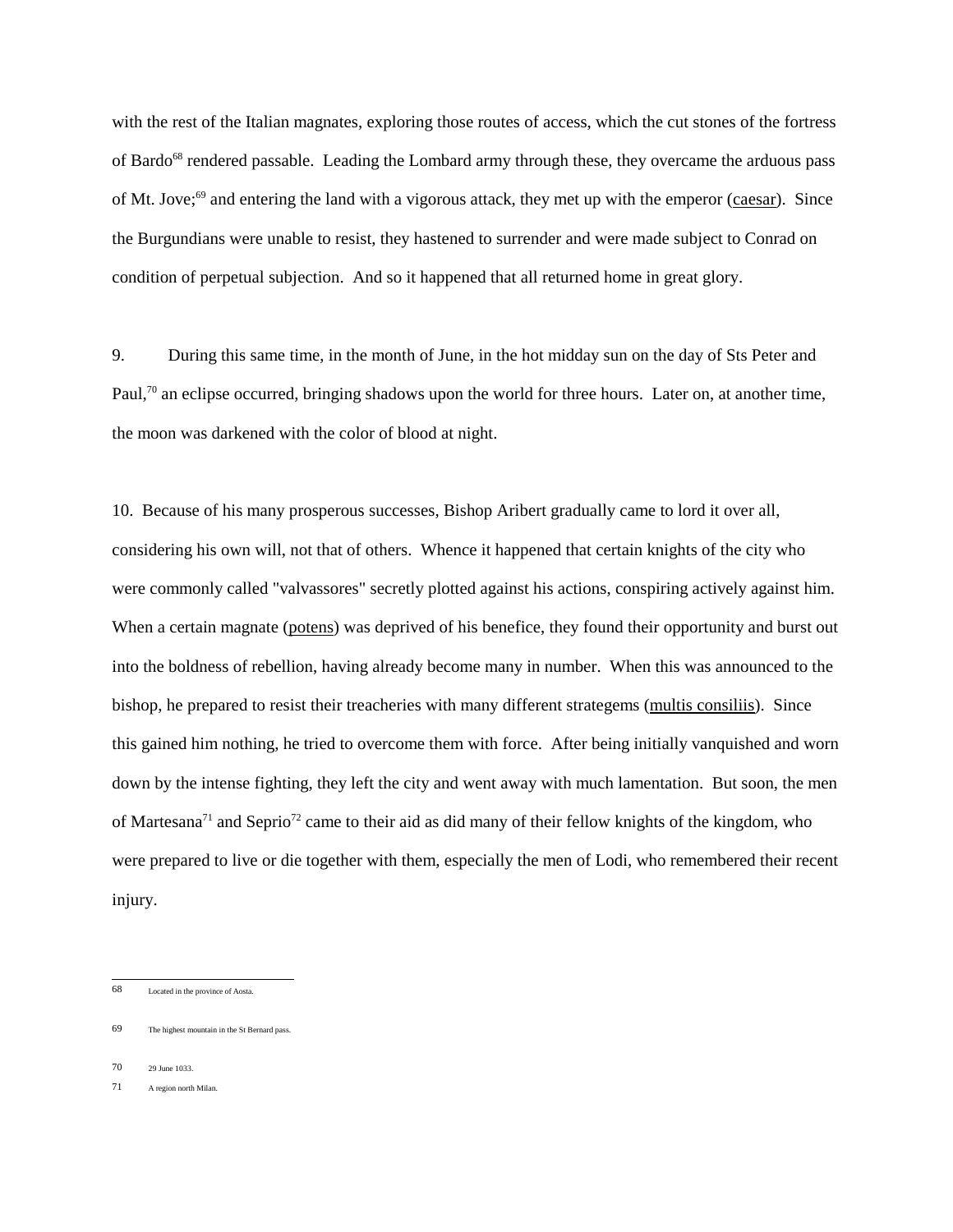with the rest of the Italian magnates, exploring those routes of access, which the cut stones of the fortress of Bardo[68] rendered passable. Leading the Lombard army through these, they overcame the arduous pass of Mt. Jove;[69] and entering the land with a vigorous attack, they met up with the emperor (caesar). Since the Burgundians were unable to resist, they hastened to surrender and were made subject to Conrad on condition of perpetual subjection. And so it happened that all returned home in great glory.

9. During this same time, in the month of June, in the hot midday sun on the day of Sts Peter and Paul,[70] an eclipse occurred, bringing shadows upon the world for three hours. Later on, at another time, the moon was darkened with the color of blood at night.

10. Because of his many prosperous successes, Bishop Aribert gradually came to lord it over all, considering his own will, not that of others. Whence it happened that certain knights of the city who were commonly called "valvassores" secretly plotted against his actions, conspiring actively against him. When a certain magnate (potens) was deprived of his benefice, they found their opportunity and burst out into the boldness of rebellion, having already become many in number. When this was announced to the bishop, he prepared to resist their treacheries with many different strategems (multis consiliis). Since this gained him nothing, he tried to overcome them with force. After being initially vanquished and worn down by the intense fighting, they left the city and went away with much lamentation. But soon, the men of Martesana[71] and Seprio[72] came to their aid as did many of their fellow knights of the kingdom, who were prepared to live or die together with them, especially the men of Lodi, who remembered their recent injury.

---

68 Located in the province of Aosta.

69 The highest mountain in the St Bernard pass.

70 29 June 1033.

71 A region north Milan.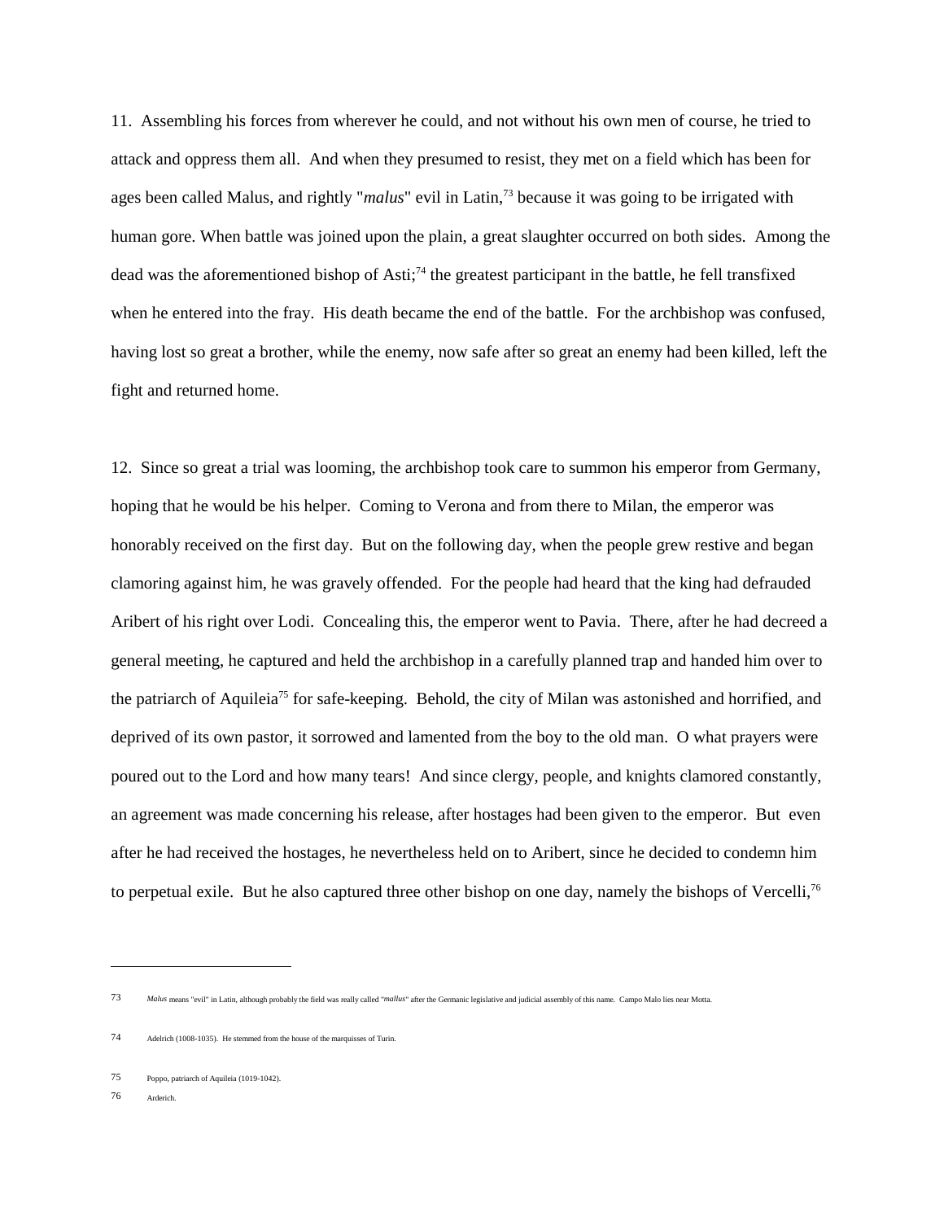11. Assembling his forces from wherever he could, and not without his own men of course, he tried to attack and oppress them all. And when they presumed to resist, they met on a field which has been for ages been called Malus, and rightly "*malus*" evil in Latin,[73] because it was going to be irrigated with human gore. When battle was joined upon the plain, a great slaughter occurred on both sides. Among the dead was the aforementioned bishop of Asti;[74] the greatest participant in the battle, he fell transfixed when he entered into the fray. His death became the end of the battle. For the archbishop was confused, having lost so great a brother, while the enemy, now safe after so great an enemy had been killed, left the fight and returned home.

12. Since so great a trial was looming, the archbishop took care to summon his emperor from Germany, hoping that he would be his helper. Coming to Verona and from there to Milan, the emperor was honorably received on the first day. But on the following day, when the people grew restive and began clamoring against him, he was gravely offended. For the people had heard that the king had defrauded Aribert of his right over Lodi. Concealing this, the emperor went to Pavia. There, after he had decreed a general meeting, he captured and held the archbishop in a carefully planned trap and handed him over to the patriarch of Aquileia[75] for safe-keeping. Behold, the city of Milan was astonished and horrified, and deprived of its own pastor, it sorrowed and lamented from the boy to the old man. O what prayers were poured out to the Lord and how many tears! And since clergy, people, and knights clamored constantly, an agreement was made concerning his release, after hostages had been given to the emperor. But even after he had received the hostages, he nevertheless held on to Aribert, since he decided to condemn him to perpetual exile. But he also captured three other bishop on one day, namely the bishops of Vercelli,[76]

---

73 *Malus* means "evil" in Latin, although probably the field was really called "*mallus*" after the Germanic legislative and judicial assembly of this name. Campo Malo lies near Motta.

74 Adelrich (1008-1035). He stemmed from the house of the marquisses of Turin.

75 Poppo, patriarch of Aquileia (1019-1042).

76 Arderich.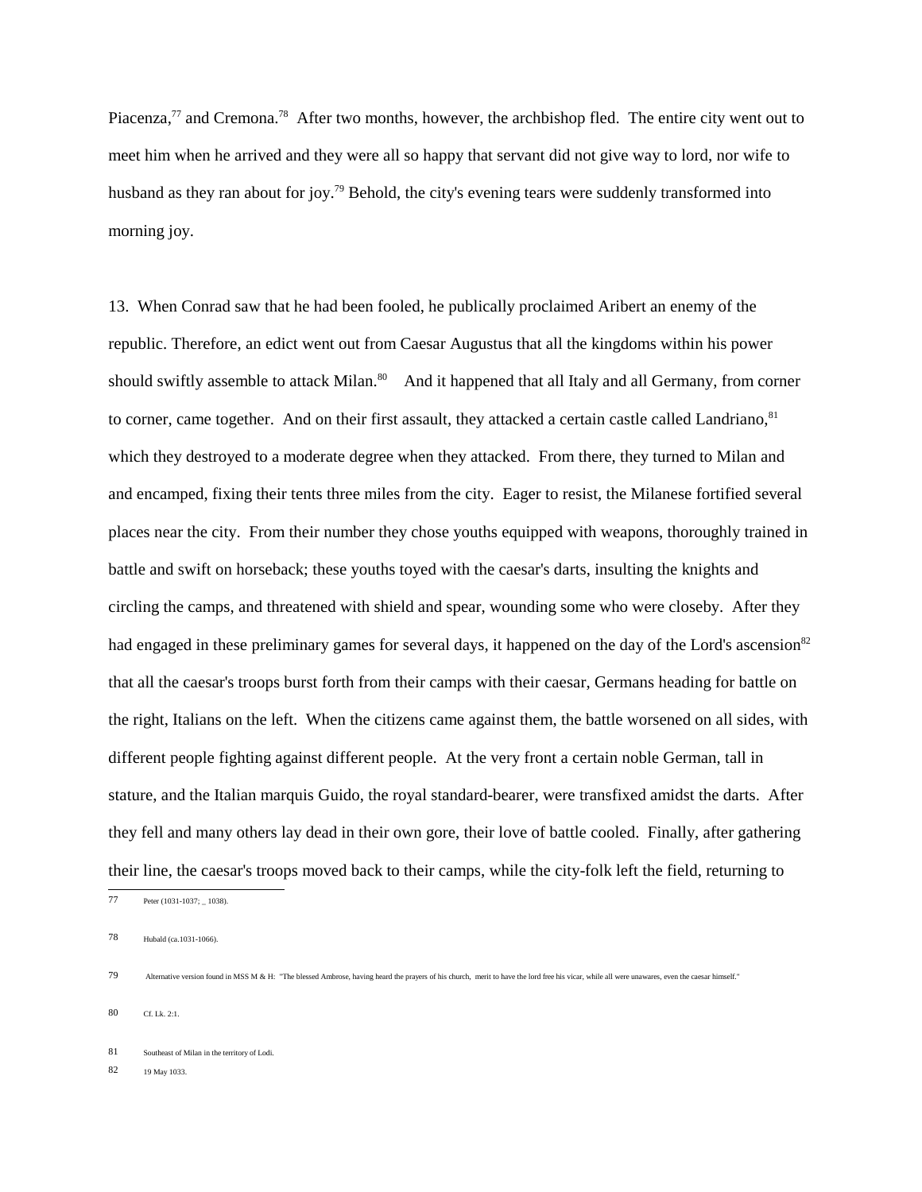Piacenza,[77] and Cremona.[78] After two months, however, the archbishop fled. The entire city went out to meet him when he arrived and they were all so happy that servant did not give way to lord, nor wife to husband as they ran about for joy.[79] Behold, the city's evening tears were suddenly transformed into morning joy.

13. When Conrad saw that he had been fooled, he publically proclaimed Aribert an enemy of the republic. Therefore, an edict went out from Caesar Augustus that all the kingdoms within his power should swiftly assemble to attack Milan.[80] And it happened that all Italy and all Germany, from corner to corner, came together. And on their first assault, they attacked a certain castle called Landriano,[81] which they destroyed to a moderate degree when they attacked. From there, they turned to Milan and and encamped, fixing their tents three miles from the city. Eager to resist, the Milanese fortified several places near the city. From their number they chose youths equipped with weapons, thoroughly trained in battle and swift on horseback; these youths toyed with the caesar's darts, insulting the knights and circling the camps, and threatened with shield and spear, wounding some who were closeby. After they had engaged in these preliminary games for several days, it happened on the day of the Lord's ascension[82] that all the caesar's troops burst forth from their camps with their caesar, Germans heading for battle on the right, Italians on the left. When the citizens came against them, the battle worsened on all sides, with different people fighting against different people. At the very front a certain noble German, tall in stature, and the Italian marquis Guido, the royal standard-bearer, were transfixed amidst the darts. After they fell and many others lay dead in their own gore, their love of battle cooled. Finally, after gathering their line, the caesar's troops moved back to their camps, while the city-folk left the field, returning to

---

77 Peter (1031-1037; _ 1038).

78 Hubald (ca.1031-1066).

79 Alternative version found in MSS M & H: "The blessed Ambrose, having heard the prayers of his church, merit to have the lord free his vicar, while all were unawares, even the caesar himself."

80 Cf. Lk. 2:1.

81 Southeast of Milan in the territory of Lodi.

82 19 May 1033.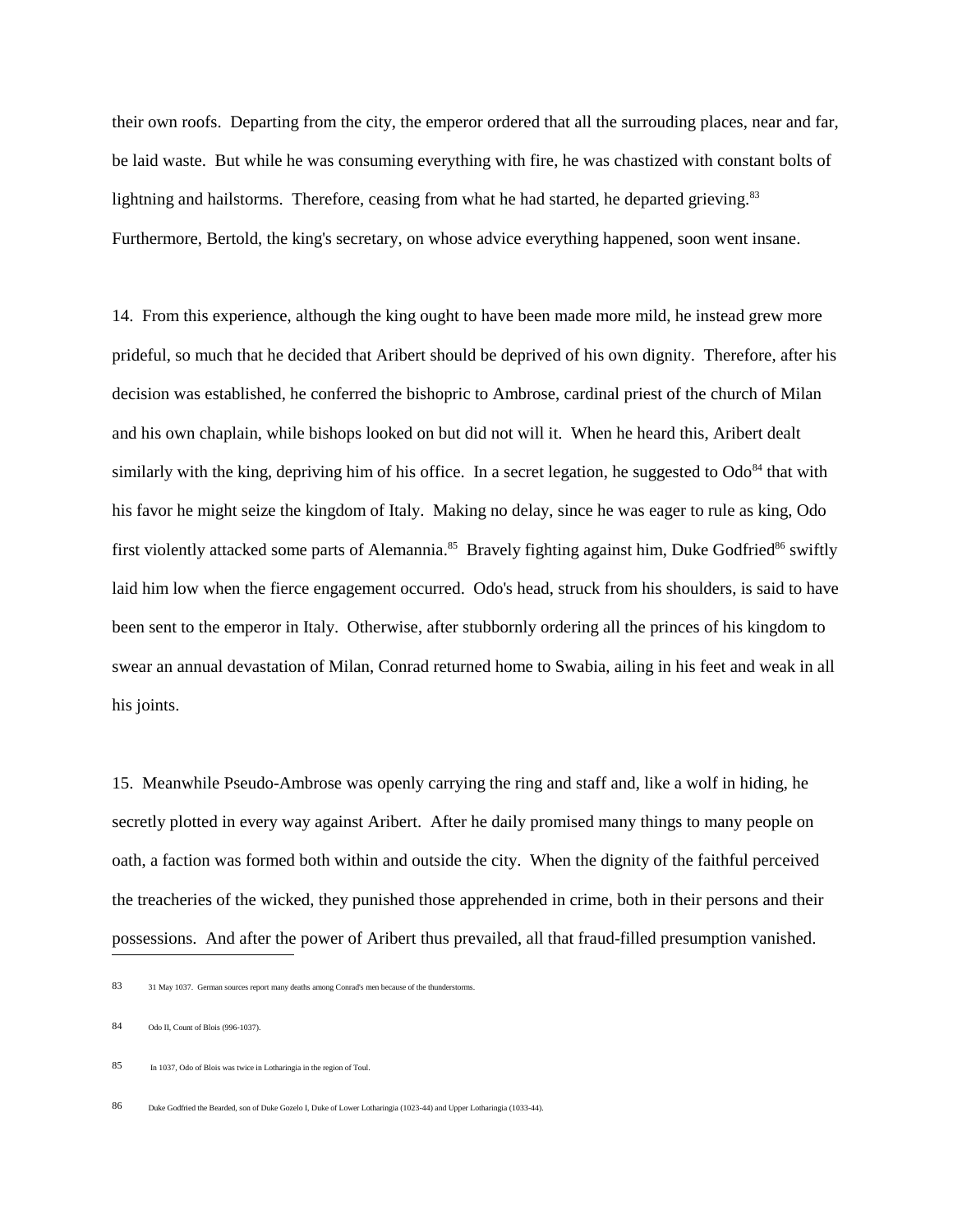their own roofs. Departing from the city, the emperor ordered that all the surrouding places, near and far, be laid waste. But while he was consuming everything with fire, he was chastized with constant bolts of lightning and hailstorms. Therefore, ceasing from what he had started, he departed grieving.[83] Furthermore, Bertold, the king's secretary, on whose advice everything happened, soon went insane.

14. From this experience, although the king ought to have been made more mild, he instead grew more prideful, so much that he decided that Aribert should be deprived of his own dignity. Therefore, after his decision was established, he conferred the bishopric to Ambrose, cardinal priest of the church of Milan and his own chaplain, while bishops looked on but did not will it. When he heard this, Aribert dealt similarly with the king, depriving him of his office. In a secret legation, he suggested to Odo[84] that with his favor he might seize the kingdom of Italy. Making no delay, since he was eager to rule as king, Odo first violently attacked some parts of Alemannia.[85] Bravely fighting against him, Duke Godfried[86] swiftly laid him low when the fierce engagement occurred. Odo's head, struck from his shoulders, is said to have been sent to the emperor in Italy. Otherwise, after stubbornly ordering all the princes of his kingdom to swear an annual devastation of Milan, Conrad returned home to Swabia, ailing in his feet and weak in all his joints.

15. Meanwhile Pseudo-Ambrose was openly carrying the ring and staff and, like a wolf in hiding, he secretly plotted in every way against Aribert. After he daily promised many things to many people on oath, a faction was formed both within and outside the city. When the dignity of the faithful perceived the treacheries of the wicked, they punished those apprehended in crime, both in their persons and their possessions. And after the power of Aribert thus prevailed, all that fraud-filled presumption vanished.

---

83 31 May 1037. German sources report many deaths among Conrad's men because of the thunderstorms.

84 Odo II, Count of Blois (996-1037).

85 In 1037, Odo of Blois was twice in Lotharingia in the region of Toul.

86 Duke Godfried the Bearded, son of Duke Gozelo I, Duke of Lower Lotharingia (1023-44) and Upper Lotharingia (1033-44).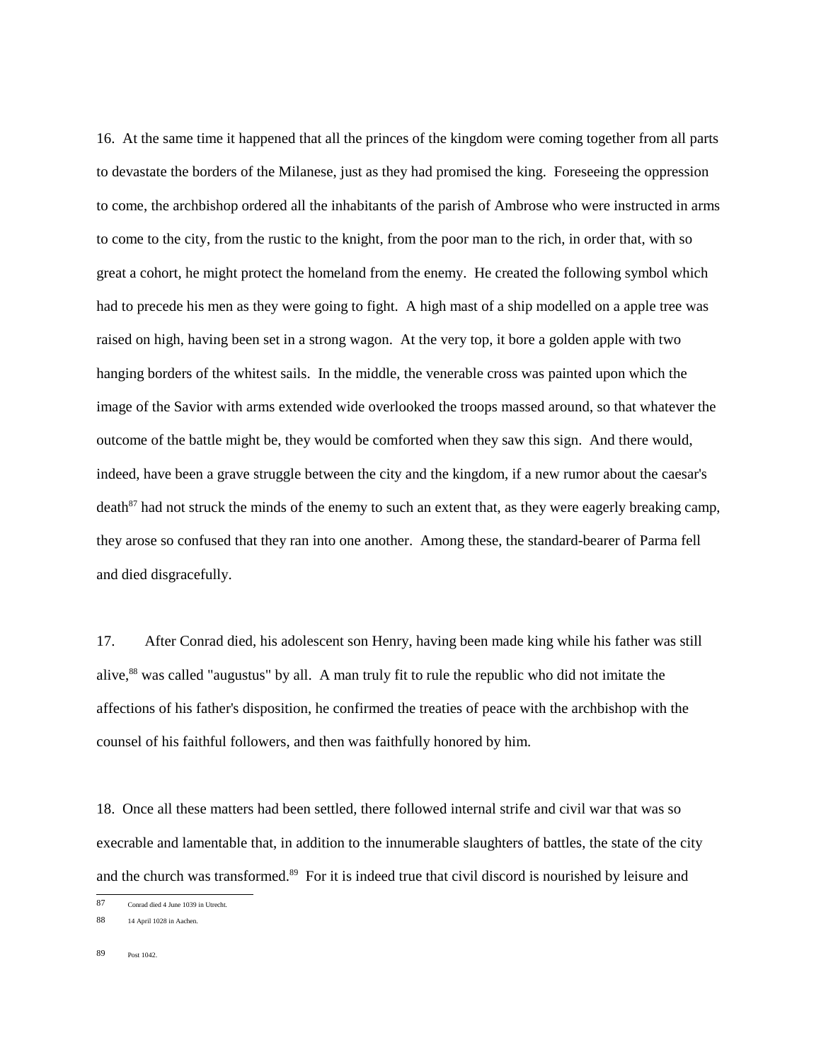16. At the same time it happened that all the princes of the kingdom were coming together from all parts to devastate the borders of the Milanese, just as they had promised the king. Foreseeing the oppression to come, the archbishop ordered all the inhabitants of the parish of Ambrose who were instructed in arms to come to the city, from the rustic to the knight, from the poor man to the rich, in order that, with so great a cohort, he might protect the homeland from the enemy. He created the following symbol which had to precede his men as they were going to fight. A high mast of a ship modelled on a apple tree was raised on high, having been set in a strong wagon. At the very top, it bore a golden apple with two hanging borders of the whitest sails. In the middle, the venerable cross was painted upon which the image of the Savior with arms extended wide overlooked the troops massed around, so that whatever the outcome of the battle might be, they would be comforted when they saw this sign. And there would, indeed, have been a grave struggle between the city and the kingdom, if a new rumor about the caesar's death[87] had not struck the minds of the enemy to such an extent that, as they were eagerly breaking camp, they arose so confused that they ran into one another. Among these, the standard-bearer of Parma fell and died disgracefully.

17. After Conrad died, his adolescent son Henry, having been made king while his father was still alive,[88] was called "augustus" by all. A man truly fit to rule the republic who did not imitate the affections of his father's disposition, he confirmed the treaties of peace with the archbishop with the counsel of his faithful followers, and then was faithfully honored by him.

18. Once all these matters had been settled, there followed internal strife and civil war that was so execrable and lamentable that, in addition to the innumerable slaughters of battles, the state of the city and the church was transformed.[89] For it is indeed true that civil discord is nourished by leisure and

---

87 Conrad died 4 June 1039 in Utrecht.

88 14 April 1028 in Aachen.

89 Post 1042.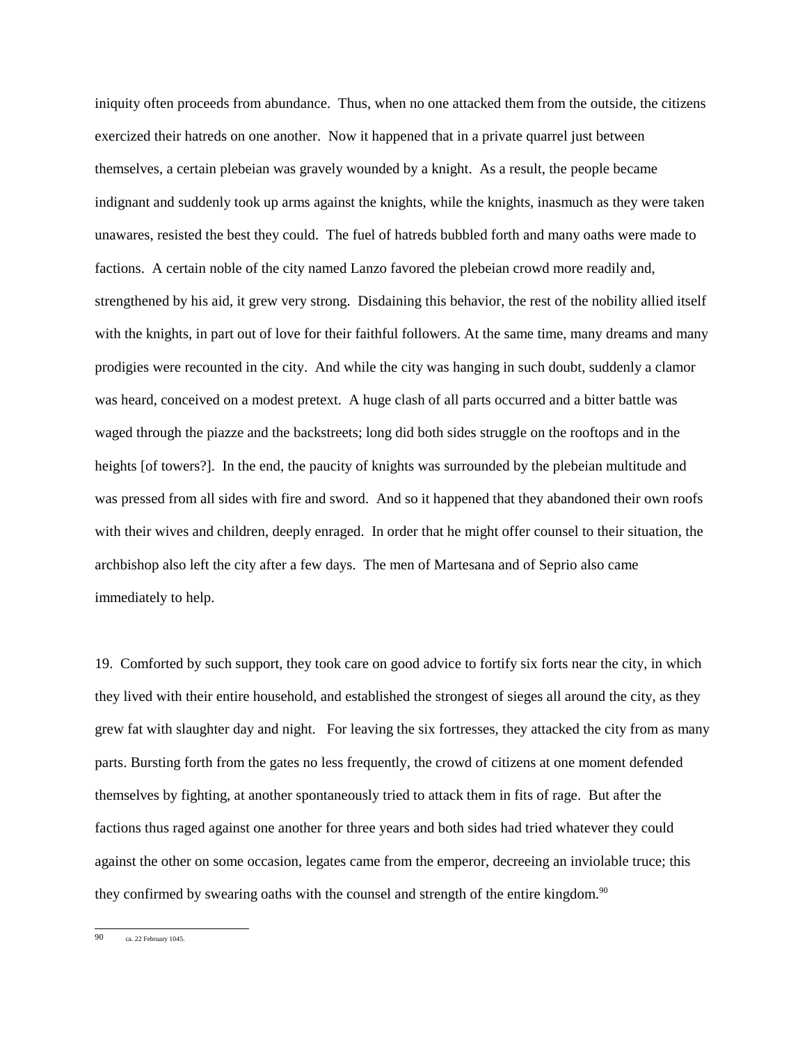iniquity often proceeds from abundance. Thus, when no one attacked them from the outside, the citizens exercized their hatreds on one another. Now it happened that in a private quarrel just between themselves, a certain plebeian was gravely wounded by a knight. As a result, the people became indignant and suddenly took up arms against the knights, while the knights, inasmuch as they were taken unawares, resisted the best they could. The fuel of hatreds bubbled forth and many oaths were made to factions. A certain noble of the city named Lanzo favored the plebeian crowd more readily and, strengthened by his aid, it grew very strong. Disdaining this behavior, the rest of the nobility allied itself with the knights, in part out of love for their faithful followers. At the same time, many dreams and many prodigies were recounted in the city. And while the city was hanging in such doubt, suddenly a clamor was heard, conceived on a modest pretext. A huge clash of all parts occurred and a bitter battle was waged through the piazze and the backstreets; long did both sides struggle on the rooftops and in the heights [of towers?]. In the end, the paucity of knights was surrounded by the plebeian multitude and was pressed from all sides with fire and sword. And so it happened that they abandoned their own roofs with their wives and children, deeply enraged. In order that he might offer counsel to their situation, the archbishop also left the city after a few days. The men of Martesana and of Seprio also came immediately to help.

19. Comforted by such support, they took care on good advice to fortify six forts near the city, in which they lived with their entire household, and established the strongest of sieges all around the city, as they grew fat with slaughter day and night. For leaving the six fortresses, they attacked the city from as many parts. Bursting forth from the gates no less frequently, the crowd of citizens at one moment defended themselves by fighting, at another spontaneously tried to attack them in fits of rage. But after the factions thus raged against one another for three years and both sides had tried whatever they could against the other on some occasion, legates came from the emperor, decreeing an inviolable truce; this they confirmed by swearing oaths with the counsel and strength of the entire kingdom.[90]

---

[90] ca. 22 February 1045.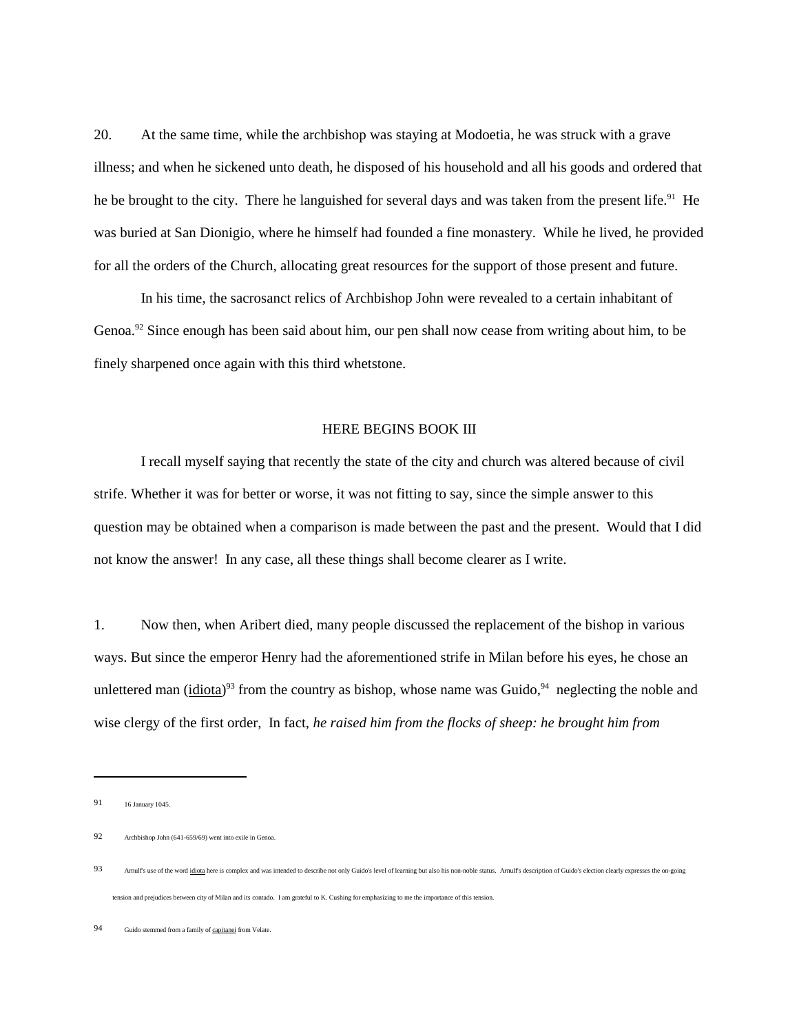20. At the same time, while the archbishop was staying at Modoetia, he was struck with a grave illness; and when he sickened unto death, he disposed of his household and all his goods and ordered that he be brought to the city. There he languished for several days and was taken from the present life.[91] He was buried at San Dionigio, where he himself had founded a fine monastery. While he lived, he provided for all the orders of the Church, allocating great resources for the support of those present and future.

In his time, the sacrosanct relics of Archbishop John were revealed to a certain inhabitant of Genoa.[92] Since enough has been said about him, our pen shall now cease from writing about him, to be finely sharpened once again with this third whetstone.

## HERE BEGINS BOOK III

I recall myself saying that recently the state of the city and church was altered because of civil strife. Whether it was for better or worse, it was not fitting to say, since the simple answer to this question may be obtained when a comparison is made between the past and the present. Would that I did not know the answer! In any case, all these things shall become clearer as I write.

1. Now then, when Aribert died, many people discussed the replacement of the bishop in various ways. But since the emperor Henry had the aforementioned strife in Milan before his eyes, he chose an unlettered man (idiota)[93] from the country as bishop, whose name was Guido,[94] neglecting the noble and wise clergy of the first order, In fact, *he raised him from the flocks of sheep: he brought him from*

---

91 16 January 1045.

92 Archbishop John (641-659/69) went into exile in Genoa.

93 Arnulf's use of the word idiota here is complex and was intended to describe not only Guido's level of learning but also his non-noble status. Arnulf's description of Guido's election clearly expresses the on-going tension and prejudices between city of Milan and its contado. I am grateful to K. Cushing for emphasizing to me the importance of this tension.

94 Guido stemmed from a family of capitanei from Velate.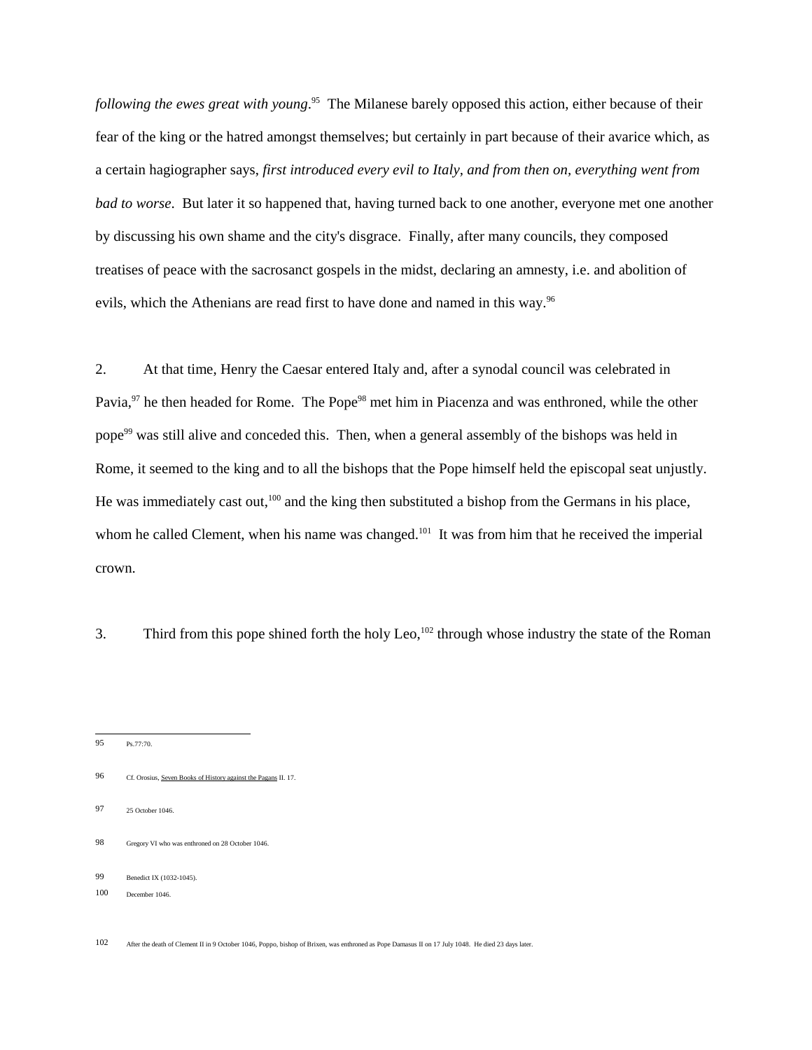*following the ewes great with young*.[95] The Milanese barely opposed this action, either because of their fear of the king or the hatred amongst themselves; but certainly in part because of their avarice which, as a certain hagiographer says, *first introduced every evil to Italy, and from then on, everything went from bad to worse*. But later it so happened that, having turned back to one another, everyone met one another by discussing his own shame and the city's disgrace. Finally, after many councils, they composed treatises of peace with the sacrosanct gospels in the midst, declaring an amnesty, i.e. and abolition of evils, which the Athenians are read first to have done and named in this way.[96]

2. At that time, Henry the Caesar entered Italy and, after a synodal council was celebrated in Pavia,[97] he then headed for Rome. The Pope[98] met him in Piacenza and was enthroned, while the other pope[99] was still alive and conceded this. Then, when a general assembly of the bishops was held in Rome, it seemed to the king and to all the bishops that the Pope himself held the episcopal seat unjustly. He was immediately cast out,[100] and the king then substituted a bishop from the Germans in his place, whom he called Clement, when his name was changed.[101] It was from him that he received the imperial crown.

3. Third from this pope shined forth the holy Leo,[102] through whose industry the state of the Roman

---

95 Ps.77:70.

96 Cf. Orosius, Seven Books of History against the Pagans II. 17.

97 25 October 1046.

98 Gregory VI who was enthroned on 28 October 1046.

99 Benedict IX (1032-1045).

100 December 1046.

102 After the death of Clement II in 9 October 1046, Poppo, bishop of Brixen, was enthroned as Pope Damasus II on 17 July 1048. He died 23 days later.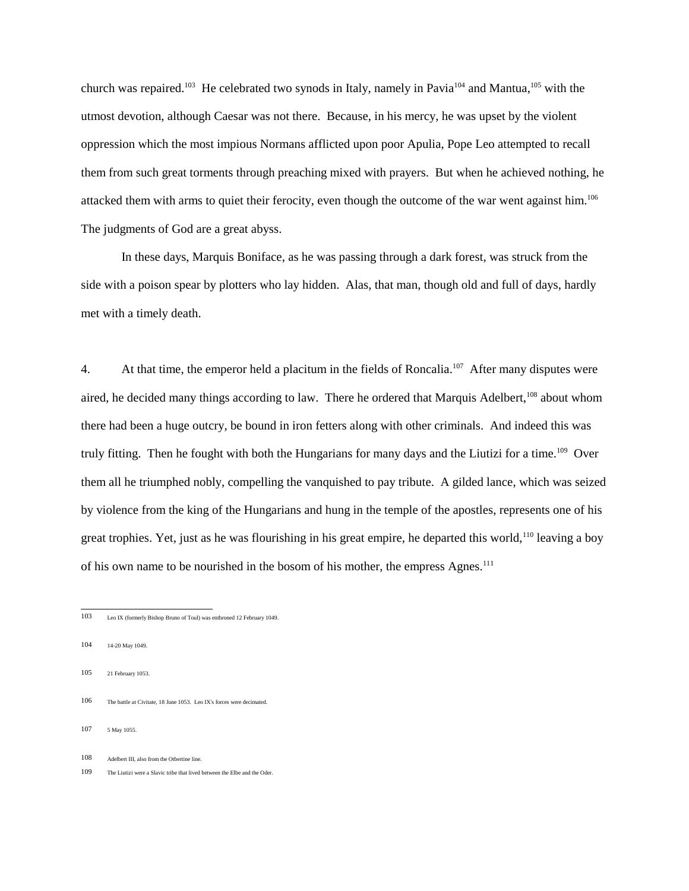church was repaired.[103] He celebrated two synods in Italy, namely in Pavia[104] and Mantua,[105] with the utmost devotion, although Caesar was not there. Because, in his mercy, he was upset by the violent oppression which the most impious Normans afflicted upon poor Apulia, Pope Leo attempted to recall them from such great torments through preaching mixed with prayers. But when he achieved nothing, he attacked them with arms to quiet their ferocity, even though the outcome of the war went against him.[106] The judgments of God are a great abyss.

In these days, Marquis Boniface, as he was passing through a dark forest, was struck from the side with a poison spear by plotters who lay hidden. Alas, that man, though old and full of days, hardly met with a timely death.

4. At that time, the emperor held a placitum in the fields of Roncalia.[107] After many disputes were aired, he decided many things according to law. There he ordered that Marquis Adelbert,[108] about whom there had been a huge outcry, be bound in iron fetters along with other criminals. And indeed this was truly fitting. Then he fought with both the Hungarians for many days and the Liutizi for a time.[109] Over them all he triumphed nobly, compelling the vanquished to pay tribute. A gilded lance, which was seized by violence from the king of the Hungarians and hung in the temple of the apostles, represents one of his great trophies. Yet, just as he was flourishing in his great empire, he departed this world,[110] leaving a boy of his own name to be nourished in the bosom of his mother, the empress Agnes.[111]

---

103 Leo IX (formerly Bishop Bruno of Toul) was enthroned 12 February 1049.

104 14-20 May 1049.

105 21 February 1053.

106 The battle at Civitate, 18 June 1053. Leo IX's forces were decimated.

107 5 May 1055.

108 Adelbert III, also from the Otbertine line.

109 The Liutizi were a Slavic tribe that lived between the Elbe and the Oder.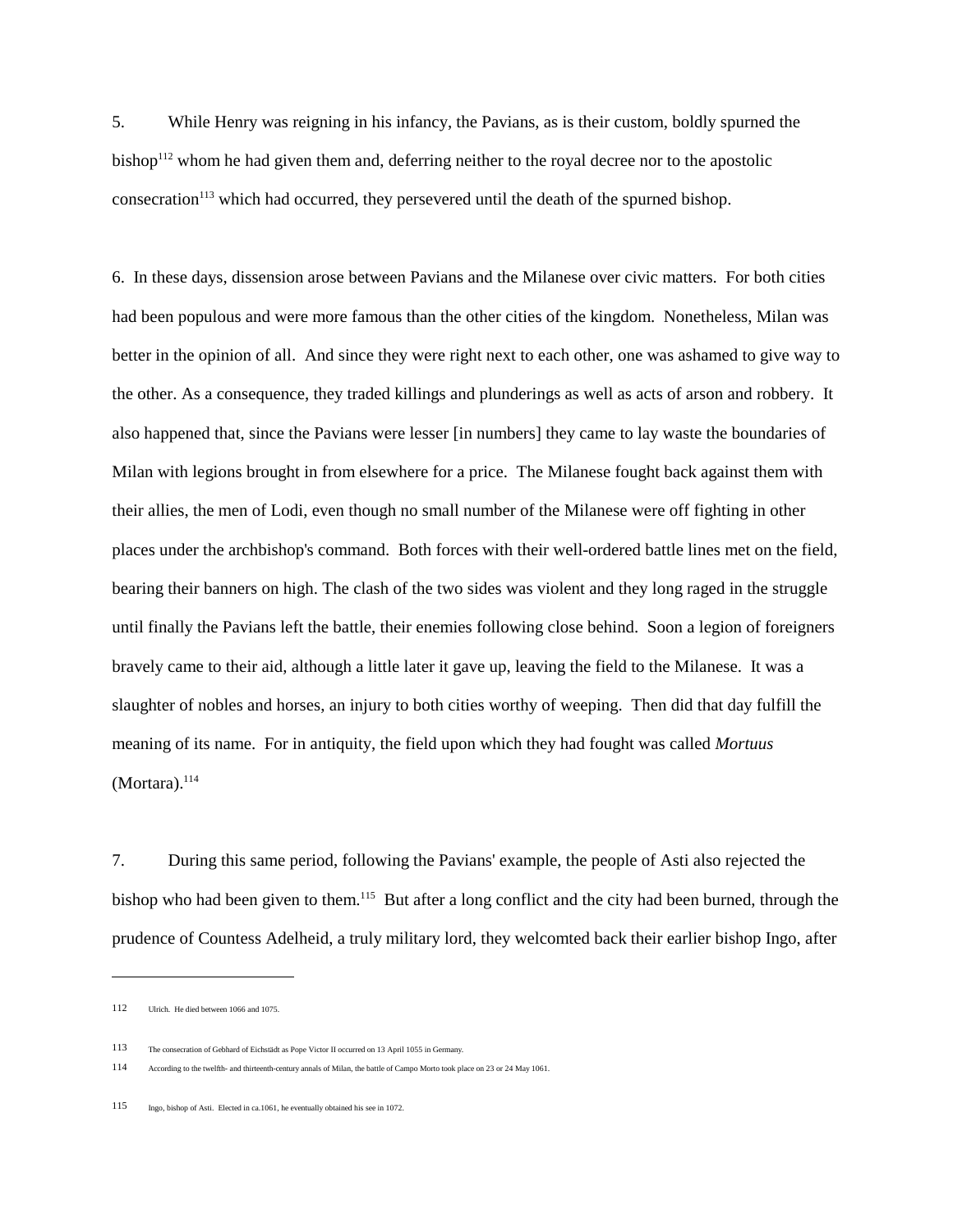5. While Henry was reigning in his infancy, the Pavians, as is their custom, boldly spurned the bishop[112] whom he had given them and, deferring neither to the royal decree nor to the apostolic consecration[113] which had occurred, they persevered until the death of the spurned bishop.

6. In these days, dissension arose between Pavians and the Milanese over civic matters. For both cities had been populous and were more famous than the other cities of the kingdom. Nonetheless, Milan was better in the opinion of all. And since they were right next to each other, one was ashamed to give way to the other. As a consequence, they traded killings and plunderings as well as acts of arson and robbery. It also happened that, since the Pavians were lesser [in numbers] they came to lay waste the boundaries of Milan with legions brought in from elsewhere for a price. The Milanese fought back against them with their allies, the men of Lodi, even though no small number of the Milanese were off fighting in other places under the archbishop's command. Both forces with their well-ordered battle lines met on the field, bearing their banners on high. The clash of the two sides was violent and they long raged in the struggle until finally the Pavians left the battle, their enemies following close behind. Soon a legion of foreigners bravely came to their aid, although a little later it gave up, leaving the field to the Milanese. It was a slaughter of nobles and horses, an injury to both cities worthy of weeping. Then did that day fulfill the meaning of its name. For in antiquity, the field upon which they had fought was called *Mortuus* (Mortara).[114]

7. During this same period, following the Pavians' example, the people of Asti also rejected the bishop who had been given to them.[115] But after a long conflict and the city had been burned, through the prudence of Countess Adelheid, a truly military lord, they welcomted back their earlier bishop Ingo, after

---

112 Ulrich. He died between 1066 and 1075.

113 The consecration of Gebhard of Eichstädt as Pope Victor II occurred on 13 April 1055 in Germany.

114 According to the twelfth- and thirteenth-century annals of Milan, the battle of Campo Morto took place on 23 or 24 May 1061.

115 Ingo, bishop of Asti. Elected in ca.1061, he eventually obtained his see in 1072.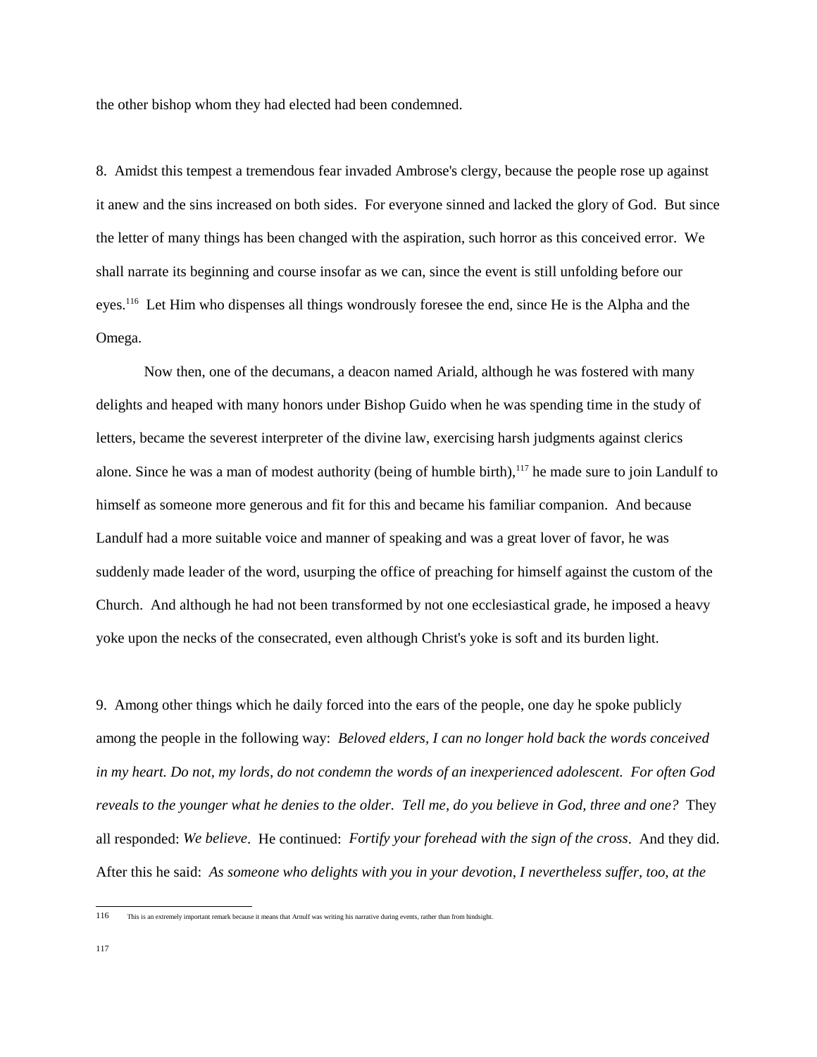the other bishop whom they had elected had been condemned.

8. Amidst this tempest a tremendous fear invaded Ambrose's clergy, because the people rose up against it anew and the sins increased on both sides. For everyone sinned and lacked the glory of God. But since the letter of many things has been changed with the aspiration, such horror as this conceived error. We shall narrate its beginning and course insofar as we can, since the event is still unfolding before our eyes.[116] Let Him who dispenses all things wondrously foresee the end, since He is the Alpha and the Omega.

Now then, one of the decumans, a deacon named Ariald, although he was fostered with many delights and heaped with many honors under Bishop Guido when he was spending time in the study of letters, became the severest interpreter of the divine law, exercising harsh judgments against clerics alone. Since he was a man of modest authority (being of humble birth),[117] he made sure to join Landulf to himself as someone more generous and fit for this and became his familiar companion. And because Landulf had a more suitable voice and manner of speaking and was a great lover of favor, he was suddenly made leader of the word, usurping the office of preaching for himself against the custom of the Church. And although he had not been transformed by not one ecclesiastical grade, he imposed a heavy yoke upon the necks of the consecrated, even although Christ's yoke is soft and its burden light.

9. Among other things which he daily forced into the ears of the people, one day he spoke publicly among the people in the following way: *Beloved elders, I can no longer hold back the words conceived in my heart. Do not, my lords, do not condemn the words of an inexperienced adolescent. For often God reveals to the younger what he denies to the older. Tell me, do you believe in God, three and one?* They all responded: *We believe*. He continued: *Fortify your forehead with the sign of the cross*. And they did. After this he said: *As someone who delights with you in your devotion, I nevertheless suffer, too, at the*

---

116 This is an extremely important remark because it means that Arnulf was writing his narrative during events, rather than from hindsight.

117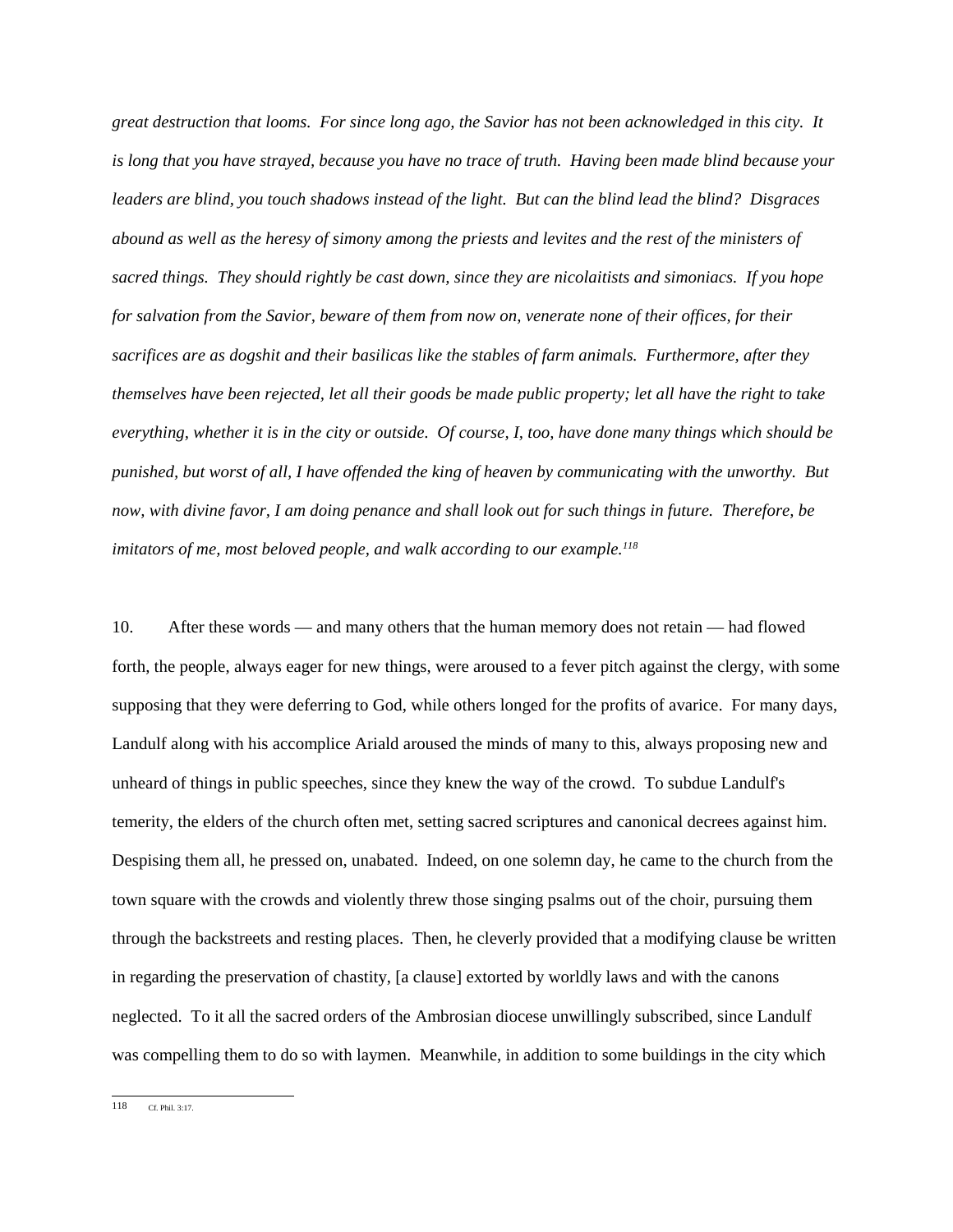*great destruction that looms. For since long ago, the Savior has not been acknowledged in this city. It is long that you have strayed, because you have no trace of truth. Having been made blind because your leaders are blind, you touch shadows instead of the light. But can the blind lead the blind? Disgraces abound as well as the heresy of simony among the priests and levites and the rest of the ministers of sacred things. They should rightly be cast down, since they are nicolaitists and simoniacs. If you hope for salvation from the Savior, beware of them from now on, venerate none of their offices, for their sacrifices are as dogshit and their basilicas like the stables of farm animals. Furthermore, after they themselves have been rejected, let all their goods be made public property; let all have the right to take everything, whether it is in the city or outside. Of course, I, too, have done many things which should be punished, but worst of all, I have offended the king of heaven by communicating with the unworthy. But now, with divine favor, I am doing penance and shall look out for such things in future. Therefore, be imitators of me, most beloved people, and walk according to our example.*[118]

10. After these words — and many others that the human memory does not retain — had flowed forth, the people, always eager for new things, were aroused to a fever pitch against the clergy, with some supposing that they were deferring to God, while others longed for the profits of avarice. For many days, Landulf along with his accomplice Ariald aroused the minds of many to this, always proposing new and unheard of things in public speeches, since they knew the way of the crowd. To subdue Landulf's temerity, the elders of the church often met, setting sacred scriptures and canonical decrees against him. Despising them all, he pressed on, unabated. Indeed, on one solemn day, he came to the church from the town square with the crowds and violently threw those singing psalms out of the choir, pursuing them through the backstreets and resting places. Then, he cleverly provided that a modifying clause be written in regarding the preservation of chastity, [a clause] extorted by worldly laws and with the canons neglected. To it all the sacred orders of the Ambrosian diocese unwillingly subscribed, since Landulf was compelling them to do so with laymen. Meanwhile, in addition to some buildings in the city which

---

118 Cf. Phil. 3:17.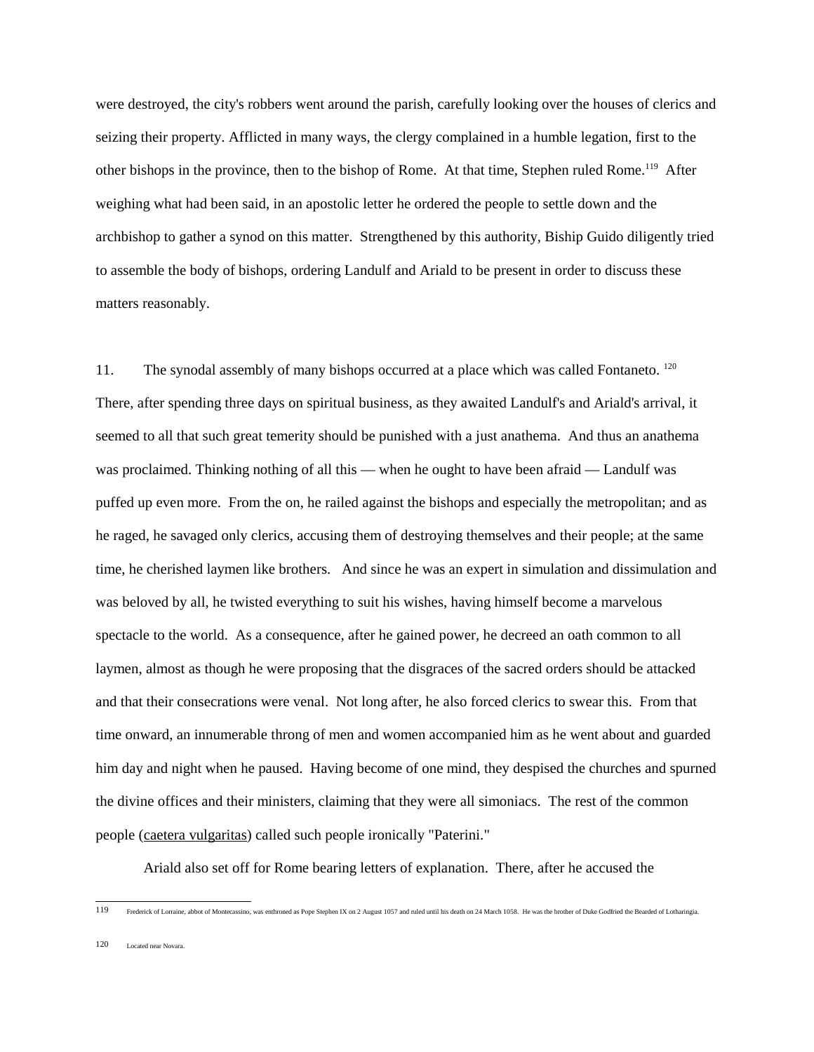were destroyed, the city's robbers went around the parish, carefully looking over the houses of clerics and seizing their property. Afflicted in many ways, the clergy complained in a humble legation, first to the other bishops in the province, then to the bishop of Rome. At that time, Stephen ruled Rome.[119] After weighing what had been said, in an apostolic letter he ordered the people to settle down and the archbishop to gather a synod on this matter. Strengthened by this authority, Biship Guido diligently tried to assemble the body of bishops, ordering Landulf and Ariald to be present in order to discuss these matters reasonably.

11. The synodal assembly of many bishops occurred at a place which was called Fontaneto.[120] There, after spending three days on spiritual business, as they awaited Landulf's and Ariald's arrival, it seemed to all that such great temerity should be punished with a just anathema. And thus an anathema was proclaimed. Thinking nothing of all this — when he ought to have been afraid — Landulf was puffed up even more. From the on, he railed against the bishops and especially the metropolitan; and as he raged, he savaged only clerics, accusing them of destroying themselves and their people; at the same time, he cherished laymen like brothers. And since he was an expert in simulation and dissimulation and was beloved by all, he twisted everything to suit his wishes, having himself become a marvelous spectacle to the world. As a consequence, after he gained power, he decreed an oath common to all laymen, almost as though he were proposing that the disgraces of the sacred orders should be attacked and that their consecrations were venal. Not long after, he also forced clerics to swear this. From that time onward, an innumerable throng of men and women accompanied him as he went about and guarded him day and night when he paused. Having become of one mind, they despised the churches and spurned the divine offices and their ministers, claiming that they were all simoniacs. The rest of the common people (caetera vulgaritas) called such people ironically "Paterini."

Ariald also set off for Rome bearing letters of explanation. There, after he accused the

---

119 Frederick of Lorraine, abbot of Montecassino, was enthroned as Pope Stephen IX on 2 August 1057 and ruled until his death on 24 March 1058. He was the brother of Duke Godfried the Bearded of Lotharingia.

120 Located near Novara.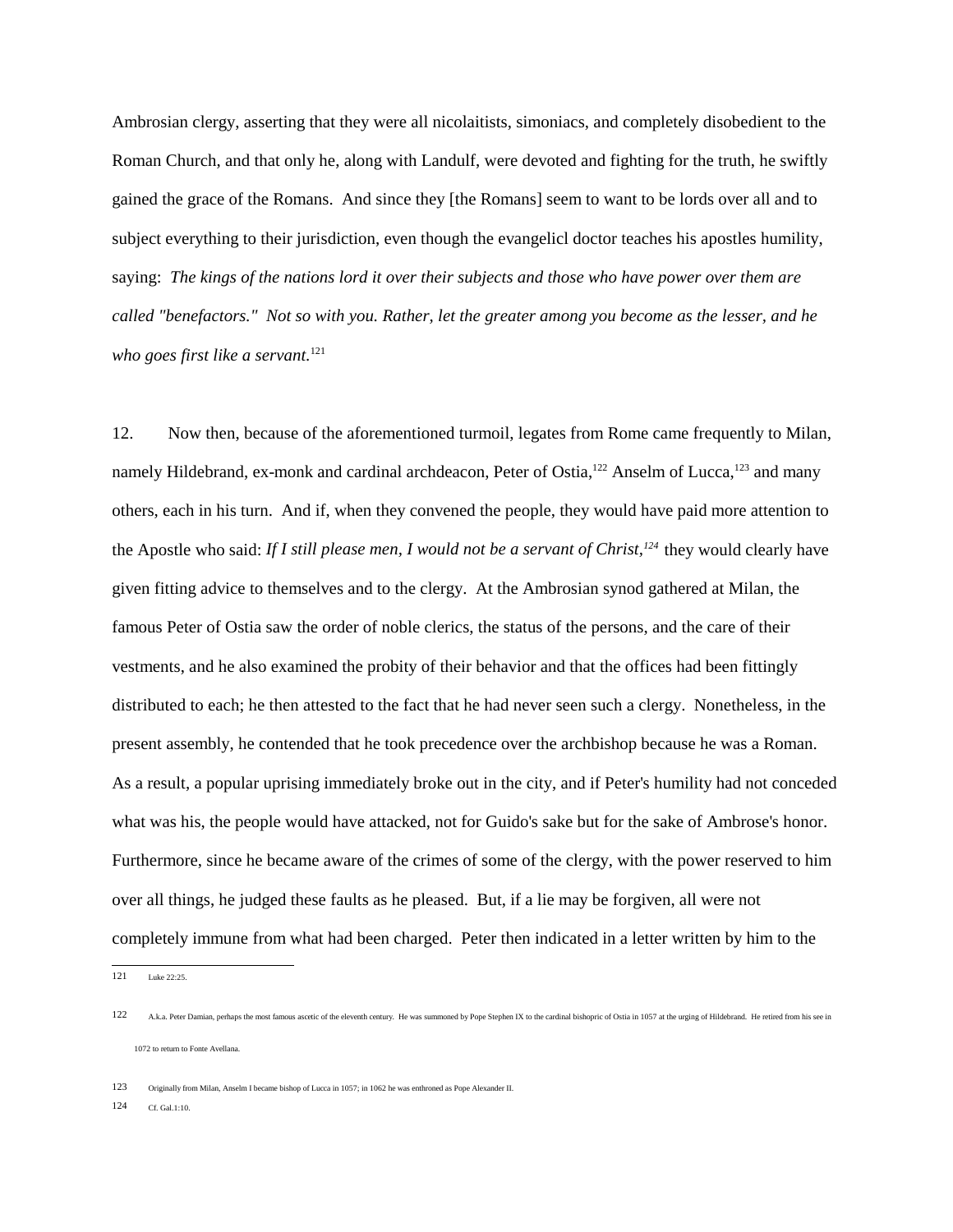Ambrosian clergy, asserting that they were all nicolaitists, simoniacs, and completely disobedient to the Roman Church, and that only he, along with Landulf, were devoted and fighting for the truth, he swiftly gained the grace of the Romans. And since they [the Romans] seem to want to be lords over all and to subject everything to their jurisdiction, even though the evangelicl doctor teaches his apostles humility, saying: *The kings of the nations lord it over their subjects and those who have power over them are called "benefactors." Not so with you. Rather, let the greater among you become as the lesser, and he who goes first like a servant.*[121]

12. Now then, because of the aforementioned turmoil, legates from Rome came frequently to Milan, namely Hildebrand, ex-monk and cardinal archdeacon, Peter of Ostia,[122] Anselm of Lucca,[123] and many others, each in his turn. And if, when they convened the people, they would have paid more attention to the Apostle who said: *If I still please men, I would not be a servant of Christ,*[124] they would clearly have given fitting advice to themselves and to the clergy. At the Ambrosian synod gathered at Milan, the famous Peter of Ostia saw the order of noble clerics, the status of the persons, and the care of their vestments, and he also examined the probity of their behavior and that the offices had been fittingly distributed to each; he then attested to the fact that he had never seen such a clergy. Nonetheless, in the present assembly, he contended that he took precedence over the archbishop because he was a Roman. As a result, a popular uprising immediately broke out in the city, and if Peter's humility had not conceded what was his, the people would have attacked, not for Guido's sake but for the sake of Ambrose's honor. Furthermore, since he became aware of the crimes of some of the clergy, with the power reserved to him over all things, he judged these faults as he pleased. But, if a lie may be forgiven, all were not completely immune from what had been charged. Peter then indicated in a letter written by him to the

---

[121] Luke 22:25.

[122] A.k.a. Peter Damian, perhaps the most famous ascetic of the eleventh century. He was summoned by Pope Stephen IX to the cardinal bishopric of Ostia in 1057 at the urging of Hildebrand. He retired from his see in 1072 to return to Fonte Avellana.

[123] Originally from Milan, Anselm I became bishop of Lucca in 1057; in 1062 he was enthroned as Pope Alexander II.

[124] Cf. Gal.1:10.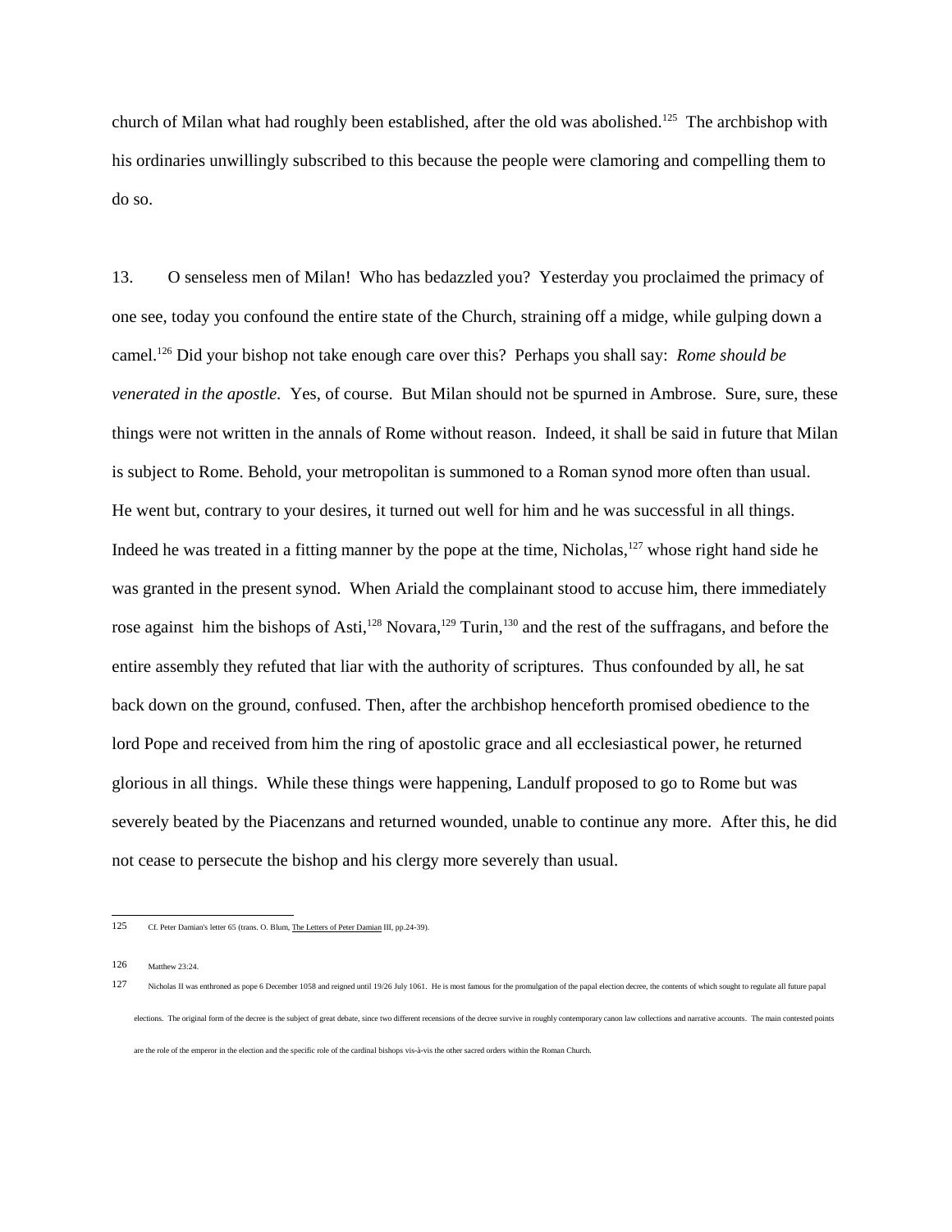church of Milan what had roughly been established, after the old was abolished.[125] The archbishop with his ordinaries unwillingly subscribed to this because the people were clamoring and compelling them to do so.

13. O senseless men of Milan! Who has bedazzled you? Yesterday you proclaimed the primacy of one see, today you confound the entire state of the Church, straining off a midge, while gulping down a camel.[126] Did your bishop not take enough care over this? Perhaps you shall say: *Rome should be venerated in the apostle.* Yes, of course. But Milan should not be spurned in Ambrose. Sure, sure, these things were not written in the annals of Rome without reason. Indeed, it shall be said in future that Milan is subject to Rome. Behold, your metropolitan is summoned to a Roman synod more often than usual. He went but, contrary to your desires, it turned out well for him and he was successful in all things. Indeed he was treated in a fitting manner by the pope at the time, Nicholas,[127] whose right hand side he was granted in the present synod. When Ariald the complainant stood to accuse him, there immediately rose against him the bishops of Asti,[128] Novara,[129] Turin,[130] and the rest of the suffragans, and before the entire assembly they refuted that liar with the authority of scriptures. Thus confounded by all, he sat back down on the ground, confused. Then, after the archbishop henceforth promised obedience to the lord Pope and received from him the ring of apostolic grace and all ecclesiastical power, he returned glorious in all things. While these things were happening, Landulf proposed to go to Rome but was severely beaten by the Piacenzans and returned wounded, unable to continue any more. After this, he did not cease to persecute the bishop and his clergy more severely than usual.

---

125 Cf. Peter Damian's letter 65 (trans. O. Blum, The Letters of Peter Damian III, pp.24-39).

126 Matthew 23:24.

127 Nicholas II was enthroned as pope 6 December 1058 and reigned until 19/26 July 1061. He is most famous for the promulgation of the papal election decree, the contents of which sought to regulate all future papal elections. The original form of the decree is the subject of great debate, since two different recensions of the decree survive in roughly contemporary canon law collections and narrative accounts. The main contested points are the role of the emperor in the election and the specific role of the cardinal bishops vis-à-vis the other sacred orders within the Roman Church.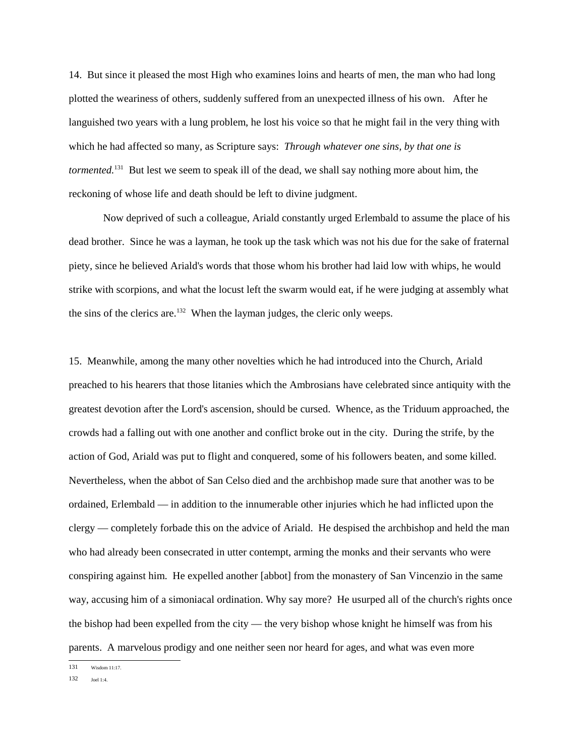14. But since it pleased the most High who examines loins and hearts of men, the man who had long plotted the weariness of others, suddenly suffered from an unexpected illness of his own. After he languished two years with a lung problem, he lost his voice so that he might fail in the very thing with which he had affected so many, as Scripture says: *Through whatever one sins, by that one is tormented.*[131] But lest we seem to speak ill of the dead, we shall say nothing more about him, the reckoning of whose life and death should be left to divine judgment.

Now deprived of such a colleague, Ariald constantly urged Erlembald to assume the place of his dead brother. Since he was a layman, he took up the task which was not his due for the sake of fraternal piety, since he believed Ariald's words that those whom his brother had laid low with whips, he would strike with scorpions, and what the locust left the swarm would eat, if he were judging at assembly what the sins of the clerics are.[132] When the layman judges, the cleric only weeps.

15. Meanwhile, among the many other novelties which he had introduced into the Church, Ariald preached to his hearers that those litanies which the Ambrosians have celebrated since antiquity with the greatest devotion after the Lord's ascension, should be cursed. Whence, as the Triduum approached, the crowds had a falling out with one another and conflict broke out in the city. During the strife, by the action of God, Ariald was put to flight and conquered, some of his followers beaten, and some killed. Nevertheless, when the abbot of San Celso died and the archbishop made sure that another was to be ordained, Erlembald — in addition to the innumerable other injuries which he had inflicted upon the clergy — completely forbade this on the advice of Ariald. He despised the archbishop and held the man who had already been consecrated in utter contempt, arming the monks and their servants who were conspiring against him. He expelled another [abbot] from the monastery of San Vincenzio in the same way, accusing him of a simoniacal ordination. Why say more? He usurped all of the church's rights once the bishop had been expelled from the city — the very bishop whose knight he himself was from his parents. A marvelous prodigy and one neither seen nor heard for ages, and what was even more

131 Wisdom 11:17.

132 Joel 1:4.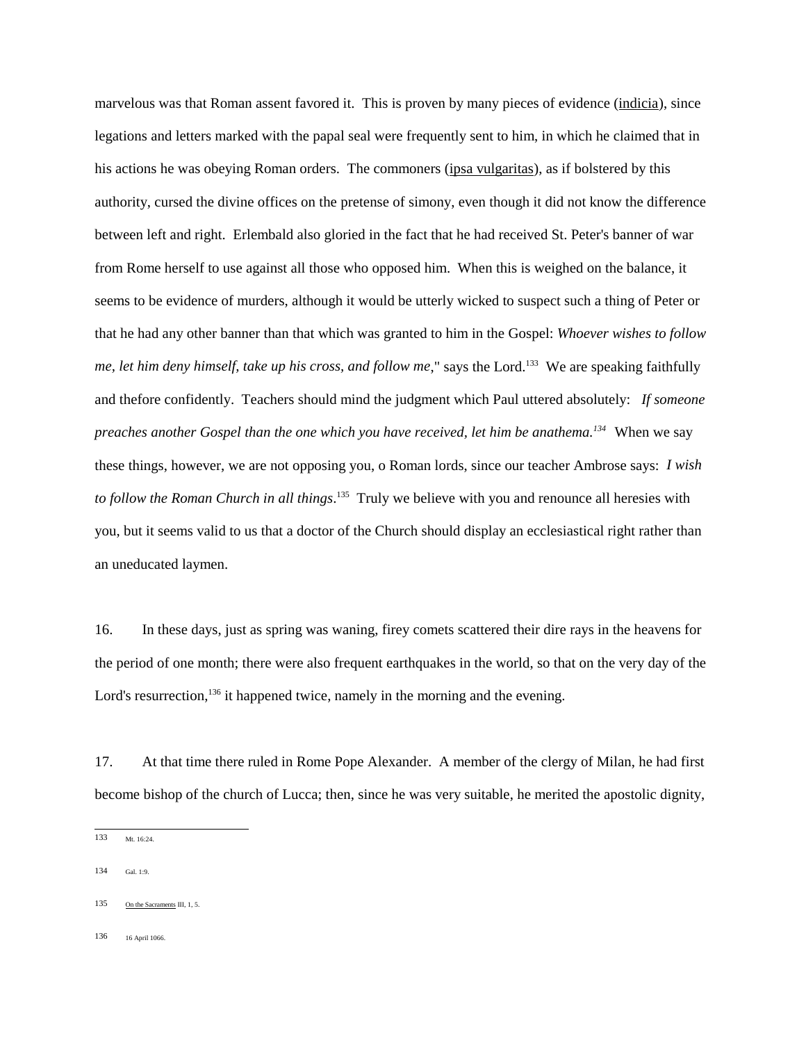marvelous was that Roman assent favored it. This is proven by many pieces of evidence (indicia), since legations and letters marked with the papal seal were frequently sent to him, in which he claimed that in his actions he was obeying Roman orders. The commoners (ipsa vulgaritas), as if bolstered by this authority, cursed the divine offices on the pretense of simony, even though it did not know the difference between left and right. Erlembald also gloried in the fact that he had received St. Peter's banner of war from Rome herself to use against all those who opposed him. When this is weighed on the balance, it seems to be evidence of murders, although it would be utterly wicked to suspect such a thing of Peter or that he had any other banner than that which was granted to him in the Gospel: *Whoever wishes to follow me, let him deny himself, take up his cross, and follow me*," says the Lord.[133] We are speaking faithfully and thefore confidently. Teachers should mind the judgment which Paul uttered absolutely: *If someone preaches another Gospel than the one which you have received, let him be anathema.*[134] When we say these things, however, we are not opposing you, o Roman lords, since our teacher Ambrose says: *I wish to follow the Roman Church in all things*.[135] Truly we believe with you and renounce all heresies with you, but it seems valid to us that a doctor of the Church should display an ecclesiastical right rather than an uneducated laymen.

16. In these days, just as spring was waning, firey comets scattered their dire rays in the heavens for the period of one month; there were also frequent earthquakes in the world, so that on the very day of the Lord's resurrection,[136] it happened twice, namely in the morning and the evening.

17. At that time there ruled in Rome Pope Alexander. A member of the clergy of Milan, he had first become bishop of the church of Lucca; then, since he was very suitable, he merited the apostolic dignity,

---

133 Mt. 16:24.

134 Gal. 1:9.

135 On the Sacraments III, 1, 5.

136 16 April 1066.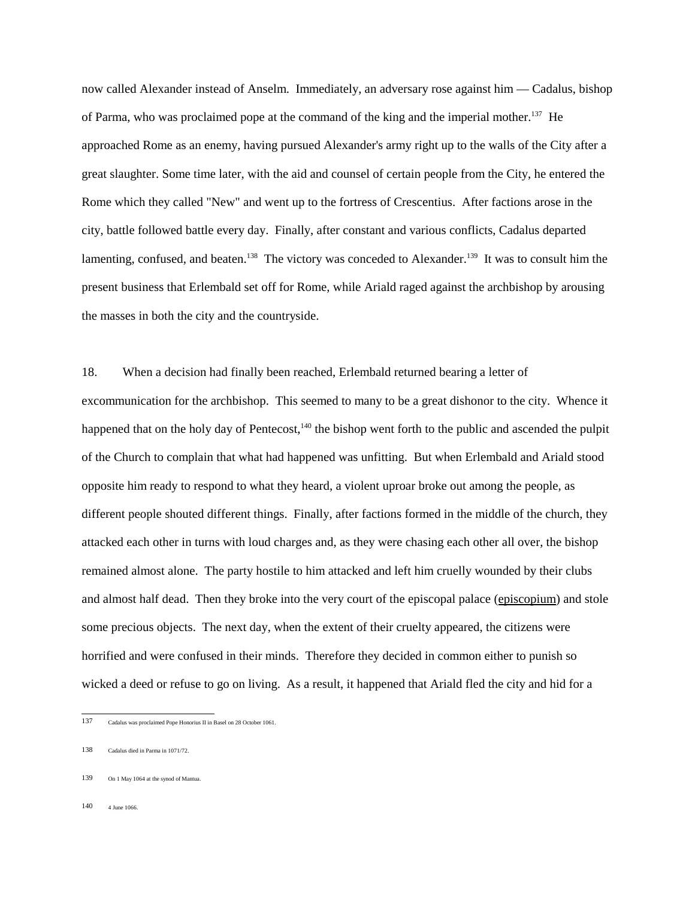now called Alexander instead of Anselm. Immediately, an adversary rose against him — Cadalus, bishop of Parma, who was proclaimed pope at the command of the king and the imperial mother.[137] He approached Rome as an enemy, having pursued Alexander's army right up to the walls of the City after a great slaughter. Some time later, with the aid and counsel of certain people from the City, he entered the Rome which they called "New" and went up to the fortress of Crescentius. After factions arose in the city, battle followed battle every day. Finally, after constant and various conflicts, Cadalus departed lamenting, confused, and beaten.[138] The victory was conceded to Alexander.[139] It was to consult him the present business that Erlembald set off for Rome, while Ariald raged against the archbishop by arousing the masses in both the city and the countryside.

18. When a decision had finally been reached, Erlembald returned bearing a letter of excommunication for the archbishop. This seemed to many to be a great dishonor to the city. Whence it happened that on the holy day of Pentecost,[140] the bishop went forth to the public and ascended the pulpit of the Church to complain that what had happened was unfitting. But when Erlembald and Ariald stood opposite him ready to respond to what they heard, a violent uproar broke out among the people, as different people shouted different things. Finally, after factions formed in the middle of the church, they attacked each other in turns with loud charges and, as they were chasing each other all over, the bishop remained almost alone. The party hostile to him attacked and left him cruelly wounded by their clubs and almost half dead. Then they broke into the very court of the episcopal palace (episcopium) and stole some precious objects. The next day, when the extent of their cruelty appeared, the citizens were horrified and were confused in their minds. Therefore they decided in common either to punish so wicked a deed or refuse to go on living. As a result, it happened that Ariald fled the city and hid for a

---

137 Cadalus was proclaimed Pope Honorius II in Basel on 28 October 1061.

138 Cadalus died in Parma in 1071/72.

139 On 1 May 1064 at the synod of Mantua.

140 4 June 1066.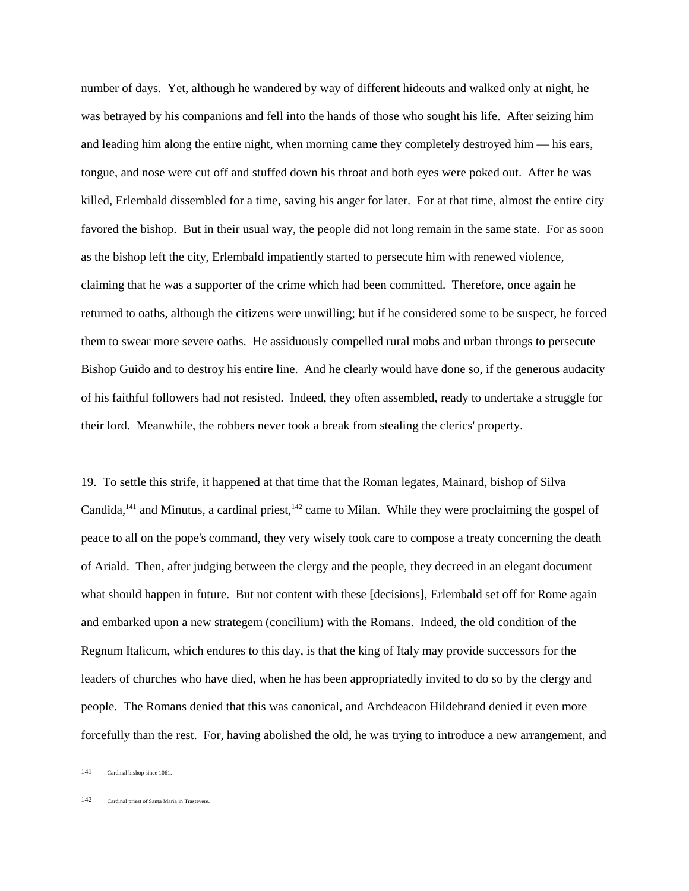number of days. Yet, although he wandered by way of different hideouts and walked only at night, he was betrayed by his companions and fell into the hands of those who sought his life. After seizing him and leading him along the entire night, when morning came they completely destroyed him — his ears, tongue, and nose were cut off and stuffed down his throat and both eyes were poked out. After he was killed, Erlembald dissembled for a time, saving his anger for later. For at that time, almost the entire city favored the bishop. But in their usual way, the people did not long remain in the same state. For as soon as the bishop left the city, Erlembald impatiently started to persecute him with renewed violence, claiming that he was a supporter of the crime which had been committed. Therefore, once again he returned to oaths, although the citizens were unwilling; but if he considered some to be suspect, he forced them to swear more severe oaths. He assiduously compelled rural mobs and urban throngs to persecute Bishop Guido and to destroy his entire line. And he clearly would have done so, if the generous audacity of his faithful followers had not resisted. Indeed, they often assembled, ready to undertake a struggle for their lord. Meanwhile, the robbers never took a break from stealing the clerics' property.

19. To settle this strife, it happened at that time that the Roman legates, Mainard, bishop of Silva Candida,[141] and Minutus, a cardinal priest,[142] came to Milan. While they were proclaiming the gospel of peace to all on the pope's command, they very wisely took care to compose a treaty concerning the death of Ariald. Then, after judging between the clergy and the people, they decreed in an elegant document what should happen in future. But not content with these [decisions], Erlembald set off for Rome again and embarked upon a new strategem (concilium) with the Romans. Indeed, the old condition of the Regnum Italicum, which endures to this day, is that the king of Italy may provide successors for the leaders of churches who have died, when he has been appropriatedly invited to do so by the clergy and people. The Romans denied that this was canonical, and Archdeacon Hildebrand denied it even more forcefully than the rest. For, having abolished the old, he was trying to introduce a new arrangement, and

141 Cardinal bishop since 1061.

142 Cardinal priest of Santa Maria in Trastevere.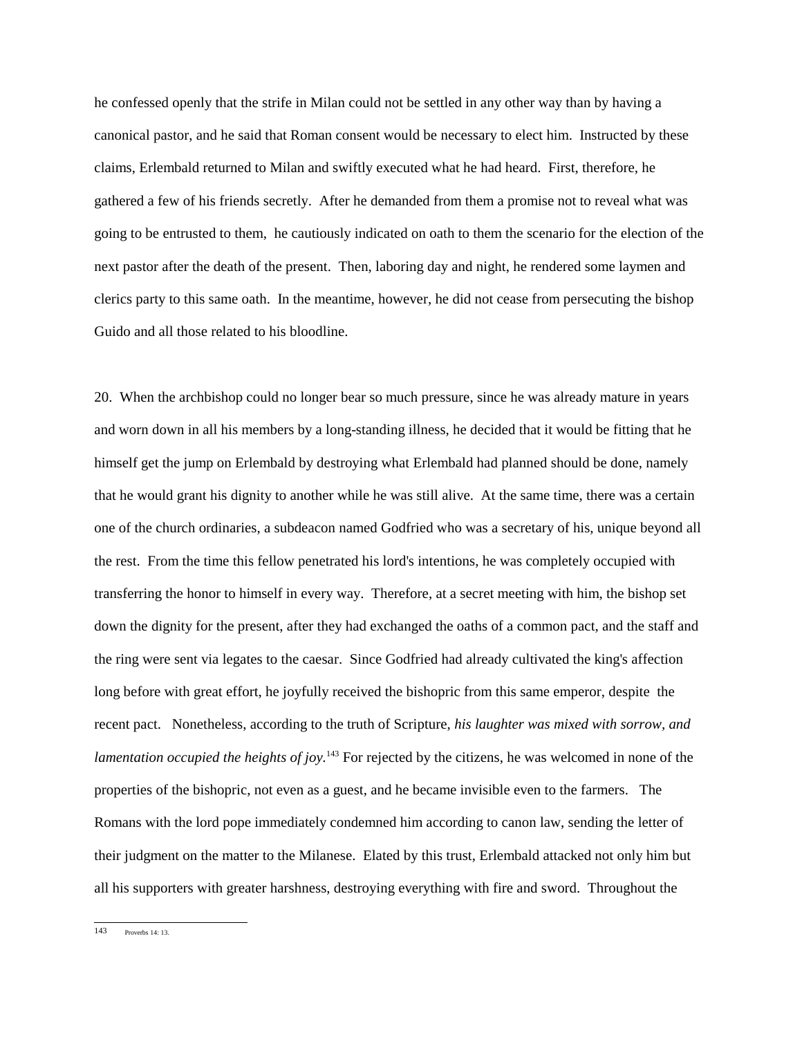he confessed openly that the strife in Milan could not be settled in any other way than by having a canonical pastor, and he said that Roman consent would be necessary to elect him. Instructed by these claims, Erlembald returned to Milan and swiftly executed what he had heard. First, therefore, he gathered a few of his friends secretly. After he demanded from them a promise not to reveal what was going to be entrusted to them, he cautiously indicated on oath to them the scenario for the election of the next pastor after the death of the present. Then, laboring day and night, he rendered some laymen and clerics party to this same oath. In the meantime, however, he did not cease from persecuting the bishop Guido and all those related to his bloodline.

20. When the archbishop could no longer bear so much pressure, since he was already mature in years and worn down in all his members by a long-standing illness, he decided that it would be fitting that he himself get the jump on Erlembald by destroying what Erlembald had planned should be done, namely that he would grant his dignity to another while he was still alive. At the same time, there was a certain one of the church ordinaries, a subdeacon named Godfried who was a secretary of his, unique beyond all the rest. From the time this fellow penetrated his lord's intentions, he was completely occupied with transferring the honor to himself in every way. Therefore, at a secret meeting with him, the bishop set down the dignity for the present, after they had exchanged the oaths of a common pact, and the staff and the ring were sent via legates to the caesar. Since Godfried had already cultivated the king's affection long before with great effort, he joyfully received the bishopric from this same emperor, despite the recent pact. Nonetheless, according to the truth of Scripture, *his laughter was mixed with sorrow, and lamentation occupied the heights of joy.*[143] For rejected by the citizens, he was welcomed in none of the properties of the bishopric, not even as a guest, and he became invisible even to the farmers. The Romans with the lord pope immediately condemned him according to canon law, sending the letter of their judgment on the matter to the Milanese. Elated by this trust, Erlembald attacked not only him but all his supporters with greater harshness, destroying everything with fire and sword. Throughout the

143 Proverbs 14: 13.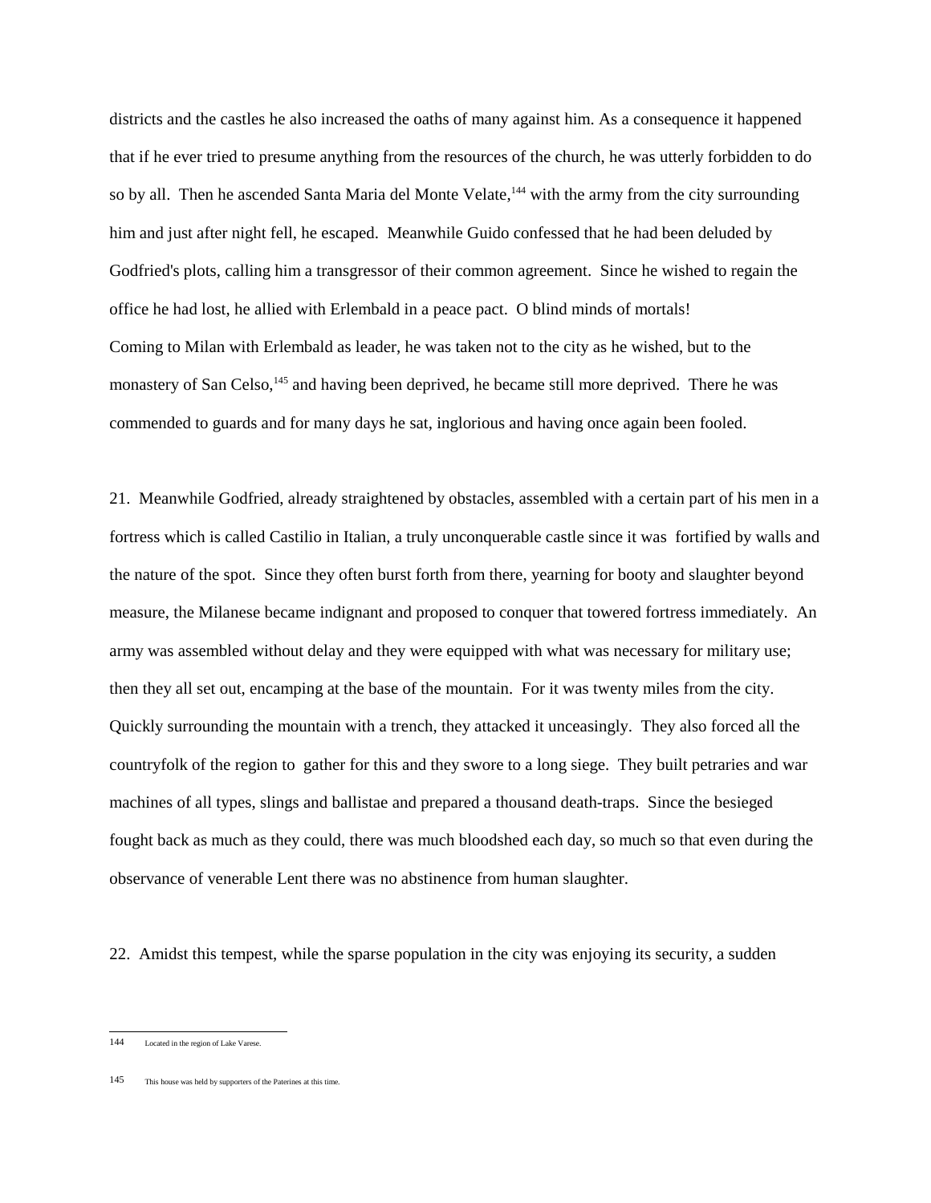districts and the castles he also increased the oaths of many against him. As a consequence it happened that if he ever tried to presume anything from the resources of the church, he was utterly forbidden to do so by all. Then he ascended Santa Maria del Monte Velate,[144] with the army from the city surrounding him and just after night fell, he escaped. Meanwhile Guido confessed that he had been deluded by Godfried's plots, calling him a transgressor of their common agreement. Since he wished to regain the office he had lost, he allied with Erlembald in a peace pact. O blind minds of mortals!
Coming to Milan with Erlembald as leader, he was taken not to the city as he wished, but to the monastery of San Celso,[145] and having been deprived, he became still more deprived. There he was commended to guards and for many days he sat, inglorious and having once again been fooled.

21. Meanwhile Godfried, already straightened by obstacles, assembled with a certain part of his men in a fortress which is called Castilio in Italian, a truly unconquerable castle since it was fortified by walls and the nature of the spot. Since they often burst forth from there, yearning for booty and slaughter beyond measure, the Milanese became indignant and proposed to conquer that towered fortress immediately. An army was assembled without delay and they were equipped with what was necessary for military use; then they all set out, encamping at the base of the mountain. For it was twenty miles from the city. Quickly surrounding the mountain with a trench, they attacked it unceasingly. They also forced all the countryfolk of the region to gather for this and they swore to a long siege. They built petraries and war machines of all types, slings and ballistae and prepared a thousand death-traps. Since the besieged fought back as much as they could, there was much bloodshed each day, so much so that even during the observance of venerable Lent there was no abstinence from human slaughter.

22. Amidst this tempest, while the sparse population in the city was enjoying its security, a sudden

---

144 Located in the region of Lake Varese.

145 This house was held by supporters of the Paterines at this time.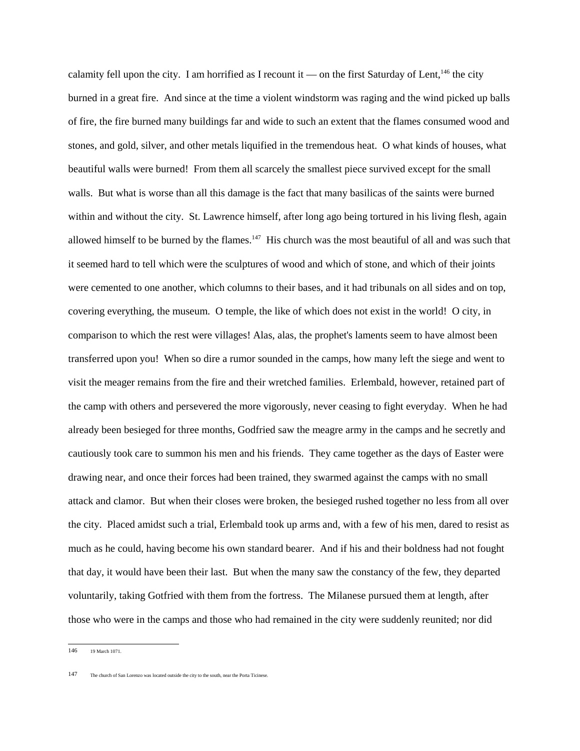calamity fell upon the city. I am horrified as I recount it — on the first Saturday of Lent,[146] the city burned in a great fire. And since at the time a violent windstorm was raging and the wind picked up balls of fire, the fire burned many buildings far and wide to such an extent that the flames consumed wood and stones, and gold, silver, and other metals liquified in the tremendous heat. O what kinds of houses, what beautiful walls were burned! From them all scarcely the smallest piece survived except for the small walls. But what is worse than all this damage is the fact that many basilicas of the saints were burned within and without the city. St. Lawrence himself, after long ago being tortured in his living flesh, again allowed himself to be burned by the flames.[147] His church was the most beautiful of all and was such that it seemed hard to tell which were the sculptures of wood and which of stone, and which of their joints were cemented to one another, which columns to their bases, and it had tribunals on all sides and on top, covering everything, the museum. O temple, the like of which does not exist in the world! O city, in comparison to which the rest were villages! Alas, alas, the prophet's laments seem to have almost been transferred upon you! When so dire a rumor sounded in the camps, how many left the siege and went to visit the meager remains from the fire and their wretched families. Erlembald, however, retained part of the camp with others and persevered the more vigorously, never ceasing to fight everyday. When he had already been besieged for three months, Godfried saw the meagre army in the camps and he secretly and cautiously took care to summon his men and his friends. They came together as the days of Easter were drawing near, and once their forces had been trained, they swarmed against the camps with no small attack and clamor. But when their closes were broken, the besieged rushed together no less from all over the city. Placed amidst such a trial, Erlembald took up arms and, with a few of his men, dared to resist as much as he could, having become his own standard bearer. And if his and their boldness had not fought that day, it would have been their last. But when the many saw the constancy of the few, they departed voluntarily, taking Gotfried with them from the fortress. The Milanese pursued them at length, after those who were in the camps and those who had remained in the city were suddenly reunited; nor did

---

146 19 March 1071.

147 The church of San Lorenzo was located outside the city to the south, near the Porta Ticinese.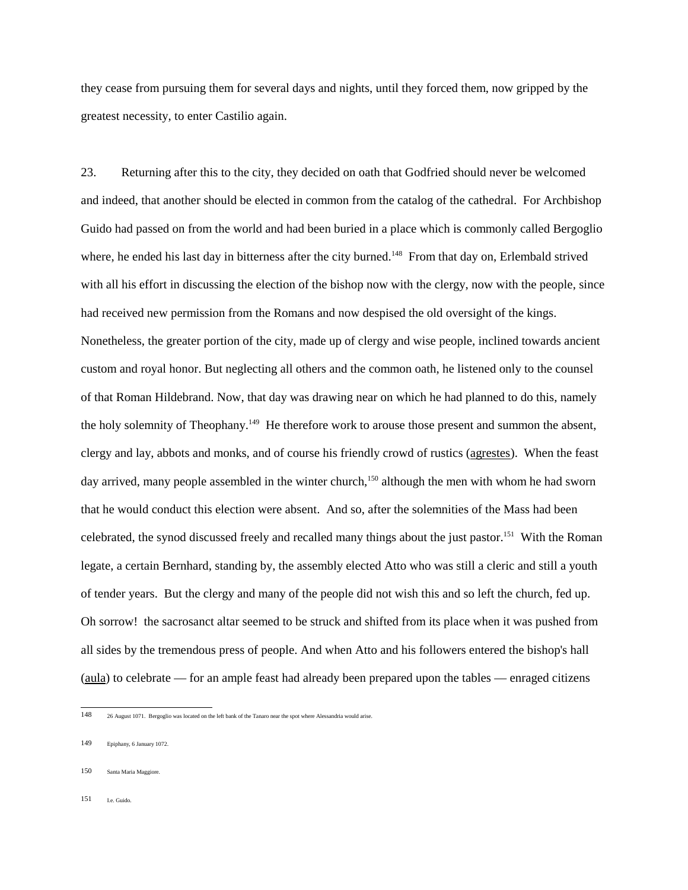they cease from pursuing them for several days and nights, until they forced them, now gripped by the greatest necessity, to enter Castilio again.

23. Returning after this to the city, they decided on oath that Godfried should never be welcomed and indeed, that another should be elected in common from the catalog of the cathedral. For Archbishop Guido had passed on from the world and had been buried in a place which is commonly called Bergoglio where, he ended his last day in bitterness after the city burned.[148] From that day on, Erlembald strived with all his effort in discussing the election of the bishop now with the clergy, now with the people, since had received new permission from the Romans and now despised the old oversight of the kings. Nonetheless, the greater portion of the city, made up of clergy and wise people, inclined towards ancient custom and royal honor. But neglecting all others and the common oath, he listened only to the counsel of that Roman Hildebrand. Now, that day was drawing near on which he had planned to do this, namely the holy solemnity of Theophany.[149] He therefore work to arouse those present and summon the absent, clergy and lay, abbots and monks, and of course his friendly crowd of rustics (agrestes). When the feast day arrived, many people assembled in the winter church,[150] although the men with whom he had sworn that he would conduct this election were absent. And so, after the solemnities of the Mass had been celebrated, the synod discussed freely and recalled many things about the just pastor.[151] With the Roman legate, a certain Bernhard, standing by, the assembly elected Atto who was still a cleric and still a youth of tender years. But the clergy and many of the people did not wish this and so left the church, fed up. Oh sorrow! the sacrosanct altar seemed to be struck and shifted from its place when it was pushed from all sides by the tremendous press of people. And when Atto and his followers entered the bishop's hall (aula) to celebrate — for an ample feast had already been prepared upon the tables — enraged citizens

148 26 August 1071. Bergoglio was located on the left bank of the Tanaro near the spot where Alessandria would arise.

149 Epiphany, 6 January 1072.

150 Santa Maria Maggiore.

151 I.e. Guido.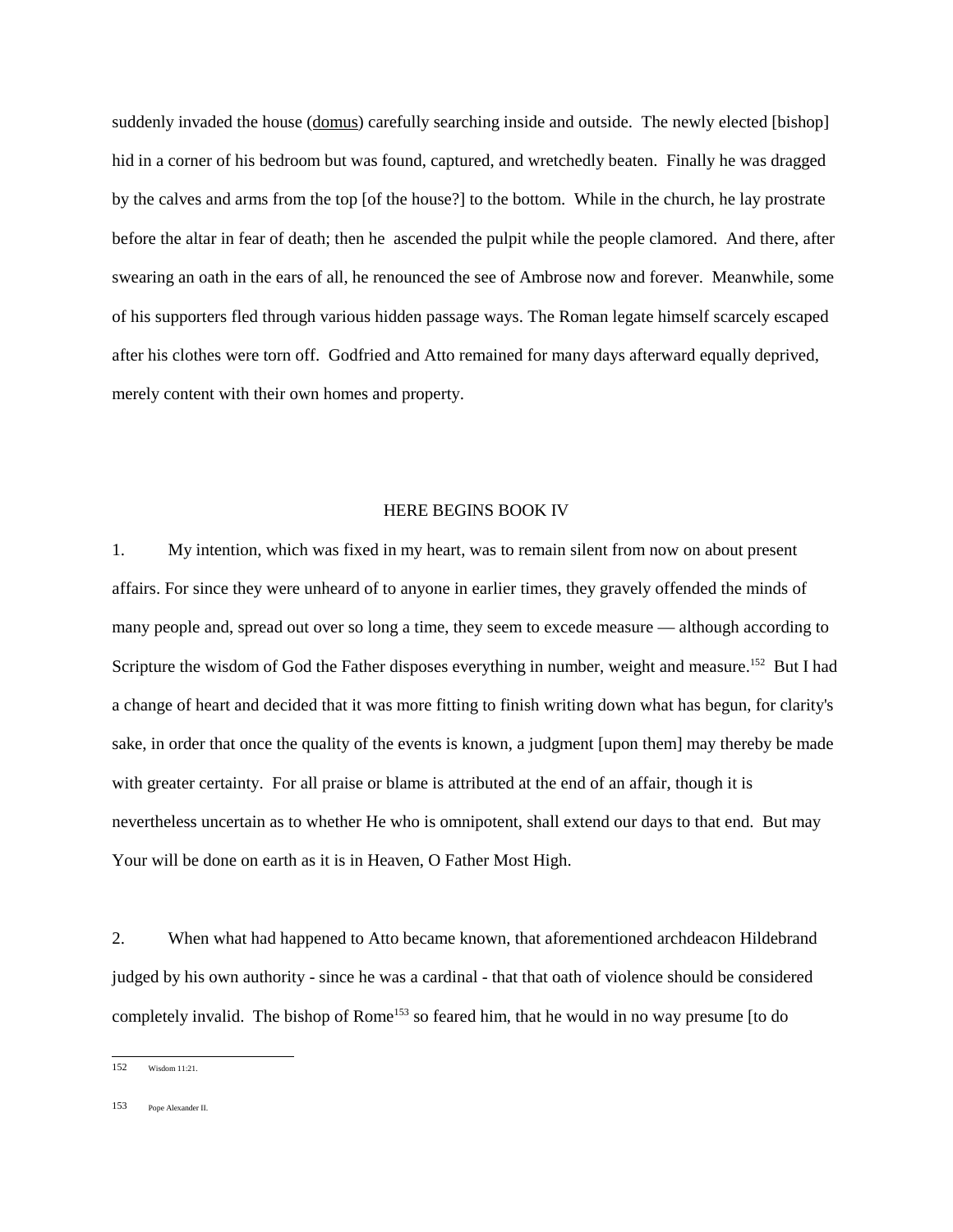suddenly invaded the house (domus) carefully searching inside and outside. The newly elected [bishop] hid in a corner of his bedroom but was found, captured, and wretchedly beaten. Finally he was dragged by the calves and arms from the top [of the house?] to the bottom. While in the church, he lay prostrate before the altar in fear of death; then he ascended the pulpit while the people clamored. And there, after swearing an oath in the ears of all, he renounced the see of Ambrose now and forever. Meanwhile, some of his supporters fled through various hidden passage ways. The Roman legate himself scarcely escaped after his clothes were torn off. Godfried and Atto remained for many days afterward equally deprived, merely content with their own homes and property.

## HERE BEGINS BOOK IV

1. My intention, which was fixed in my heart, was to remain silent from now on about present affairs. For since they were unheard of to anyone in earlier times, they gravely offended the minds of many people and, spread out over so long a time, they seem to excede measure — although according to Scripture the wisdom of God the Father disposes everything in number, weight and measure.[152] But I had a change of heart and decided that it was more fitting to finish writing down what has begun, for clarity's sake, in order that once the quality of the events is known, a judgment [upon them] may thereby be made with greater certainty. For all praise or blame is attributed at the end of an affair, though it is nevertheless uncertain as to whether He who is omnipotent, shall extend our days to that end. But may Your will be done on earth as it is in Heaven, O Father Most High.

2. When what had happened to Atto became known, that aforementioned archdeacon Hildebrand judged by his own authority - since he was a cardinal - that that oath of violence should be considered completely invalid. The bishop of Rome[153] so feared him, that he would in no way presume [to do

---

152 Wisdom 11:21.

153 Pope Alexander II.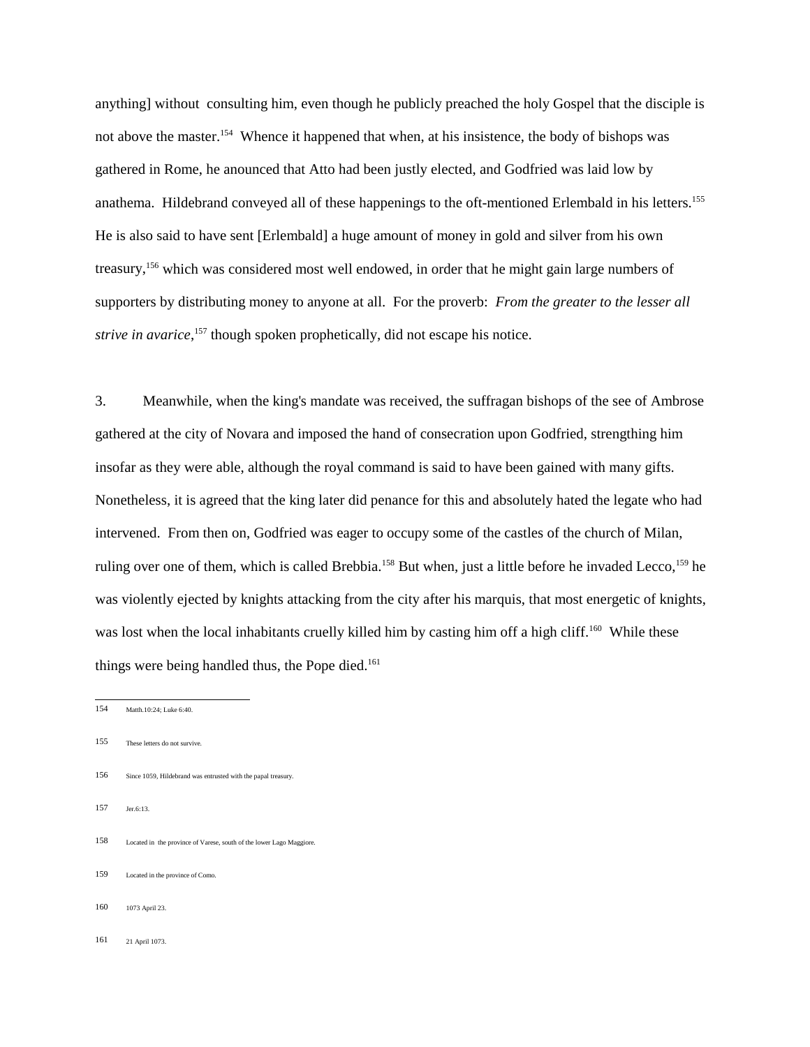anything] without consulting him, even though he publicly preached the holy Gospel that the disciple is not above the master.[154] Whence it happened that when, at his insistence, the body of bishops was gathered in Rome, he anounced that Atto had been justly elected, and Godfried was laid low by anathema. Hildebrand conveyed all of these happenings to the oft-mentioned Erlembald in his letters.[155] He is also said to have sent [Erlembald] a huge amount of money in gold and silver from his own treasury,[156] which was considered most well endowed, in order that he might gain large numbers of supporters by distributing money to anyone at all. For the proverb: *From the greater to the lesser all strive in avarice*,[157] though spoken prophetically, did not escape his notice.

3. Meanwhile, when the king's mandate was received, the suffragan bishops of the see of Ambrose gathered at the city of Novara and imposed the hand of consecration upon Godfried, strengthing him insofar as they were able, although the royal command is said to have been gained with many gifts. Nonetheless, it is agreed that the king later did penance for this and absolutely hated the legate who had intervened. From then on, Godfried was eager to occupy some of the castles of the church of Milan, ruling over one of them, which is called Brebbia.[158] But when, just a little before he invaded Lecco,[159] he was violently ejected by knights attacking from the city after his marquis, that most energetic of knights, was lost when the local inhabitants cruelly killed him by casting him off a high cliff.[160] While these things were being handled thus, the Pope died.[161]

---

154 Matth.10:24; Luke 6:40.

155 These letters do not survive.

156 Since 1059, Hildebrand was entrusted with the papal treasury.

157 Jer.6:13.

158 Located in the province of Varese, south of the lower Lago Maggiore.

159 Located in the province of Como.

160 1073 April 23.

161 21 April 1073.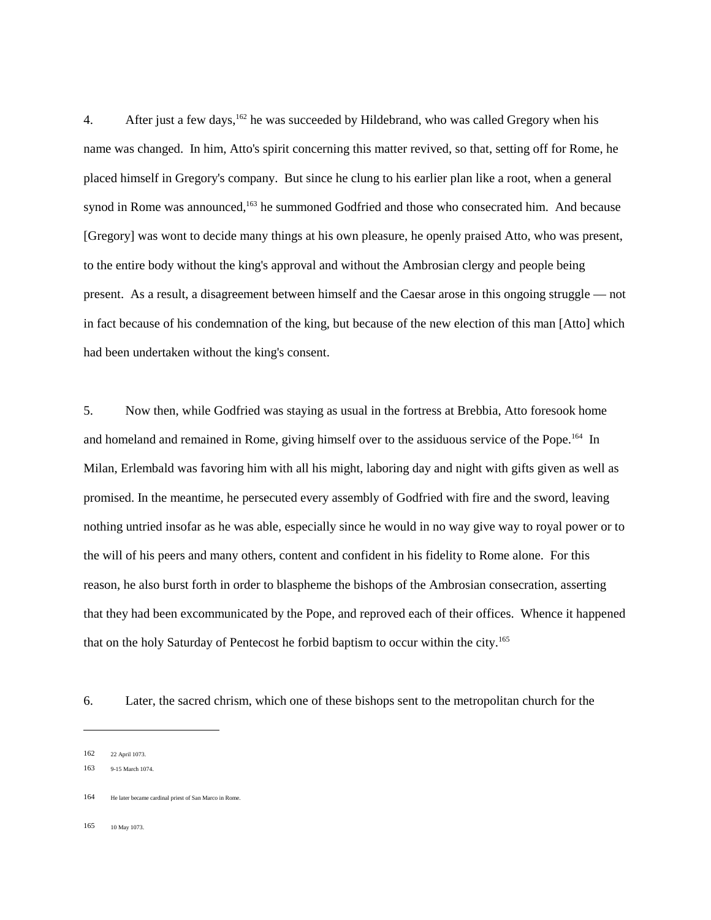4. After just a few days,[162] he was succeeded by Hildebrand, who was called Gregory when his name was changed. In him, Atto's spirit concerning this matter revived, so that, setting off for Rome, he placed himself in Gregory's company. But since he clung to his earlier plan like a root, when a general synod in Rome was announced,[163] he summoned Godfried and those who consecrated him. And because [Gregory] was wont to decide many things at his own pleasure, he openly praised Atto, who was present, to the entire body without the king's approval and without the Ambrosian clergy and people being present. As a result, a disagreement between himself and the Caesar arose in this ongoing struggle — not in fact because of his condemnation of the king, but because of the new election of this man [Atto] which had been undertaken without the king's consent.

5. Now then, while Godfried was staying as usual in the fortress at Brebbia, Atto foresook home and homeland and remained in Rome, giving himself over to the assiduous service of the Pope.[164] In Milan, Erlembald was favoring him with all his might, laboring day and night with gifts given as well as promised. In the meantime, he persecuted every assembly of Godfried with fire and the sword, leaving nothing untried insofar as he was able, especially since he would in no way give way to royal power or to the will of his peers and many others, content and confident in his fidelity to Rome alone. For this reason, he also burst forth in order to blaspheme the bishops of the Ambrosian consecration, asserting that they had been excommunicated by the Pope, and reproved each of their offices. Whence it happened that on the holy Saturday of Pentecost he forbid baptism to occur within the city.[165]

6. Later, the sacred chrism, which one of these bishops sent to the metropolitan church for the

---

162 22 April 1073.

163 9-15 March 1074.

164 He later became cardinal priest of San Marco in Rome.

165 10 May 1073.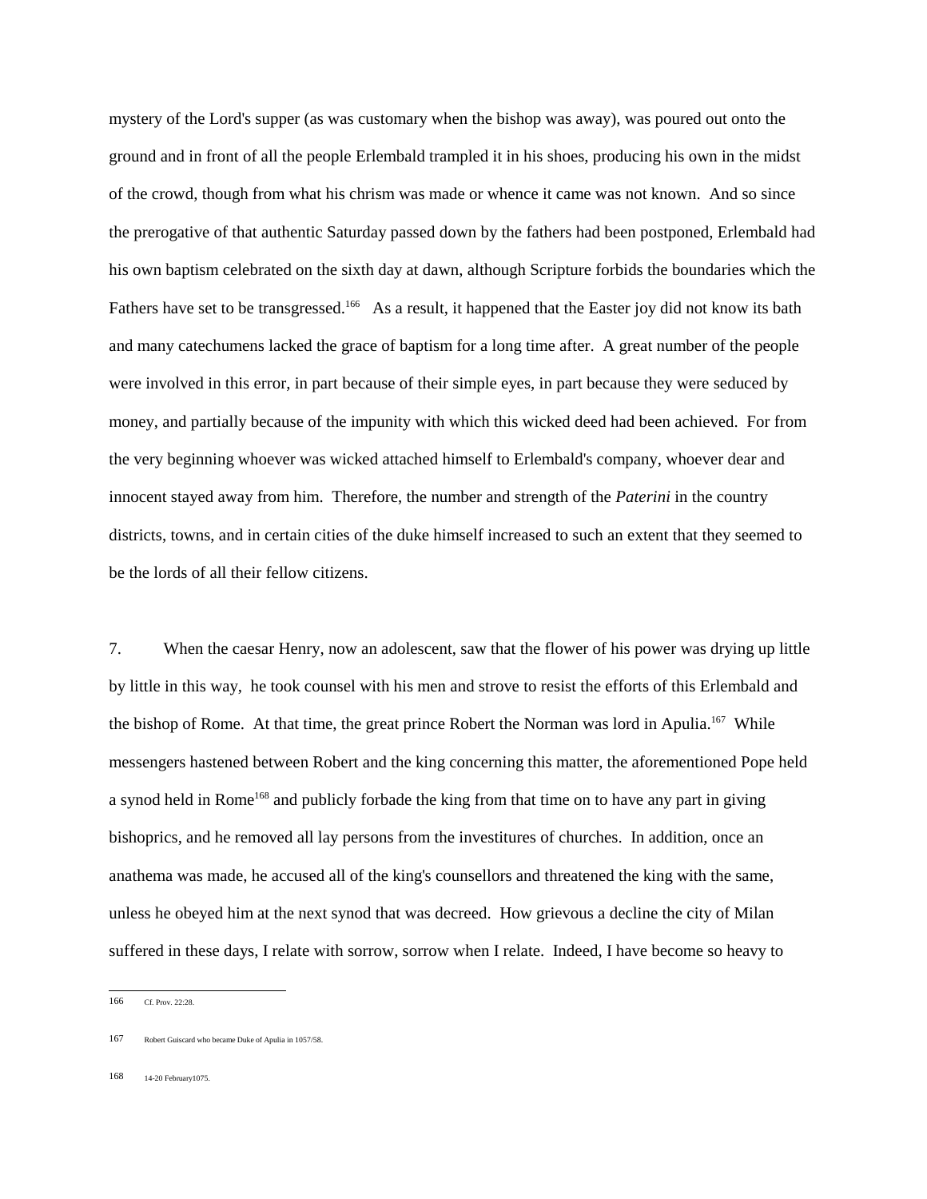mystery of the Lord's supper (as was customary when the bishop was away), was poured out onto the ground and in front of all the people Erlembald trampled it in his shoes, producing his own in the midst of the crowd, though from what his chrism was made or whence it came was not known. And so since the prerogative of that authentic Saturday passed down by the fathers had been postponed, Erlembald had his own baptism celebrated on the sixth day at dawn, although Scripture forbids the boundaries which the Fathers have set to be transgressed.[166] As a result, it happened that the Easter joy did not know its bath and many catechumens lacked the grace of baptism for a long time after. A great number of the people were involved in this error, in part because of their simple eyes, in part because they were seduced by money, and partially because of the impunity with which this wicked deed had been achieved. For from the very beginning whoever was wicked attached himself to Erlembald's company, whoever dear and innocent stayed away from him. Therefore, the number and strength of the *Paterini* in the country districts, towns, and in certain cities of the duke himself increased to such an extent that they seemed to be the lords of all their fellow citizens.

7. When the caesar Henry, now an adolescent, saw that the flower of his power was drying up little by little in this way, he took counsel with his men and strove to resist the efforts of this Erlembald and the bishop of Rome. At that time, the great prince Robert the Norman was lord in Apulia.[167] While messengers hastened between Robert and the king concerning this matter, the aforementioned Pope held a synod held in Rome[168] and publicly forbade the king from that time on to have any part in giving bishoprics, and he removed all lay persons from the investitures of churches. In addition, once an anathema was made, he accused all of the king's counsellors and threatened the king with the same, unless he obeyed him at the next synod that was decreed. How grievous a decline the city of Milan suffered in these days, I relate with sorrow, sorrow when I relate. Indeed, I have become so heavy to

---

166 Cf. Prov. 22:28.

167 Robert Guiscard who became Duke of Apulia in 1057/58.

168 14-20 February1075.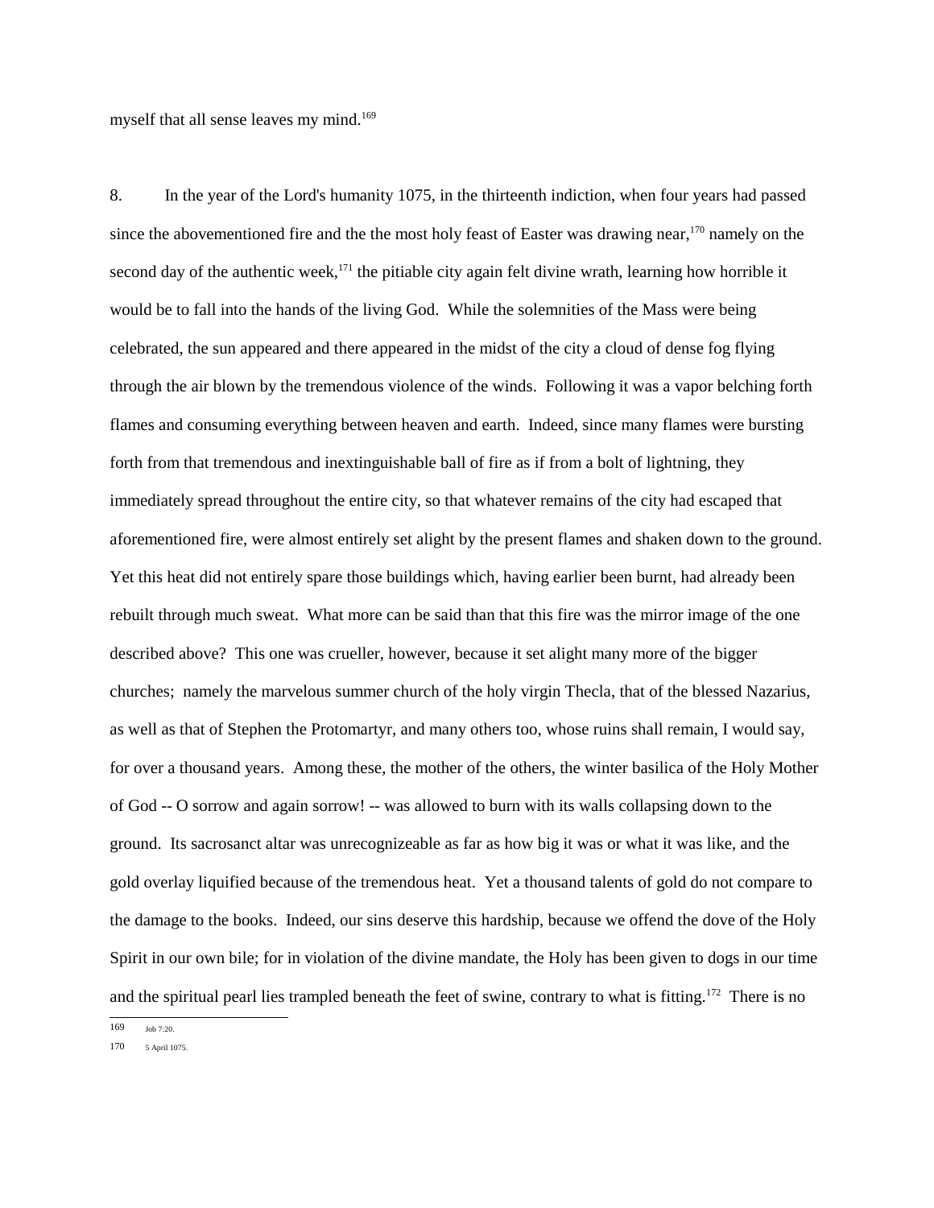myself that all sense leaves my mind.[169]

8. In the year of the Lord's humanity 1075, in the thirteenth indiction, when four years had passed since the abovementioned fire and the the most holy feast of Easter was drawing near,[170] namely on the second day of the authentic week,[171] the pitiable city again felt divine wrath, learning how horrible it would be to fall into the hands of the living God. While the solemnities of the Mass were being celebrated, the sun appeared and there appeared in the midst of the city a cloud of dense fog flying through the air blown by the tremendous violence of the winds. Following it was a vapor belching forth flames and consuming everything between heaven and earth. Indeed, since many flames were bursting forth from that tremendous and inextinguishable ball of fire as if from a bolt of lightning, they immediately spread throughout the entire city, so that whatever remains of the city had escaped that aforementioned fire, were almost entirely set alight by the present flames and shaken down to the ground. Yet this heat did not entirely spare those buildings which, having earlier been burnt, had already been rebuilt through much sweat. What more can be said than that this fire was the mirror image of the one described above? This one was crueller, however, because it set alight many more of the bigger churches; namely the marvelous summer church of the holy virgin Thecla, that of the blessed Nazarius, as well as that of Stephen the Protomartyr, and many others too, whose ruins shall remain, I would say, for over a thousand years. Among these, the mother of the others, the winter basilica of the Holy Mother of God -- O sorrow and again sorrow! -- was allowed to burn with its walls collapsing down to the ground. Its sacrosanct altar was unrecognizeable as far as how big it was or what it was like, and the gold overlay liquified because of the tremendous heat. Yet a thousand talents of gold do not compare to the damage to the books. Indeed, our sins deserve this hardship, because we offend the dove of the Holy Spirit in our own bile; for in violation of the divine mandate, the Holy has been given to dogs in our time and the spiritual pearl lies trampled beneath the feet of swine, contrary to what is fitting.[172] There is no

169 Job 7:20.

170 5 April 1075.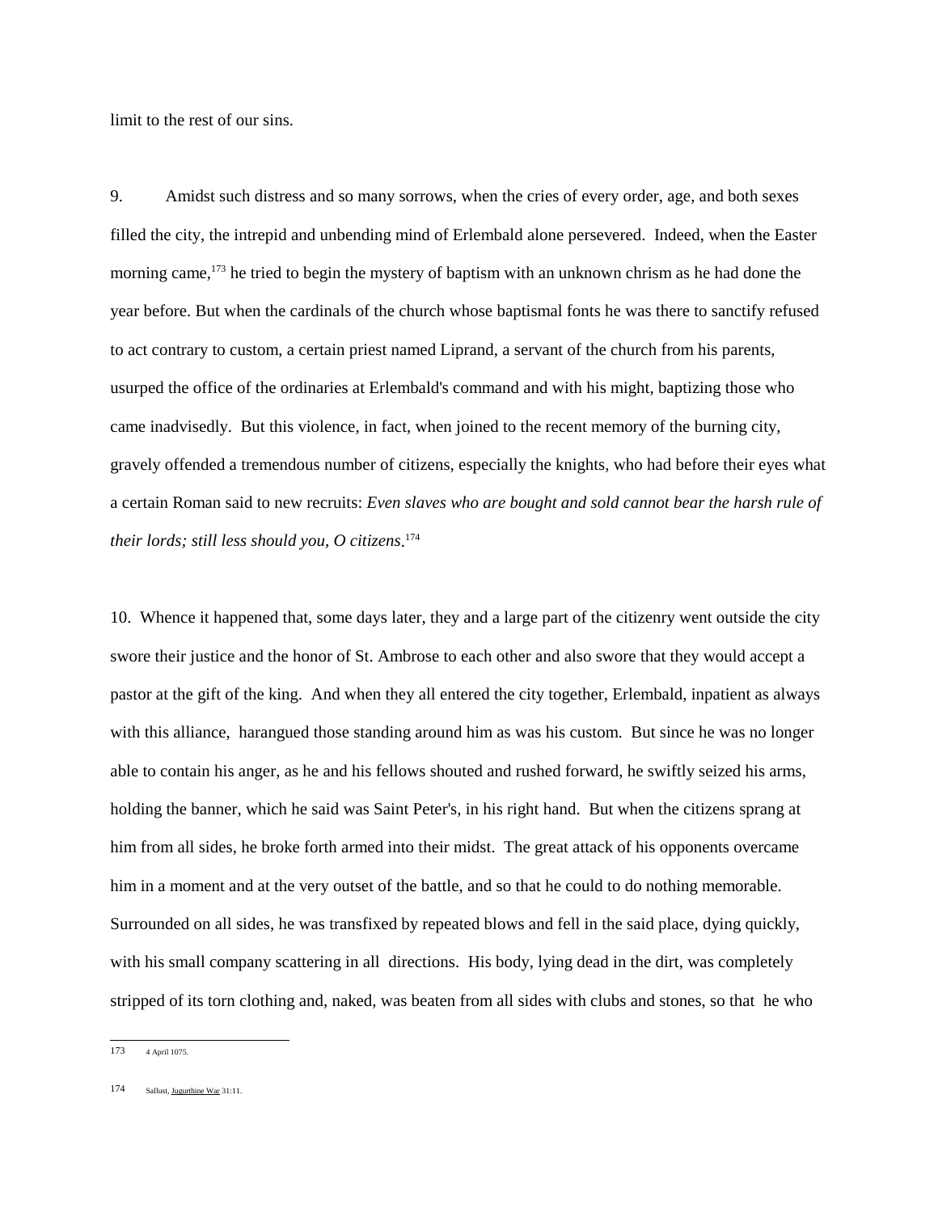limit to the rest of our sins.

9. Amidst such distress and so many sorrows, when the cries of every order, age, and both sexes filled the city, the intrepid and unbending mind of Erlembald alone persevered. Indeed, when the Easter morning came,[173] he tried to begin the mystery of baptism with an unknown chrism as he had done the year before. But when the cardinals of the church whose baptismal fonts he was there to sanctify refused to act contrary to custom, a certain priest named Liprand, a servant of the church from his parents, usurped the office of the ordinaries at Erlembald's command and with his might, baptizing those who came inadvisedly. But this violence, in fact, when joined to the recent memory of the burning city, gravely offended a tremendous number of citizens, especially the knights, who had before their eyes what a certain Roman said to new recruits: *Even slaves who are bought and sold cannot bear the harsh rule of their lords; still less should you, O citizens*.[174]

10. Whence it happened that, some days later, they and a large part of the citizenry went outside the city swore their justice and the honor of St. Ambrose to each other and also swore that they would accept a pastor at the gift of the king. And when they all entered the city together, Erlembald, inpatient as always with this alliance, harangued those standing around him as was his custom. But since he was no longer able to contain his anger, as he and his fellows shouted and rushed forward, he swiftly seized his arms, holding the banner, which he said was Saint Peter's, in his right hand. But when the citizens sprang at him from all sides, he broke forth armed into their midst. The great attack of his opponents overcame him in a moment and at the very outset of the battle, and so that he could to do nothing memorable. Surrounded on all sides, he was transfixed by repeated blows and fell in the said place, dying quickly, with his small company scattering in all directions. His body, lying dead in the dirt, was completely stripped of its torn clothing and, naked, was beaten from all sides with clubs and stones, so that he who

---

173 4 April 1075.

174 Sallust, Jugurthine War 31:11.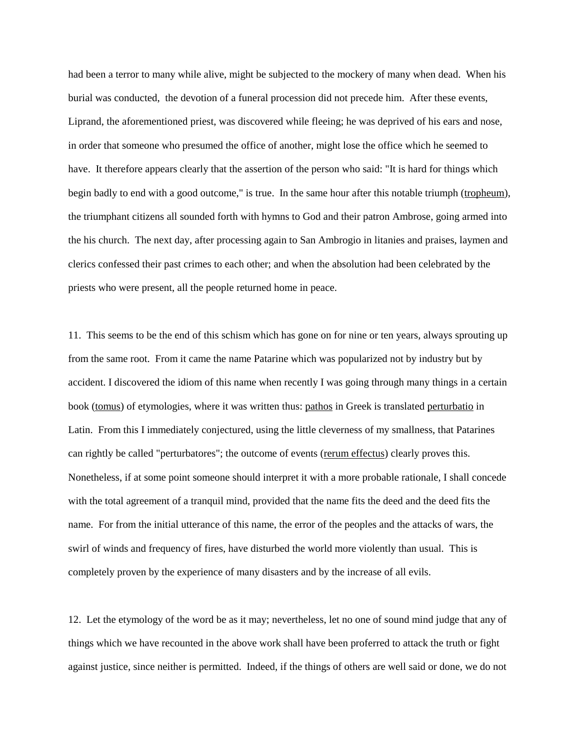had been a terror to many while alive, might be subjected to the mockery of many when dead. When his burial was conducted, the devotion of a funeral procession did not precede him. After these events, Liprand, the aforementioned priest, was discovered while fleeing; he was deprived of his ears and nose, in order that someone who presumed the office of another, might lose the office which he seemed to have. It therefore appears clearly that the assertion of the person who said: "It is hard for things which begin badly to end with a good outcome," is true. In the same hour after this notable triumph (tropheum), the triumphant citizens all sounded forth with hymns to God and their patron Ambrose, going armed into the his church. The next day, after processing again to San Ambrogio in litanies and praises, laymen and clerics confessed their past crimes to each other; and when the absolution had been celebrated by the priests who were present, all the people returned home in peace.

11. This seems to be the end of this schism which has gone on for nine or ten years, always sprouting up from the same root. From it came the name Patarine which was popularized not by industry but by accident. I discovered the idiom of this name when recently I was going through many things in a certain book (tomus) of etymologies, where it was written thus: pathos in Greek is translated perturbatio in Latin. From this I immediately conjectured, using the little cleverness of my smallness, that Patarines can rightly be called "perturbatores"; the outcome of events (rerum effectus) clearly proves this. Nonetheless, if at some point someone should interpret it with a more probable rationale, I shall concede with the total agreement of a tranquil mind, provided that the name fits the deed and the deed fits the name. For from the initial utterance of this name, the error of the peoples and the attacks of wars, the swirl of winds and frequency of fires, have disturbed the world more violently than usual. This is completely proven by the experience of many disasters and by the increase of all evils.

12. Let the etymology of the word be as it may; nevertheless, let no one of sound mind judge that any of things which we have recounted in the above work shall have been proferred to attack the truth or fight against justice, since neither is permitted. Indeed, if the things of others are well said or done, we do not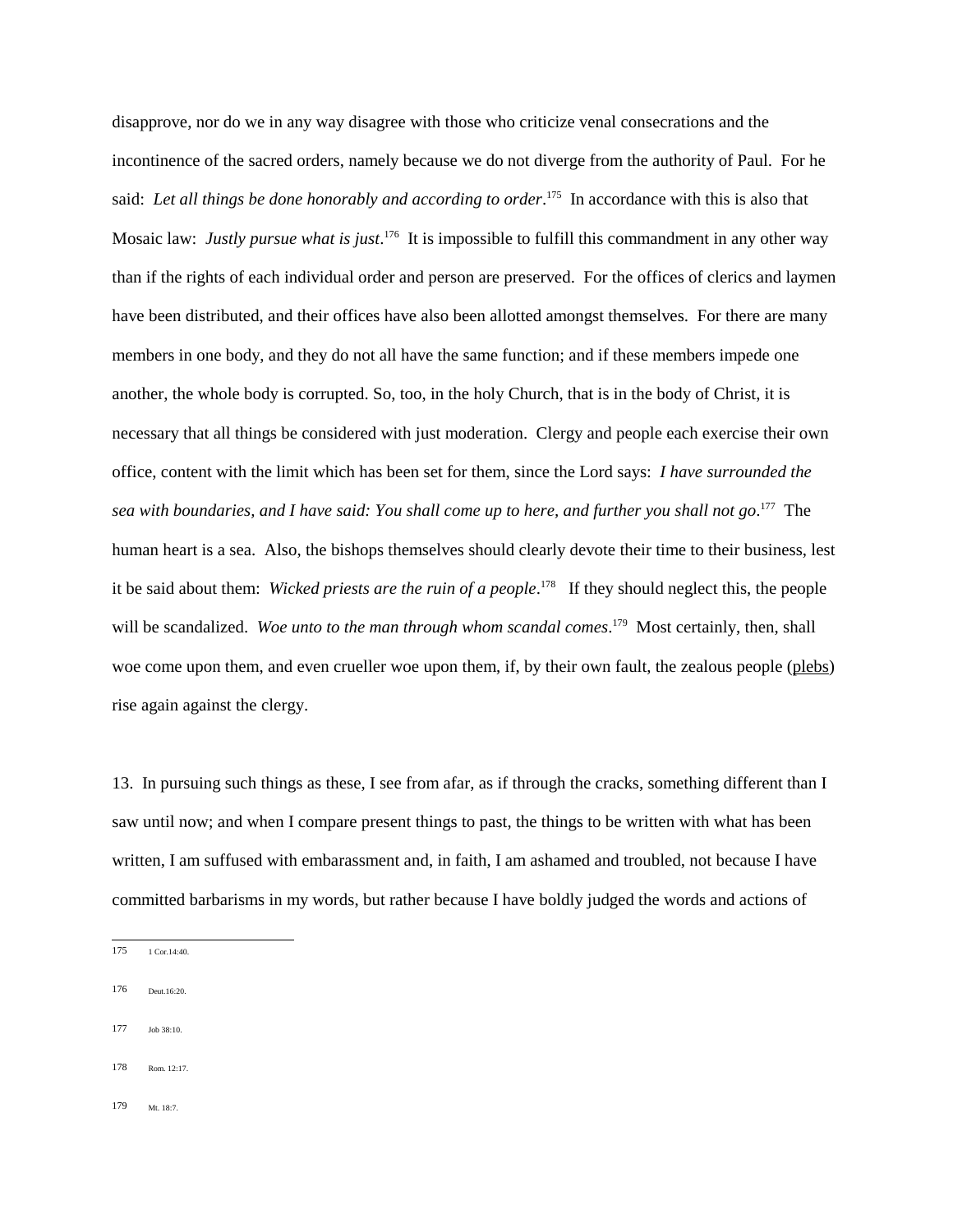disapprove, nor do we in any way disagree with those who criticize venal consecrations and the incontinence of the sacred orders, namely because we do not diverge from the authority of Paul. For he said: *Let all things be done honorably and according to order*.[175] In accordance with this is also that Mosaic law: *Justly pursue what is just*.[176] It is impossible to fulfill this commandment in any other way than if the rights of each individual order and person are preserved. For the offices of clerics and laymen have been distributed, and their offices have also been allotted amongst themselves. For there are many members in one body, and they do not all have the same function; and if these members impede one another, the whole body is corrupted. So, too, in the holy Church, that is in the body of Christ, it is necessary that all things be considered with just moderation. Clergy and people each exercise their own office, content with the limit which has been set for them, since the Lord says: *I have surrounded the sea with boundaries, and I have said: You shall come up to here, and further you shall not go*.[177] The human heart is a sea. Also, the bishops themselves should clearly devote their time to their business, lest it be said about them: *Wicked priests are the ruin of a people*.[178] If they should neglect this, the people will be scandalized. *Woe unto to the man through whom scandal comes*.[179] Most certainly, then, shall woe come upon them, and even crueller woe upon them, if, by their own fault, the zealous people (plebs) rise again against the clergy.

13. In pursuing such things as these, I see from afar, as if through the cracks, something different than I saw until now; and when I compare present things to past, the things to be written with what has been written, I am suffused with embarassment and, in faith, I am ashamed and troubled, not because I have committed barbarisms in my words, but rather because I have boldly judged the words and actions of

---

175 1 Cor.14:40.

176 Deut.16:20.

177 Job 38:10.

178 Rom. 12:17.

179 Mt. 18:7.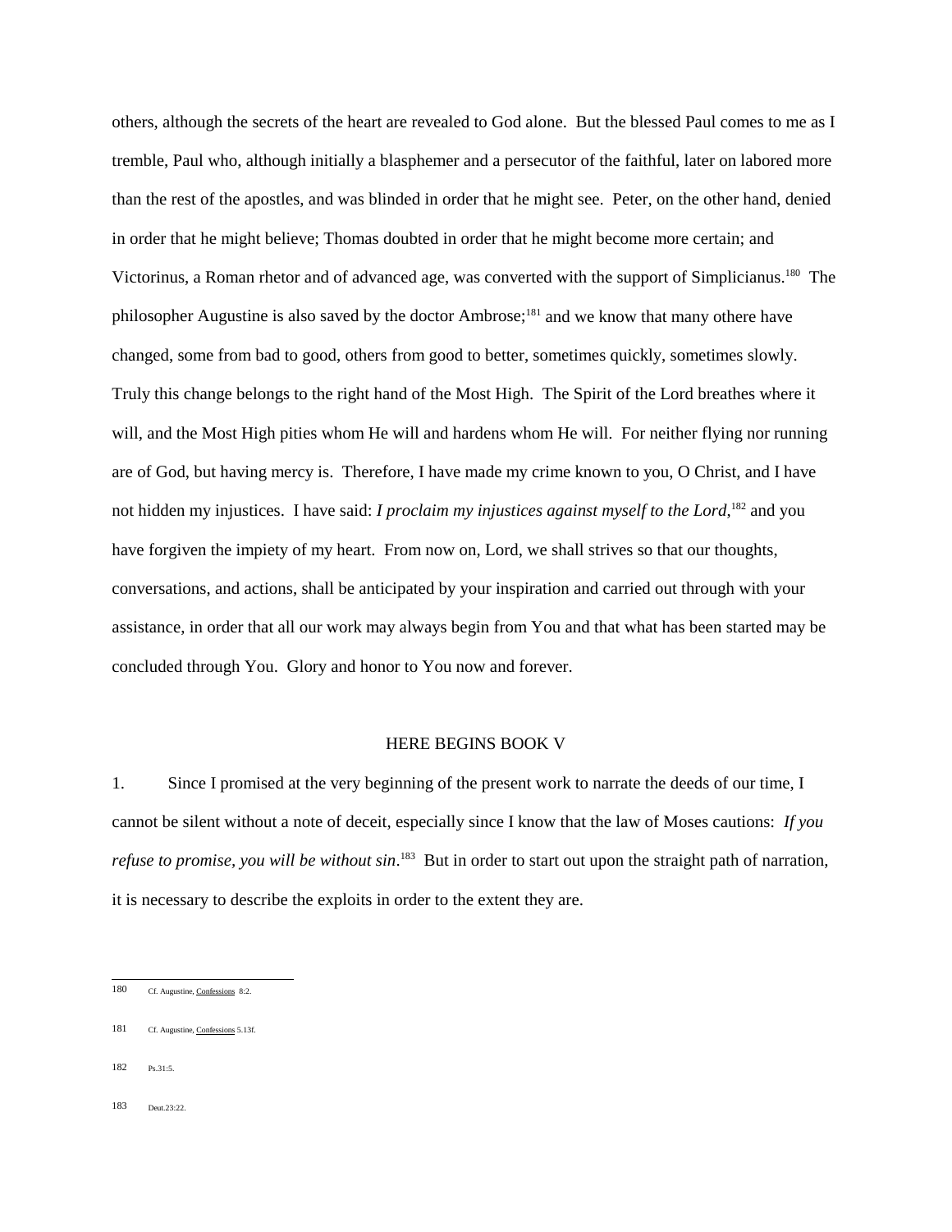others, although the secrets of the heart are revealed to God alone. But the blessed Paul comes to me as I tremble, Paul who, although initially a blasphemer and a persecutor of the faithful, later on labored more than the rest of the apostles, and was blinded in order that he might see. Peter, on the other hand, denied in order that he might believe; Thomas doubted in order that he might become more certain; and Victorinus, a Roman rhetor and of advanced age, was converted with the support of Simplicianus.[180] The philosopher Augustine is also saved by the doctor Ambrose;[181] and we know that many othere have changed, some from bad to good, others from good to better, sometimes quickly, sometimes slowly. Truly this change belongs to the right hand of the Most High. The Spirit of the Lord breathes where it will, and the Most High pities whom He will and hardens whom He will. For neither flying nor running are of God, but having mercy is. Therefore, I have made my crime known to you, O Christ, and I have not hidden my injustices. I have said: *I proclaim my injustices against myself to the Lord*,[182] and you have forgiven the impiety of my heart. From now on, Lord, we shall strives so that our thoughts, conversations, and actions, shall be anticipated by your inspiration and carried out through with your assistance, in order that all our work may always begin from You and that what has been started may be concluded through You. Glory and honor to You now and forever.

## HERE BEGINS BOOK V

1. Since I promised at the very beginning of the present work to narrate the deeds of our time, I cannot be silent without a note of deceit, especially since I know that the law of Moses cautions: *If you refuse to promise, you will be without sin*.[183] But in order to start out upon the straight path of narration, it is necessary to describe the exploits in order to the extent they are.

---

180 Cf. Augustine, Confessions 8:2.

181 Cf. Augustine, Confessions 5.13f.

182 Ps.31:5.

183 Deut.23:22.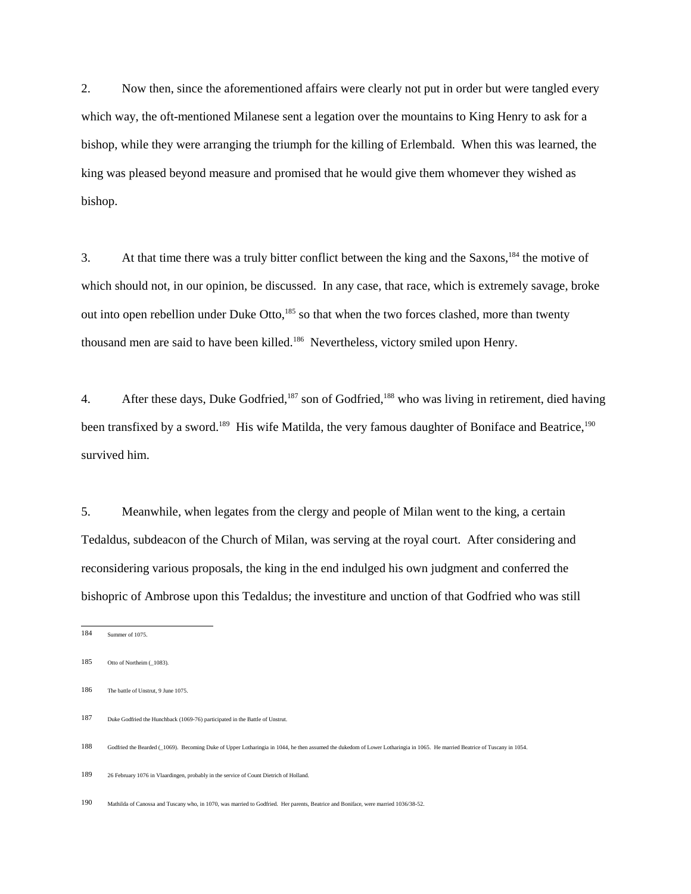2. Now then, since the aforementioned affairs were clearly not put in order but were tangled every which way, the oft-mentioned Milanese sent a legation over the mountains to King Henry to ask for a bishop, while they were arranging the triumph for the killing of Erlembald. When this was learned, the king was pleased beyond measure and promised that he would give them whomever they wished as bishop.

3. At that time there was a truly bitter conflict between the king and the Saxons,[184] the motive of which should not, in our opinion, be discussed. In any case, that race, which is extremely savage, broke out into open rebellion under Duke Otto,[185] so that when the two forces clashed, more than twenty thousand men are said to have been killed.[186] Nevertheless, victory smiled upon Henry.

4. After these days, Duke Godfried,[187] son of Godfried,[188] who was living in retirement, died having been transfixed by a sword.[189] His wife Matilda, the very famous daughter of Boniface and Beatrice,[190] survived him.

5. Meanwhile, when legates from the clergy and people of Milan went to the king, a certain Tedaldus, subdeacon of the Church of Milan, was serving at the royal court. After considering and reconsidering various proposals, the king in the end indulged his own judgment and conferred the bishopric of Ambrose upon this Tedaldus; the investiture and unction of that Godfried who was still

---

184 Summer of 1075.

185 Otto of Northeim (_1083).

186 The battle of Unstrut, 9 June 1075.

187 Duke Godfried the Hunchback (1069-76) participated in the Battle of Unstrut.

188 Godfried the Bearded (_1069). Becoming Duke of Upper Lotharingia in 1044, he then assumed the dukedom of Lower Lotharingia in 1065. He married Beatrice of Tuscany in 1054.

189 26 February 1076 in Vlaardingen, probably in the service of Count Dietrich of Holland.

190 Mathilda of Canossa and Tuscany who, in 1070, was married to Godfried. Her parents, Beatrice and Boniface, were married 1036/38-52.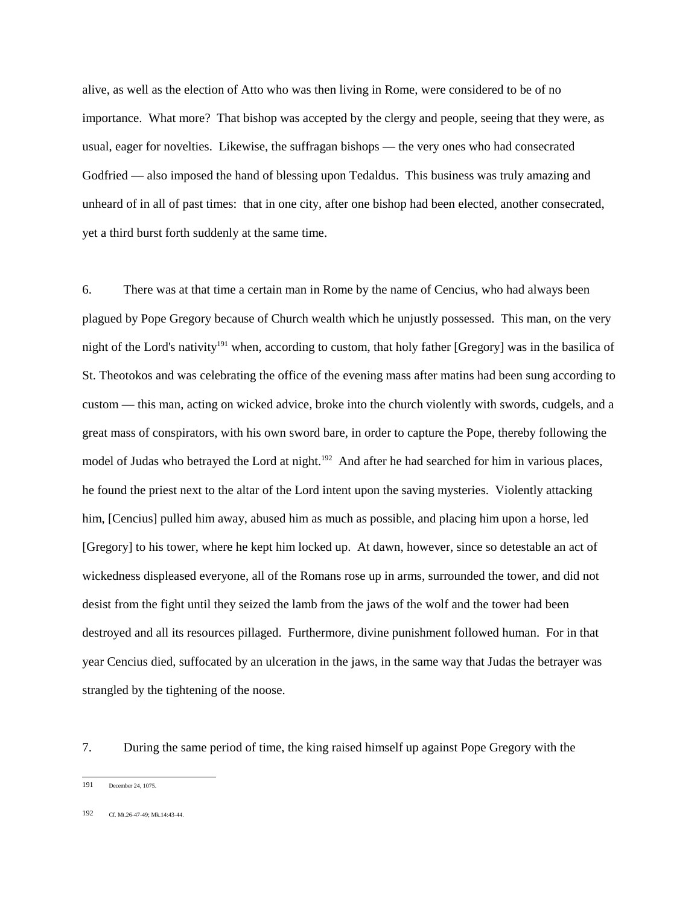alive, as well as the election of Atto who was then living in Rome, were considered to be of no importance. What more? That bishop was accepted by the clergy and people, seeing that they were, as usual, eager for novelties. Likewise, the suffragan bishops — the very ones who had consecrated Godfried — also imposed the hand of blessing upon Tedaldus. This business was truly amazing and unheard of in all of past times: that in one city, after one bishop had been elected, another consecrated, yet a third burst forth suddenly at the same time.

6. There was at that time a certain man in Rome by the name of Cencius, who had always been plagued by Pope Gregory because of Church wealth which he unjustly possessed. This man, on the very night of the Lord's nativity[191] when, according to custom, that holy father [Gregory] was in the basilica of St. Theotokos and was celebrating the office of the evening mass after matins had been sung according to custom — this man, acting on wicked advice, broke into the church violently with swords, cudgels, and a great mass of conspirators, with his own sword bare, in order to capture the Pope, thereby following the model of Judas who betrayed the Lord at night.[192] And after he had searched for him in various places, he found the priest next to the altar of the Lord intent upon the saving mysteries. Violently attacking him, [Cencius] pulled him away, abused him as much as possible, and placing him upon a horse, led [Gregory] to his tower, where he kept him locked up. At dawn, however, since so detestable an act of wickedness displeased everyone, all of the Romans rose up in arms, surrounded the tower, and did not desist from the fight until they seized the lamb from the jaws of the wolf and the tower had been destroyed and all its resources pillaged. Furthermore, divine punishment followed human. For in that year Cencius died, suffocated by an ulceration in the jaws, in the same way that Judas the betrayer was strangled by the tightening of the noose.

7. During the same period of time, the king raised himself up against Pope Gregory with the

---

191 December 24, 1075.

192 Cf. Mt.26-47-49; Mk.14:43-44.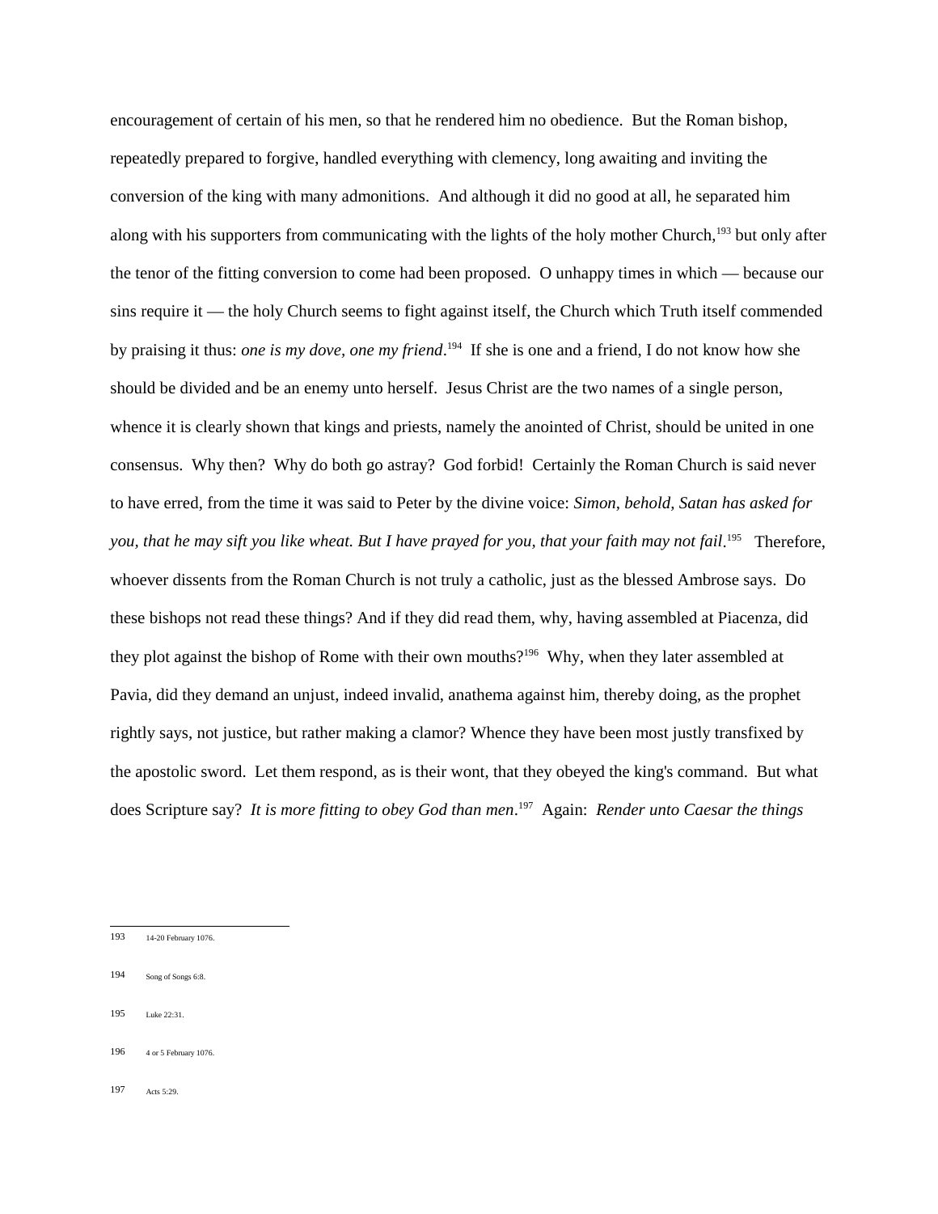encouragement of certain of his men, so that he rendered him no obedience. But the Roman bishop, repeatedly prepared to forgive, handled everything with clemency, long awaiting and inviting the conversion of the king with many admonitions. And although it did no good at all, he separated him along with his supporters from communicating with the lights of the holy mother Church,[193] but only after the tenor of the fitting conversion to come had been proposed. O unhappy times in which — because our sins require it — the holy Church seems to fight against itself, the Church which Truth itself commended by praising it thus: *one is my dove, one my friend*.[194] If she is one and a friend, I do not know how she should be divided and be an enemy unto herself. Jesus Christ are the two names of a single person, whence it is clearly shown that kings and priests, namely the anointed of Christ, should be united in one consensus. Why then? Why do both go astray? God forbid! Certainly the Roman Church is said never to have erred, from the time it was said to Peter by the divine voice: *Simon, behold, Satan has asked for you, that he may sift you like wheat. But I have prayed for you, that your faith may not fail*.[195] Therefore, whoever dissents from the Roman Church is not truly a catholic, just as the blessed Ambrose says. Do these bishops not read these things? And if they did read them, why, having assembled at Piacenza, did they plot against the bishop of Rome with their own mouths?[196] Why, when they later assembled at Pavia, did they demand an unjust, indeed invalid, anathema against him, thereby doing, as the prophet rightly says, not justice, but rather making a clamor? Whence they have been most justly transfixed by the apostolic sword. Let them respond, as is their wont, that they obeyed the king's command. But what does Scripture say? *It is more fitting to obey God than men*.[197] Again: *Render unto Caesar the things*

---

193 14-20 February 1076.

194 Song of Songs 6:8.

195 Luke 22:31.

196 4 or 5 February 1076.

197 Acts 5:29.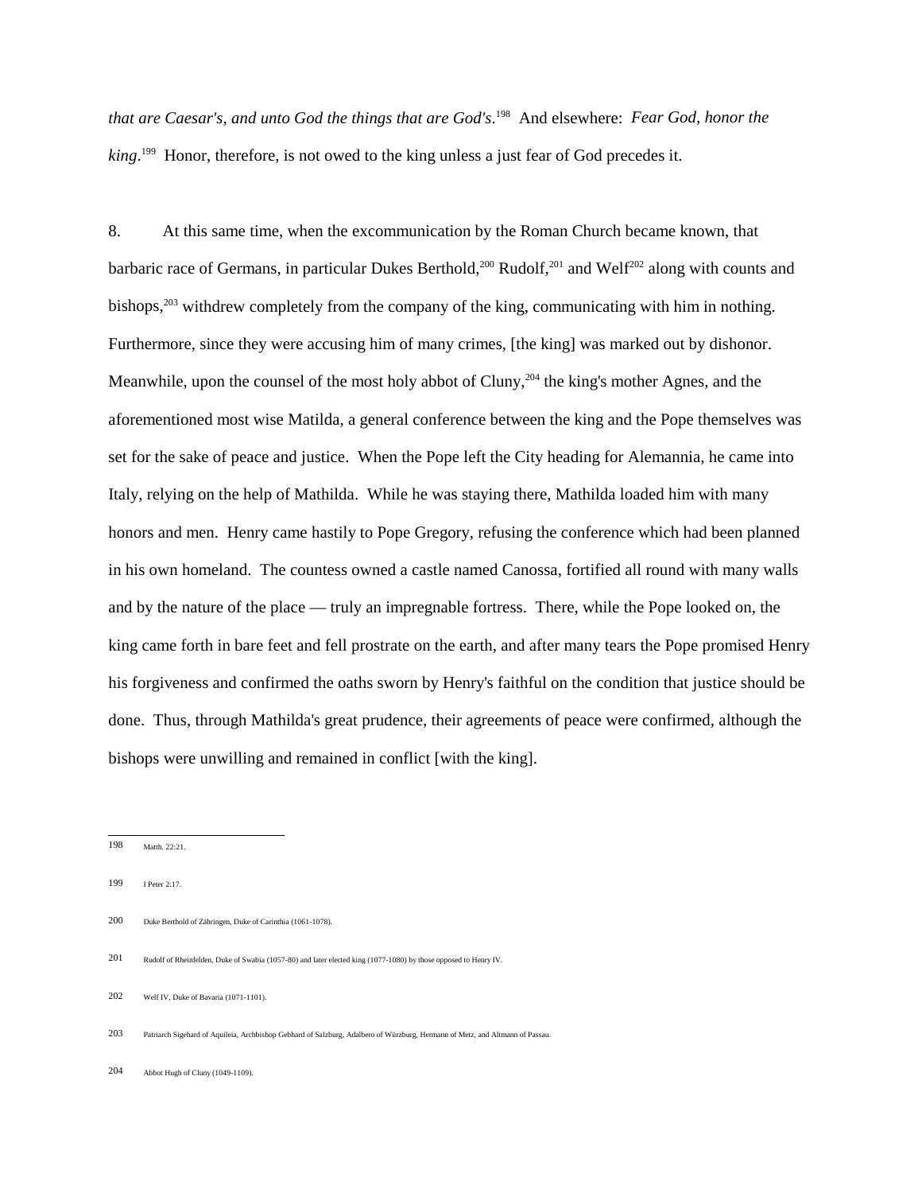*that are Caesar's, and unto God the things that are God's*.[198] And elsewhere: *Fear God, honor the king*.[199] Honor, therefore, is not owed to the king unless a just fear of God precedes it.

8. At this same time, when the excommunication by the Roman Church became known, that barbaric race of Germans, in particular Dukes Berthold,[200] Rudolf,[201] and Welf[202] along with counts and bishops,[203] withdrew completely from the company of the king, communicating with him in nothing. Furthermore, since they were accusing him of many crimes, [the king] was marked out by dishonor. Meanwhile, upon the counsel of the most holy abbot of Cluny,[204] the king's mother Agnes, and the aforementioned most wise Matilda, a general conference between the king and the Pope themselves was set for the sake of peace and justice. When the Pope left the City heading for Alemannia, he came into Italy, relying on the help of Mathilda. While he was staying there, Mathilda loaded him with many honors and men. Henry came hastily to Pope Gregory, refusing the conference which had been planned in his own homeland. The countess owned a castle named Canossa, fortified all round with many walls and by the nature of the place — truly an impregnable fortress. There, while the Pope looked on, the king came forth in bare feet and fell prostrate on the earth, and after many tears the Pope promised Henry his forgiveness and confirmed the oaths sworn by Henry's faithful on the condition that justice should be done. Thus, through Mathilda's great prudence, their agreements of peace were confirmed, although the bishops were unwilling and remained in conflict [with the king].

---

198 Matth. 22:21.

199 I Peter 2:17.

200 Duke Berthold of Zähringen, Duke of Carinthia (1061-1078).

201 Rudolf of Rheinfelden, Duke of Swabia (1057-80) and later elected king (1077-1080) by those opposed to Henry IV.

202 Welf IV, Duke of Bavaria (1071-1101).

203 Patriarch Sigehard of Aquileia, Archbishop Gebhard of Salzburg, Adalbero of Würzburg, Hermann of Metz, and Altmann of Passau.

204 Abbot Hugh of Cluny (1049-1109).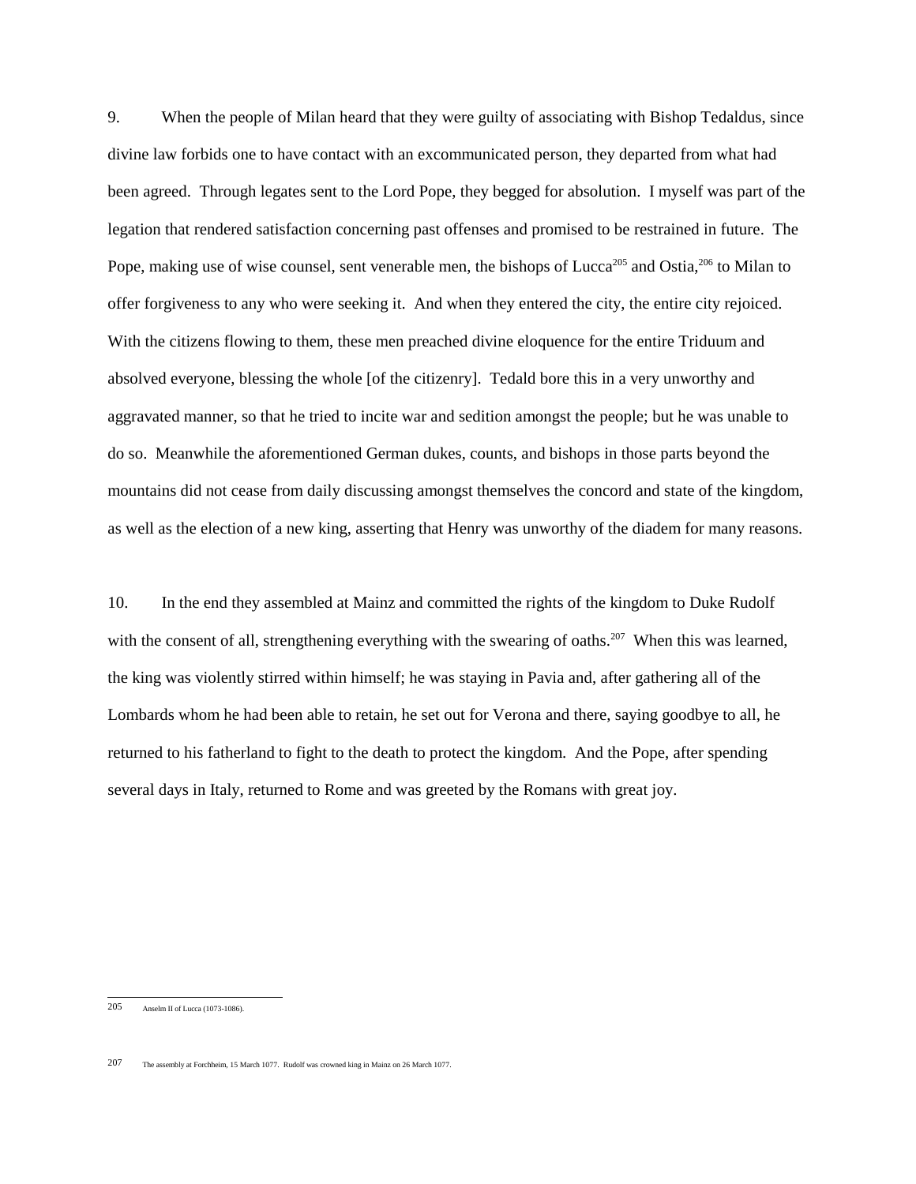9. When the people of Milan heard that they were guilty of associating with Bishop Tedaldus, since divine law forbids one to have contact with an excommunicated person, they departed from what had been agreed. Through legates sent to the Lord Pope, they begged for absolution. I myself was part of the legation that rendered satisfaction concerning past offenses and promised to be restrained in future. The Pope, making use of wise counsel, sent venerable men, the bishops of Lucca[205] and Ostia,[206] to Milan to offer forgiveness to any who were seeking it. And when they entered the city, the entire city rejoiced. With the citizens flowing to them, these men preached divine eloquence for the entire Triduum and absolved everyone, blessing the whole [of the citizenry]. Tedald bore this in a very unworthy and aggravated manner, so that he tried to incite war and sedition amongst the people; but he was unable to do so. Meanwhile the aforementioned German dukes, counts, and bishops in those parts beyond the mountains did not cease from daily discussing amongst themselves the concord and state of the kingdom, as well as the election of a new king, asserting that Henry was unworthy of the diadem for many reasons.

10. In the end they assembled at Mainz and committed the rights of the kingdom to Duke Rudolf with the consent of all, strengthening everything with the swearing of oaths.[207] When this was learned, the king was violently stirred within himself; he was staying in Pavia and, after gathering all of the Lombards whom he had been able to retain, he set out for Verona and there, saying goodbye to all, he returned to his fatherland to fight to the death to protect the kingdom. And the Pope, after spending several days in Italy, returned to Rome and was greeted by the Romans with great joy.

---

205 Anselm II of Lucca (1073-1086).

207 The assembly at Forchheim, 15 March 1077. Rudolf was crowned king in Mainz on 26 March 1077.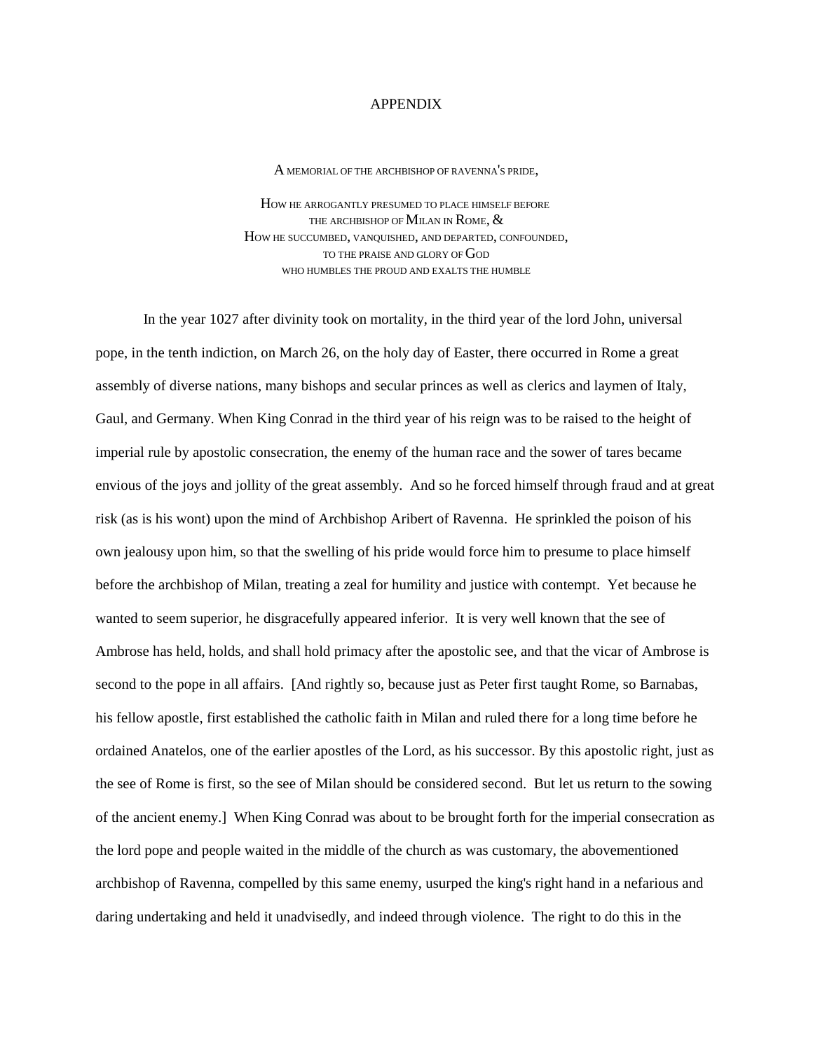# APPENDIX

A MEMORIAL OF THE ARCHBISHOP OF RAVENNA'S PRIDE,

HOW HE ARROGANTLY PRESUMED TO PLACE HIMSELF BEFORE
THE ARCHBISHOP OF MILAN IN ROME, &
HOW HE SUCCUMBED, VANQUISHED, AND DEPARTED, CONFOUNDED,
TO THE PRAISE AND GLORY OF GOD
WHO HUMBLES THE PROUD AND EXALTS THE HUMBLE

In the year 1027 after divinity took on mortality, in the third year of the lord John, universal pope, in the tenth indiction, on March 26, on the holy day of Easter, there occurred in Rome a great assembly of diverse nations, many bishops and secular princes as well as clerics and laymen of Italy, Gaul, and Germany. When King Conrad in the third year of his reign was to be raised to the height of imperial rule by apostolic consecration, the enemy of the human race and the sower of tares became envious of the joys and jollity of the great assembly. And so he forced himself through fraud and at great risk (as is his wont) upon the mind of Archbishop Aribert of Ravenna. He sprinkled the poison of his own jealousy upon him, so that the swelling of his pride would force him to presume to place himself before the archbishop of Milan, treating a zeal for humility and justice with contempt. Yet because he wanted to seem superior, he disgracefully appeared inferior. It is very well known that the see of Ambrose has held, holds, and shall hold primacy after the apostolic see, and that the vicar of Ambrose is second to the pope in all affairs. [And rightly so, because just as Peter first taught Rome, so Barnabas, his fellow apostle, first established the catholic faith in Milan and ruled there for a long time before he ordained Anatelos, one of the earlier apostles of the Lord, as his successor. By this apostolic right, just as the see of Rome is first, so the see of Milan should be considered second. But let us return to the sowing of the ancient enemy.] When King Conrad was about to be brought forth for the imperial consecration as the lord pope and people waited in the middle of the church as was customary, the abovementioned archbishop of Ravenna, compelled by this same enemy, usurped the king's right hand in a nefarious and daring undertaking and held it unadvisedly, and indeed through violence. The right to do this in the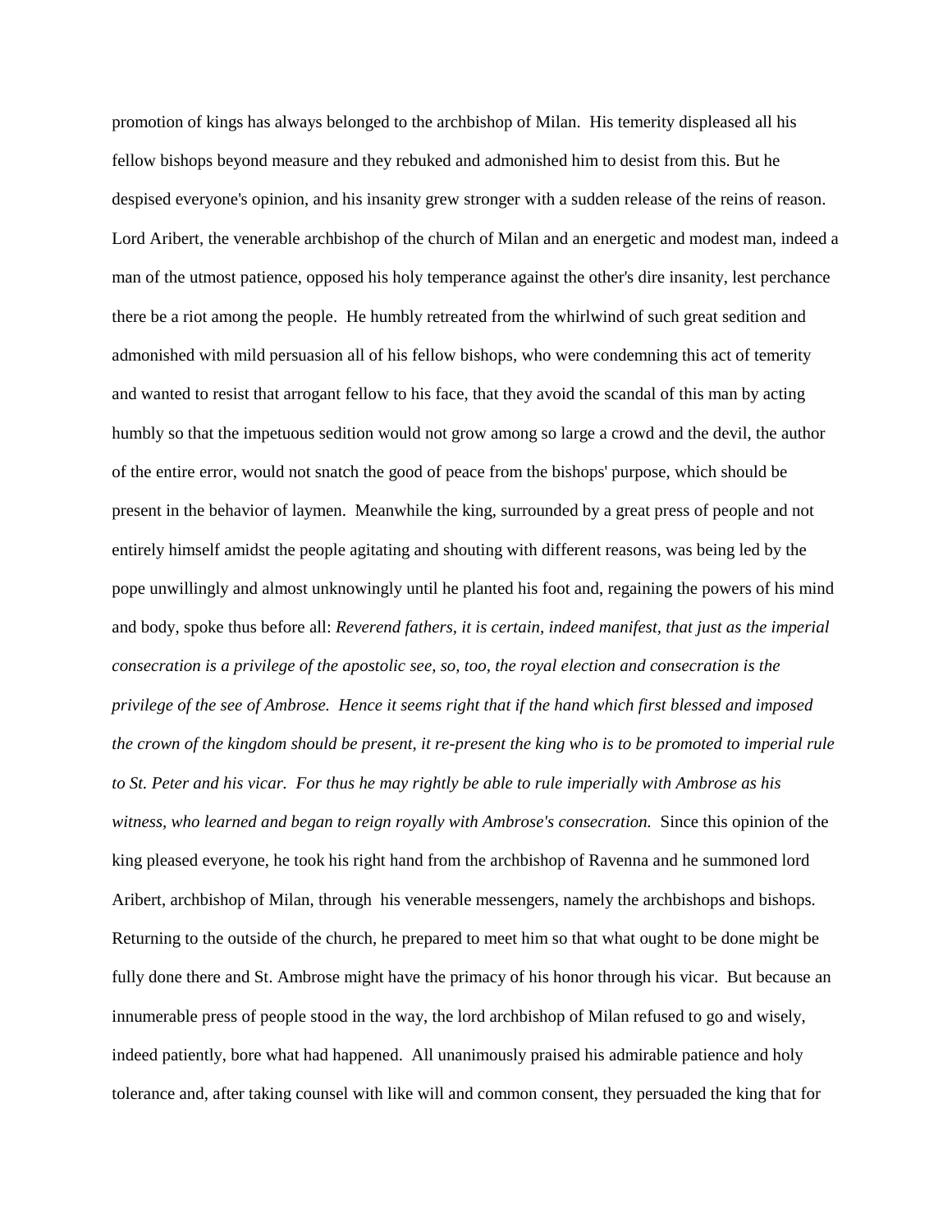promotion of kings has always belonged to the archbishop of Milan. His temerity displeased all his fellow bishops beyond measure and they rebuked and admonished him to desist from this. But he despised everyone's opinion, and his insanity grew stronger with a sudden release of the reins of reason. Lord Aribert, the venerable archbishop of the church of Milan and an energetic and modest man, indeed a man of the utmost patience, opposed his holy temperance against the other's dire insanity, lest perchance there be a riot among the people. He humbly retreated from the whirlwind of such great sedition and admonished with mild persuasion all of his fellow bishops, who were condemning this act of temerity and wanted to resist that arrogant fellow to his face, that they avoid the scandal of this man by acting humbly so that the impetuous sedition would not grow among so large a crowd and the devil, the author of the entire error, would not snatch the good of peace from the bishops' purpose, which should be present in the behavior of laymen. Meanwhile the king, surrounded by a great press of people and not entirely himself amidst the people agitating and shouting with different reasons, was being led by the pope unwillingly and almost unknowingly until he planted his foot and, regaining the powers of his mind and body, spoke thus before all: *Reverend fathers, it is certain, indeed manifest, that just as the imperial consecration is a privilege of the apostolic see, so, too, the royal election and consecration is the privilege of the see of Ambrose. Hence it seems right that if the hand which first blessed and imposed the crown of the kingdom should be present, it re-present the king who is to be promoted to imperial rule to St. Peter and his vicar. For thus he may rightly be able to rule imperially with Ambrose as his witness, who learned and began to reign royally with Ambrose's consecration.* Since this opinion of the king pleased everyone, he took his right hand from the archbishop of Ravenna and he summoned lord Aribert, archbishop of Milan, through his venerable messengers, namely the archbishops and bishops. Returning to the outside of the church, he prepared to meet him so that what ought to be done might be fully done there and St. Ambrose might have the primacy of his honor through his vicar. But because an innumerable press of people stood in the way, the lord archbishop of Milan refused to go and wisely, indeed patiently, bore what had happened. All unanimously praised his admirable patience and holy tolerance and, after taking counsel with like will and common consent, they persuaded the king that for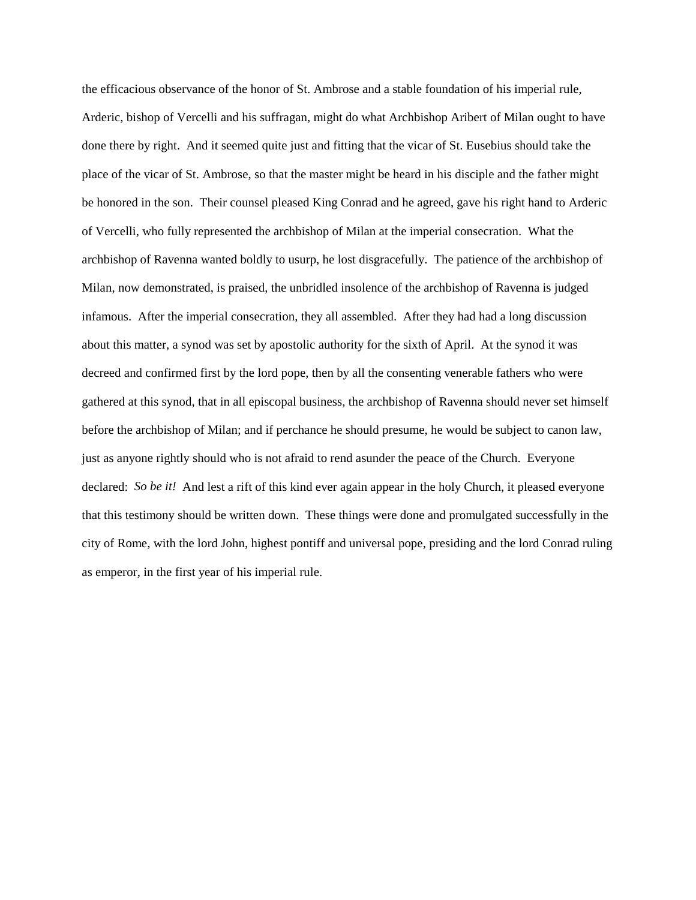the efficacious observance of the honor of St. Ambrose and a stable foundation of his imperial rule, Arderic, bishop of Vercelli and his suffragan, might do what Archbishop Aribert of Milan ought to have done there by right. And it seemed quite just and fitting that the vicar of St. Eusebius should take the place of the vicar of St. Ambrose, so that the master might be heard in his disciple and the father might be honored in the son. Their counsel pleased King Conrad and he agreed, gave his right hand to Arderic of Vercelli, who fully represented the archbishop of Milan at the imperial consecration. What the archbishop of Ravenna wanted boldly to usurp, he lost disgracefully. The patience of the archbishop of Milan, now demonstrated, is praised, the unbridled insolence of the archbishop of Ravenna is judged infamous. After the imperial consecration, they all assembled. After they had had a long discussion about this matter, a synod was set by apostolic authority for the sixth of April. At the synod it was decreed and confirmed first by the lord pope, then by all the consenting venerable fathers who were gathered at this synod, that in all episcopal business, the archbishop of Ravenna should never set himself before the archbishop of Milan; and if perchance he should presume, he would be subject to canon law, just as anyone rightly should who is not afraid to rend asunder the peace of the Church. Everyone declared: *So be it!* And lest a rift of this kind ever again appear in the holy Church, it pleased everyone that this testimony should be written down. These things were done and promulgated successfully in the city of Rome, with the lord John, highest pontiff and universal pope, presiding and the lord Conrad ruling as emperor, in the first year of his imperial rule.